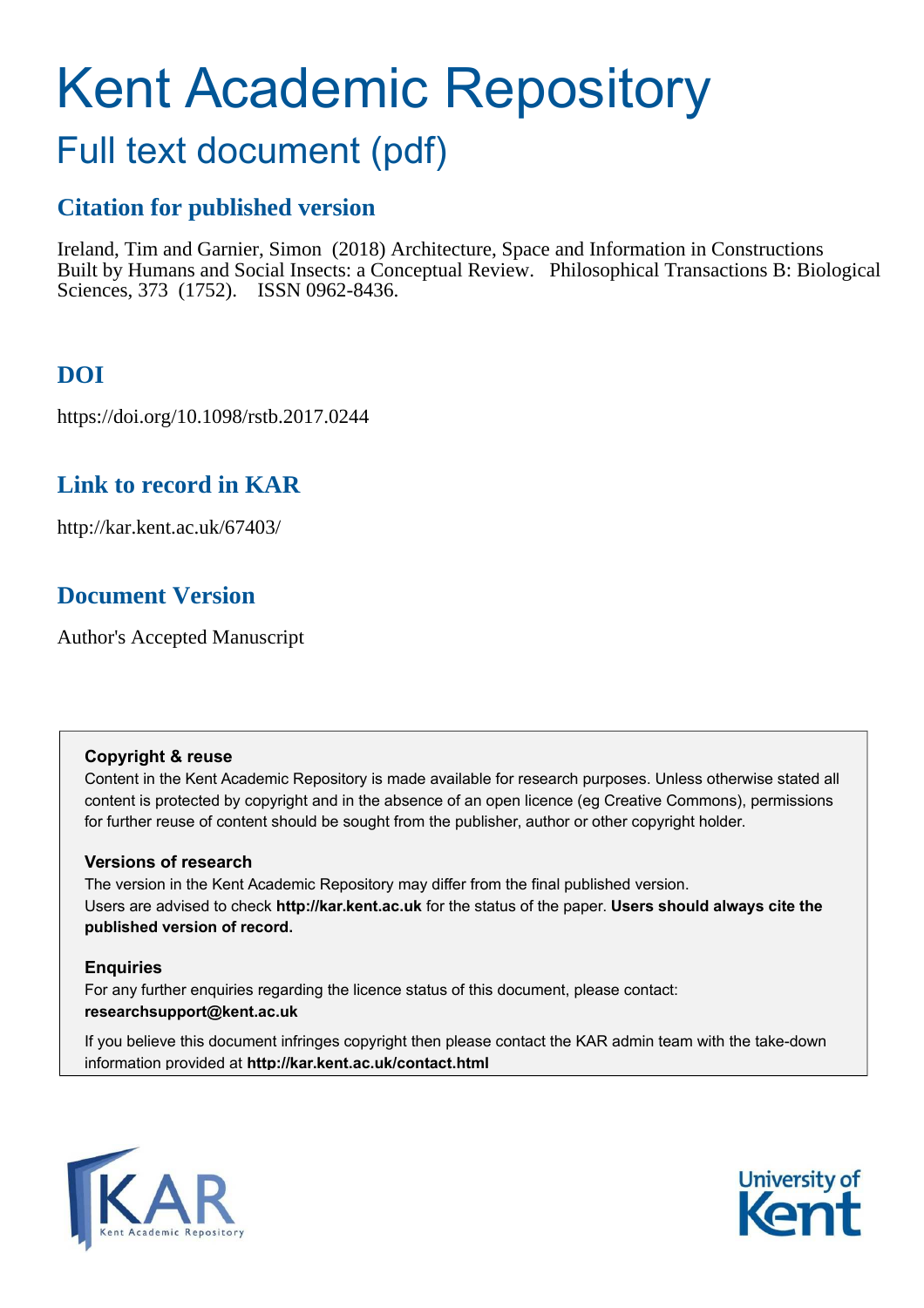# Kent Academic Repository

## Full text document (pdf)

### Citation for published version

Ireland, Tim and Garnier, Simon (2018) Architecture, Space and Information in Constructions Built by Humans and Social Insects: a Conceptual Review. Philosophical Transactions B: Biological Sciences, 373 (1752). ISSN 0962-8436.

### DOI

https://doi.org/10.1098/rstb.2017.0244

### Link to record in KAR

http://kar.kent.ac.uk/67403/

### Document Version

Author's Accepted Manuscript

**Copyright & reuse**

Content in the Kent Academic Repository is made available for research purposes. Unless otherwise stated all content is protected by copyright and in the absence of an open licence (eg Creative Commons), permissions for further reuse of content should be sought from the publisher, author or other copyright holder.

**Versions of research**

The version in the Kent Academic Repository may differ from the final published version. Users are advised to check **http://kar.kent.ac.uk** for the status of the paper. **Users should always cite the published version of record.**

**Enquiries**

For any further enquiries regarding the licence status of this document, please contact: **researchsupport@kent.ac.uk**

If you believe this document infringes copyright then please contact the KAR admin team with the take-down information provided at **http://kar.kent.ac.uk/contact.html**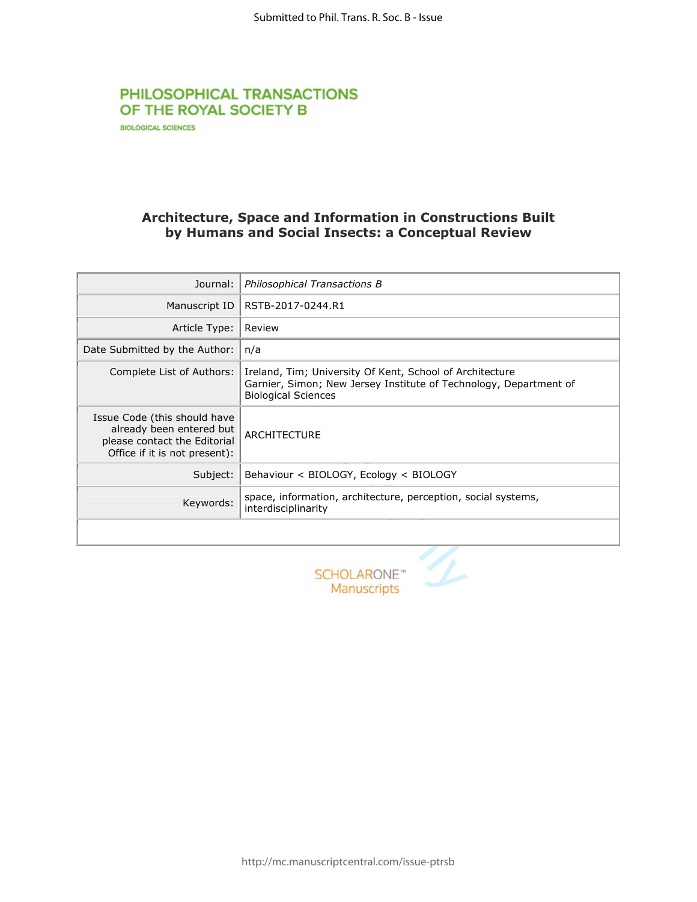# Architecture, Space and Information in Constructions Built by Humans and Social Insects: a Conceptual Review

| | |
|---|---|
| Journal: | *Philosophical Transactions B* |
| Manuscript ID | RSTB-2017-0244.R1 |
| Article Type: | Review |
| Date Submitted by the Author: | n/a |
| Complete List of Authors: | Ireland, Tim; University Of Kent, School of Architecture<br>Garnier, Simon; New Jersey Institute of Technology, Department of Biological Sciences |
| Issue Code (this should have already been entered but please contact the Editorial Office if it is not present): | ARCHITECTURE |
| Subject: | Behaviour < BIOLOGY, Ecology < BIOLOGY |
| Keywords: | space, information, architecture, perception, social systems, interdisciplinarity |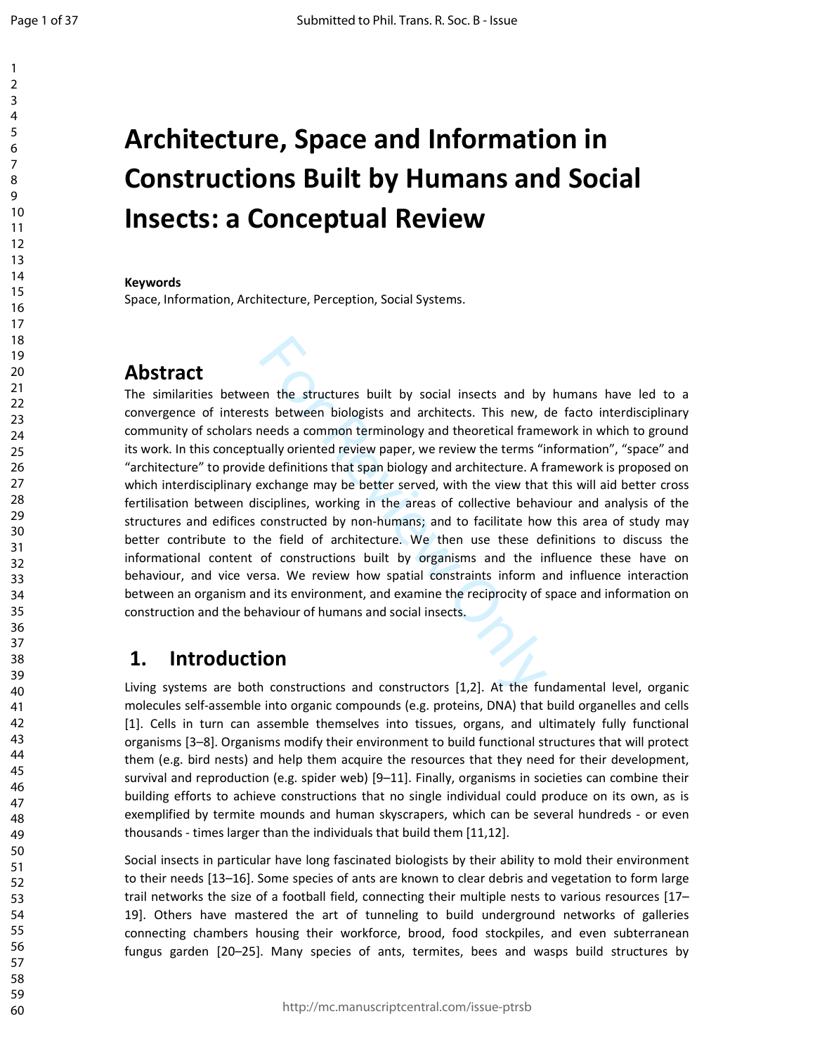# Architecture, Space and Information in Constructions Built by Humans and Social Insects: a Conceptual Review

**Keywords**

Space, Information, Architecture, Perception, Social Systems.

## Abstract

The similarities between the structures built by social insects and by humans have led to a convergence of interests between biologists and architects. This new, de facto interdisciplinary community of scholars needs a common terminology and theoretical framework in which to ground its work. In this conceptually oriented review paper, we review the terms "information", "space" and "architecture" to provide definitions that span biology and architecture. A framework is proposed on which interdisciplinary exchange may be better served, with the view that this will aid better cross fertilisation between disciplines, working in the areas of collective behaviour and analysis of the structures and edifices constructed by non-humans; and to facilitate how this area of study may better contribute to the field of architecture. We then use these definitions to discuss the informational content of constructions built by organisms and the influence these have on behaviour, and vice versa. We review how spatial constraints inform and influence interaction between an organism and its environment, and examine the reciprocity of space and information on construction and the behaviour of humans and social insects.

## 1. Introduction

Living systems are both constructions and constructors [1,2]. At the fundamental level, organic molecules self-assemble into organic compounds (e.g. proteins, DNA) that build organelles and cells [1]. Cells in turn can assemble themselves into tissues, organs, and ultimately fully functional organisms [3–8]. Organisms modify their environment to build functional structures that will protect them (e.g. bird nests) and help them acquire the resources that they need for their development, survival and reproduction (e.g. spider web) [9–11]. Finally, organisms in societies can combine their building efforts to achieve constructions that no single individual could produce on its own, as is exemplified by termite mounds and human skyscrapers, which can be several hundreds - or even thousands - times larger than the individuals that build them [11,12].

Social insects in particular have long fascinated biologists by their ability to mold their environment to their needs [13–16]. Some species of ants are known to clear debris and vegetation to form large trail networks the size of a football field, connecting their multiple nests to various resources [17–19]. Others have mastered the art of tunneling to build underground networks of galleries connecting chambers housing their workforce, brood, food stockpiles, and even subterranean fungus garden [20–25]. Many species of ants, termites, bees and wasps build structures by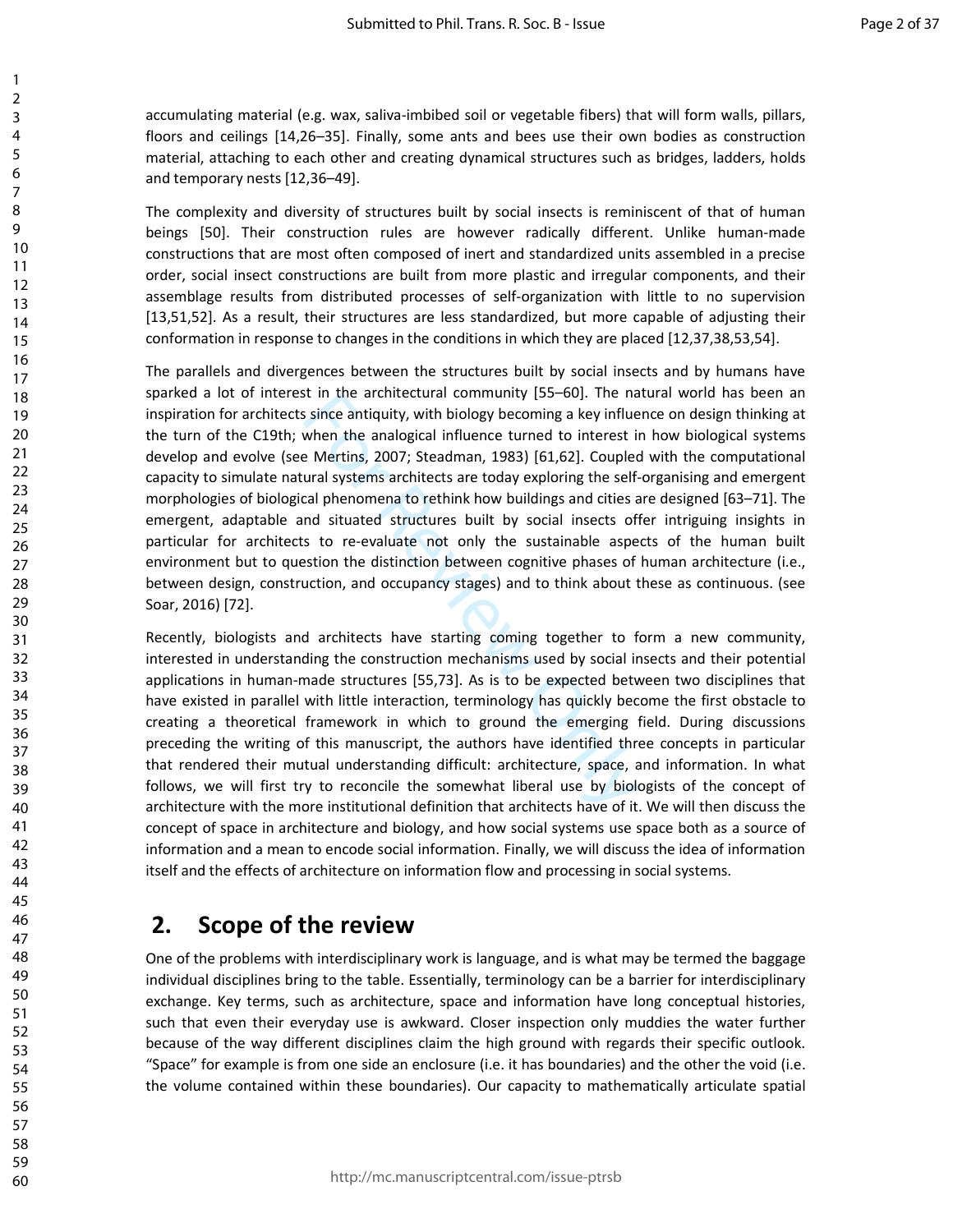accumulating material (e.g. wax, saliva-imbibed soil or vegetable fibers) that will form walls, pillars, floors and ceilings [14,26–35]. Finally, some ants and bees use their own bodies as construction material, attaching to each other and creating dynamical structures such as bridges, ladders, holds and temporary nests [12,36–49].

The complexity and diversity of structures built by social insects is reminiscent of that of human beings [50]. Their construction rules are however radically different. Unlike human-made constructions that are most often composed of inert and standardized units assembled in a precise order, social insect constructions are built from more plastic and irregular components, and their assemblage results from distributed processes of self-organization with little to no supervision [13,51,52]. As a result, their structures are less standardized, but more capable of adjusting their conformation in response to changes in the conditions in which they are placed [12,37,38,53,54].

The parallels and divergences between the structures built by social insects and by humans have sparked a lot of interest in the architectural community [55–60]. The natural world has been an inspiration for architects since antiquity, with biology becoming a key influence on design thinking at the turn of the C19th; when the analogical influence turned to interest in how biological systems develop and evolve (see Mertins, 2007; Steadman, 1983) [61,62]. Coupled with the computational capacity to simulate natural systems architects are today exploring the self-organising and emergent morphologies of biological phenomena to rethink how buildings and cities are designed [63–71]. The emergent, adaptable and situated structures built by social insects offer intriguing insights in particular for architects to re-evaluate not only the sustainable aspects of the human built environment but to question the distinction between cognitive phases of human architecture (i.e., between design, construction, and occupancy stages) and to think about these as continuous. (see Soar, 2016) [72].

Recently, biologists and architects have starting coming together to form a new community, interested in understanding the construction mechanisms used by social insects and their potential applications in human-made structures [55,73]. As is to be expected between two disciplines that have existed in parallel with little interaction, terminology has quickly become the first obstacle to creating a theoretical framework in which to ground the emerging field. During discussions preceding the writing of this manuscript, the authors have identified three concepts in particular that rendered their mutual understanding difficult: architecture, space, and information. In what follows, we will first try to reconcile the somewhat liberal use by biologists of the concept of architecture with the more institutional definition that architects have of it. We will then discuss the concept of space in architecture and biology, and how social systems use space both as a source of information and a mean to encode social information. Finally, we will discuss the idea of information itself and the effects of architecture on information flow and processing in social systems.

## 2. Scope of the review

One of the problems with interdisciplinary work is language, and is what may be termed the baggage individual disciplines bring to the table. Essentially, terminology can be a barrier for interdisciplinary exchange. Key terms, such as architecture, space and information have long conceptual histories, such that even their everyday use is awkward. Closer inspection only muddies the water further because of the way different disciplines claim the high ground with regards their specific outlook. "Space" for example is from one side an enclosure (i.e. it has boundaries) and the other the void (i.e. the volume contained within these boundaries). Our capacity to mathematically articulate spatial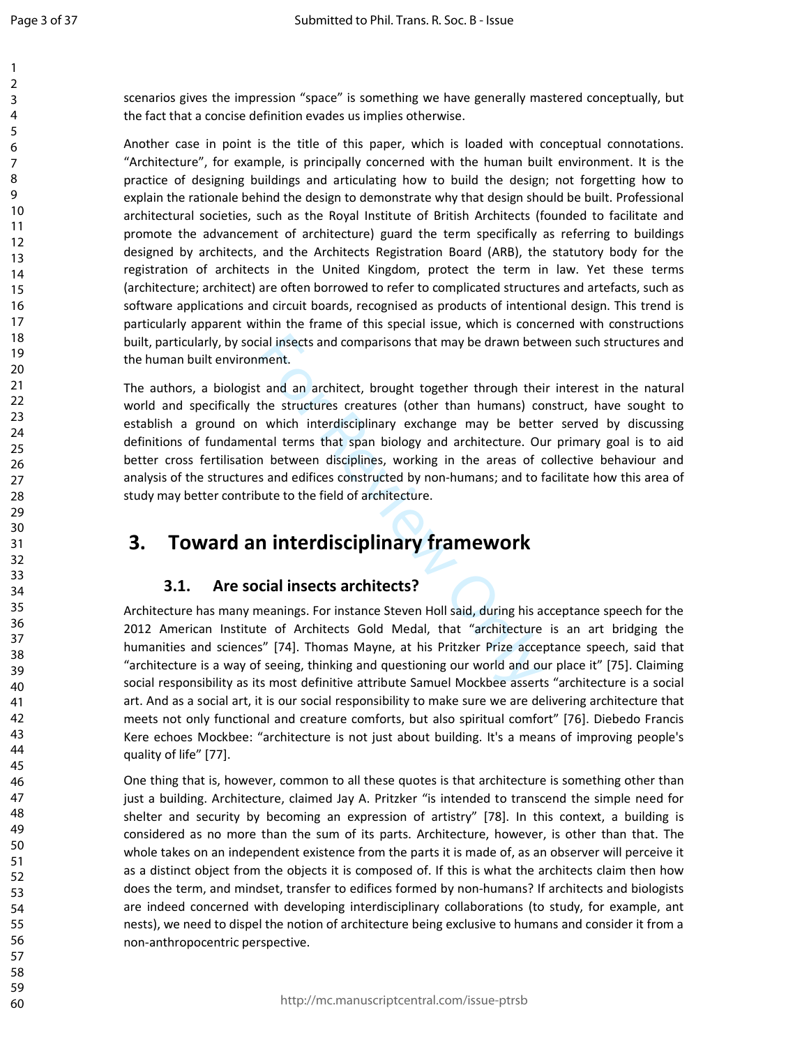scenarios gives the impression “space” is something we have generally mastered conceptually, but the fact that a concise definition evades us implies otherwise.

Another case in point is the title of this paper, which is loaded with conceptual connotations. “Architecture”, for example, is principally concerned with the human built environment. It is the practice of designing buildings and articulating how to build the design; not forgetting how to explain the rationale behind the design to demonstrate why that design should be built. Professional architectural societies, such as the Royal Institute of British Architects (founded to facilitate and promote the advancement of architecture) guard the term specifically as referring to buildings designed by architects, and the Architects Registration Board (ARB), the statutory body for the registration of architects in the United Kingdom, protect the term in law. Yet these terms (architecture; architect) are often borrowed to refer to complicated structures and artefacts, such as software applications and circuit boards, recognised as products of intentional design. This trend is particularly apparent within the frame of this special issue, which is concerned with constructions built, particularly, by social insects and comparisons that may be drawn between such structures and the human built environment.

The authors, a biologist and an architect, brought together through their interest in the natural world and specifically the structures creatures (other than humans) construct, have sought to establish a ground on which interdisciplinary exchange may be better served by discussing definitions of fundamental terms that span biology and architecture. Our primary goal is to aid better cross fertilisation between disciplines, working in the areas of collective behaviour and analysis of the structures and edifices constructed by non-humans; and to facilitate how this area of study may better contribute to the field of architecture.

# 3. Toward an interdisciplinary framework

## 3.1. Are social insects architects?

Architecture has many meanings. For instance Steven Holl said, during his acceptance speech for the 2012 American Institute of Architects Gold Medal, that “architecture is an art bridging the humanities and sciences” [74]. Thomas Mayne, at his Pritzker Prize acceptance speech, said that “architecture is a way of seeing, thinking and questioning our world and our place it” [75]. Claiming social responsibility as its most definitive attribute Samuel Mockbee asserts “architecture is a social art. And as a social art, it is our social responsibility to make sure we are delivering architecture that meets not only functional and creature comforts, but also spiritual comfort” [76]. Diebedo Francis Kere echoes Mockbee: “architecture is not just about building. It's a means of improving people's quality of life” [77].

One thing that is, however, common to all these quotes is that architecture is something other than just a building. Architecture, claimed Jay A. Pritzker “is intended to transcend the simple need for shelter and security by becoming an expression of artistry” [78]. In this context, a building is considered as no more than the sum of its parts. Architecture, however, is other than that. The whole takes on an independent existence from the parts it is made of, as an observer will perceive it as a distinct object from the objects it is composed of. If this is what the architects claim then how does the term, and mindset, transfer to edifices formed by non-humans? If architects and biologists are indeed concerned with developing interdisciplinary collaborations (to study, for example, ant nests), we need to dispel the notion of architecture being exclusive to humans and consider it from a non-anthropocentric perspective.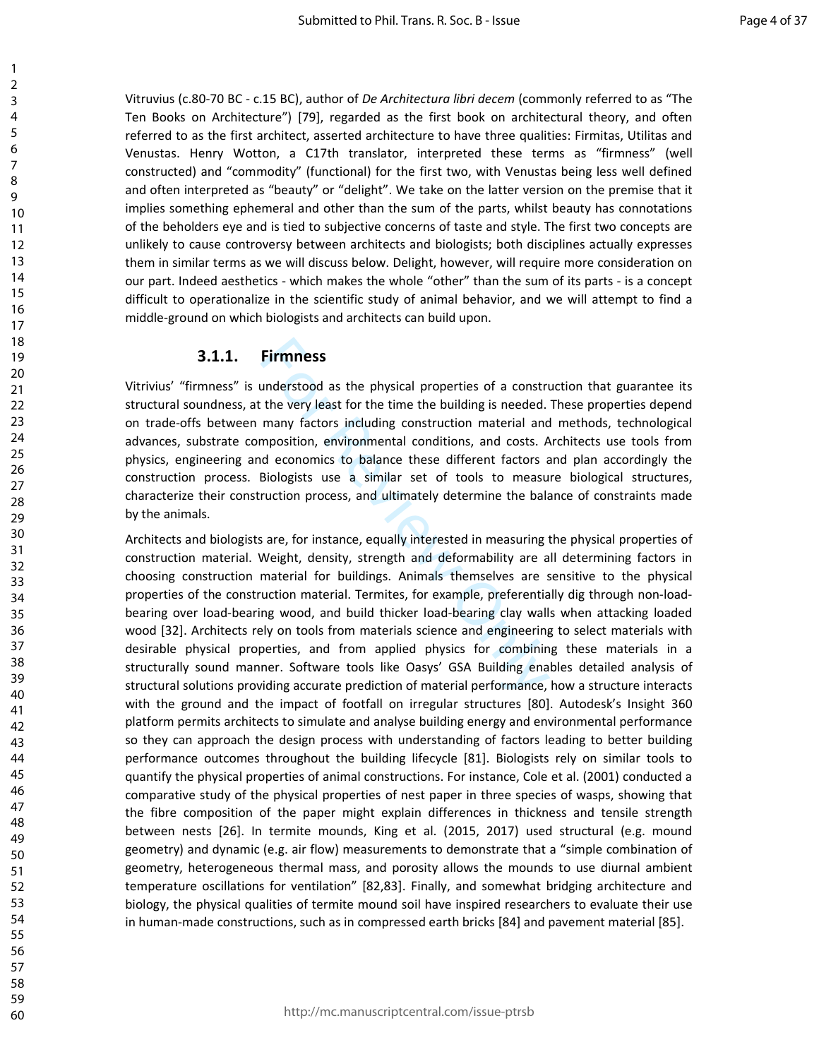Vitruvius (c.80-70 BC - c.15 BC), author of *De Architectura libri decem* (commonly referred to as "The Ten Books on Architecture") [79], regarded as the first book on architectural theory, and often referred to as the first architect, asserted architecture to have three qualities: Firmitas, Utilitas and Venustas. Henry Wotton, a C17th translator, interpreted these terms as "firmness" (well constructed) and "commodity" (functional) for the first two, with Venustas being less well defined and often interpreted as "beauty" or "delight". We take on the latter version on the premise that it implies something ephemeral and other than the sum of the parts, whilst beauty has connotations of the beholders eye and is tied to subjective concerns of taste and style. The first two concepts are unlikely to cause controversy between architects and biologists; both disciplines actually expresses them in similar terms as we will discuss below. Delight, however, will require more consideration on our part. Indeed aesthetics - which makes the whole "other" than the sum of its parts - is a concept difficult to operationalize in the scientific study of animal behavior, and we will attempt to find a middle-ground on which biologists and architects can build upon.

### 3.1.1. Firmness

Vitrivius' "firmness" is understood as the physical properties of a construction that guarantee its structural soundness, at the very least for the time the building is needed. These properties depend on trade-offs between many factors including construction material and methods, technological advances, substrate composition, environmental conditions, and costs. Architects use tools from physics, engineering and economics to balance these different factors and plan accordingly the construction process. Biologists use a similar set of tools to measure biological structures, characterize their construction process, and ultimately determine the balance of constraints made by the animals.

Architects and biologists are, for instance, equally interested in measuring the physical properties of construction material. Weight, density, strength and deformability are all determining factors in choosing construction material for buildings. Animals themselves are sensitive to the physical properties of the construction material. Termites, for example, preferentially dig through non-load-bearing over load-bearing wood, and build thicker load-bearing clay walls when attacking loaded wood [32]. Architects rely on tools from materials science and engineering to select materials with desirable physical properties, and from applied physics for combining these materials in a structurally sound manner. Software tools like Oasys' GSA Building enables detailed analysis of structural solutions providing accurate prediction of material performance, how a structure interacts with the ground and the impact of footfall on irregular structures [80]. Autodesk's Insight 360 platform permits architects to simulate and analyse building energy and environmental performance so they can approach the design process with understanding of factors leading to better building performance outcomes throughout the building lifecycle [81]. Biologists rely on similar tools to quantify the physical properties of animal constructions. For instance, Cole et al. (2001) conducted a comparative study of the physical properties of nest paper in three species of wasps, showing that the fibre composition of the paper might explain differences in thickness and tensile strength between nests [26]. In termite mounds, King et al. (2015, 2017) used structural (e.g. mound geometry) and dynamic (e.g. air flow) measurements to demonstrate that a "simple combination of geometry, heterogeneous thermal mass, and porosity allows the mounds to use diurnal ambient temperature oscillations for ventilation" [82,83]. Finally, and somewhat bridging architecture and biology, the physical qualities of termite mound soil have inspired researchers to evaluate their use in human-made constructions, such as in compressed earth bricks [84] and pavement material [85].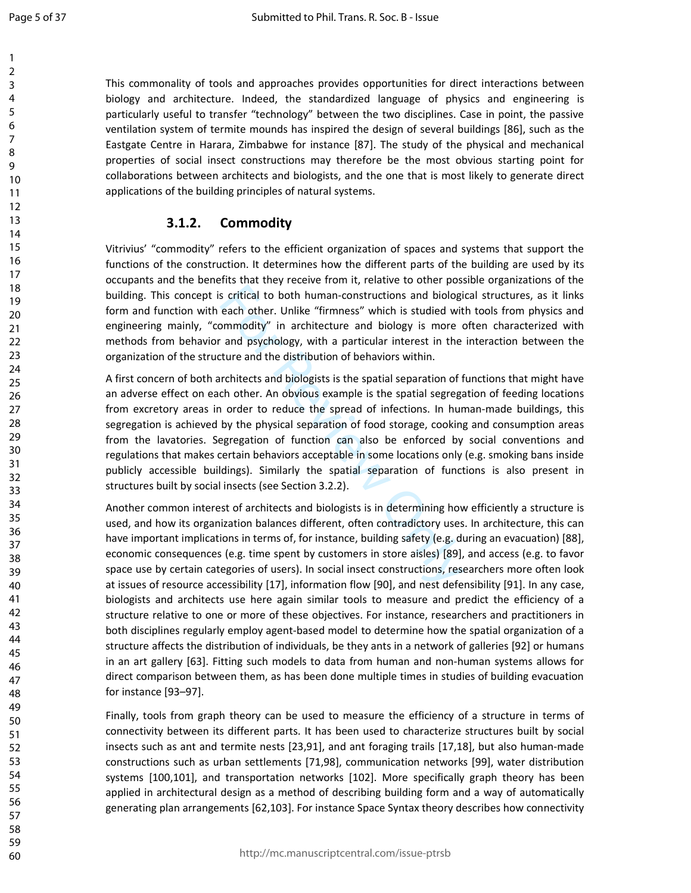This commonality of tools and approaches provides opportunities for direct interactions between biology and architecture. Indeed, the standardized language of physics and engineering is particularly useful to transfer “technology” between the two disciplines. Case in point, the passive ventilation system of termite mounds has inspired the design of several buildings [86], such as the Eastgate Centre in Harara, Zimbabwe for instance [87]. The study of the physical and mechanical properties of social insect constructions may therefore be the most obvious starting point for collaborations between architects and biologists, and the one that is most likely to generate direct applications of the building principles of natural systems.

### 3.1.2. Commodity

Vitrivius’ “commodity” refers to the efficient organization of spaces and systems that support the functions of the construction. It determines how the different parts of the building are used by its occupants and the benefits that they receive from it, relative to other possible organizations of the building. This concept is critical to both human-constructions and biological structures, as it links form and function with each other. Unlike “firmness” which is studied with tools from physics and engineering mainly, “commodity” in architecture and biology is more often characterized with methods from behavior and psychology, with a particular interest in the interaction between the organization of the structure and the distribution of behaviors within.

A first concern of both architects and biologists is the spatial separation of functions that might have an adverse effect on each other. An obvious example is the spatial segregation of feeding locations from excretory areas in order to reduce the spread of infections. In human-made buildings, this segregation is achieved by the physical separation of food storage, cooking and consumption areas from the lavatories. Segregation of function can also be enforced by social conventions and regulations that makes certain behaviors acceptable in some locations only (e.g. smoking bans inside publicly accessible buildings). Similarly the spatial separation of functions is also present in structures built by social insects (see Section 3.2.2).

Another common interest of architects and biologists is in determining how efficiently a structure is used, and how its organization balances different, often contradictory uses. In architecture, this can have important implications in terms of, for instance, building safety (e.g. during an evacuation) [88], economic consequences (e.g. time spent by customers in store aisles) [89], and access (e.g. to favor space use by certain categories of users). In social insect constructions, researchers more often look at issues of resource accessibility [17], information flow [90], and nest defensibility [91]. In any case, biologists and architects use here again similar tools to measure and predict the efficiency of a structure relative to one or more of these objectives. For instance, researchers and practitioners in both disciplines regularly employ agent-based model to determine how the spatial organization of a structure affects the distribution of individuals, be they ants in a network of galleries [92] or humans in an art gallery [63]. Fitting such models to data from human and non-human systems allows for direct comparison between them, as has been done multiple times in studies of building evacuation for instance [93–97].

Finally, tools from graph theory can be used to measure the efficiency of a structure in terms of connectivity between its different parts. It has been used to characterize structures built by social insects such as ant and termite nests [23,91], and ant foraging trails [17,18], but also human-made constructions such as urban settlements [71,98], communication networks [99], water distribution systems [100,101], and transportation networks [102]. More specifically graph theory has been applied in architectural design as a method of describing building form and a way of automatically generating plan arrangements [62,103]. For instance Space Syntax theory describes how connectivity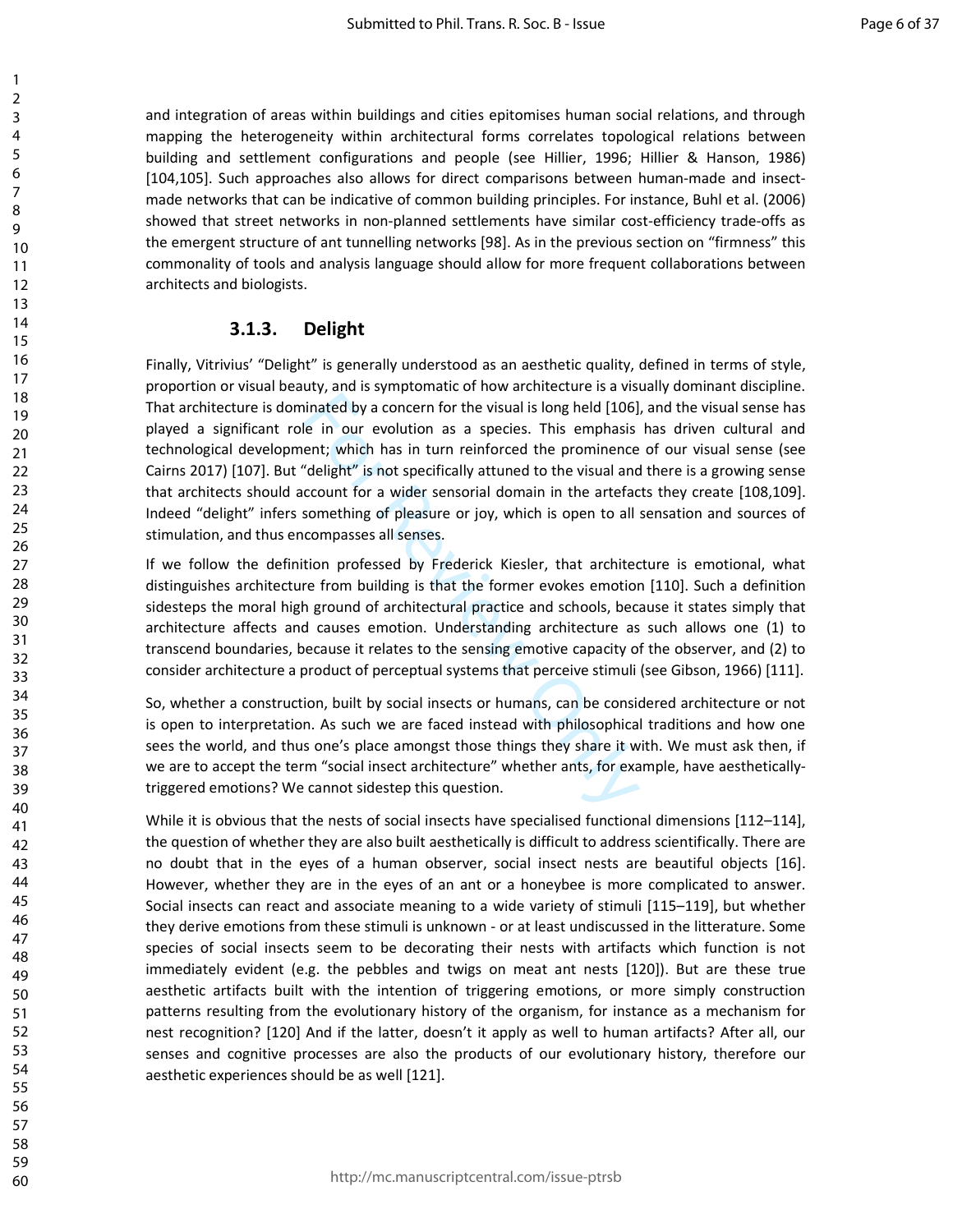and integration of areas within buildings and cities epitomises human social relations, and through mapping the heterogeneity within architectural forms correlates topological relations between building and settlement configurations and people (see Hillier, 1996; Hillier & Hanson, 1986) [104,105]. Such approaches also allows for direct comparisons between human-made and insect-made networks that can be indicative of common building principles. For instance, Buhl et al. (2006) showed that street networks in non-planned settlements have similar cost-efficiency trade-offs as the emergent structure of ant tunnelling networks [98]. As in the previous section on "firmness" this commonality of tools and analysis language should allow for more frequent collaborations between architects and biologists.

### 3.1.3. Delight

Finally, Vitrivius' "Delight" is generally understood as an aesthetic quality, defined in terms of style, proportion or visual beauty, and is symptomatic of how architecture is a visually dominant discipline. That architecture is dominated by a concern for the visual is long held [106], and the visual sense has played a significant role in our evolution as a species. This emphasis has driven cultural and technological development; which has in turn reinforced the prominence of our visual sense (see Cairns 2017) [107]. But "delight" is not specifically attuned to the visual and there is a growing sense that architects should account for a wider sensorial domain in the artefacts they create [108,109]. Indeed "delight" infers something of pleasure or joy, which is open to all sensation and sources of stimulation, and thus encompasses all senses.

If we follow the definition professed by Frederick Kiesler, that architecture is emotional, what distinguishes architecture from building is that the former evokes emotion [110]. Such a definition sidesteps the moral high ground of architectural practice and schools, because it states simply that architecture affects and causes emotion. Understanding architecture as such allows one (1) to transcend boundaries, because it relates to the sensing emotive capacity of the observer, and (2) to consider architecture a product of perceptual systems that perceive stimuli (see Gibson, 1966) [111].

So, whether a construction, built by social insects or humans, can be considered architecture or not is open to interpretation. As such we are faced instead with philosophical traditions and how one sees the world, and thus one's place amongst those things they share it with. We must ask then, if we are to accept the term "social insect architecture" whether ants, for example, have aesthetically-triggered emotions? We cannot sidestep this question.

While it is obvious that the nests of social insects have specialised functional dimensions [112–114], the question of whether they are also built aesthetically is difficult to address scientifically. There are no doubt that in the eyes of a human observer, social insect nests are beautiful objects [16]. However, whether they are in the eyes of an ant or a honeybee is more complicated to answer. Social insects can react and associate meaning to a wide variety of stimuli [115–119], but whether they derive emotions from these stimuli is unknown - or at least undiscussed in the litterature. Some species of social insects seem to be decorating their nests with artifacts which function is not immediately evident (e.g. the pebbles and twigs on meat ant nests [120]). But are these true aesthetic artifacts built with the intention of triggering emotions, or more simply construction patterns resulting from the evolutionary history of the organism, for instance as a mechanism for nest recognition? [120] And if the latter, doesn't it apply as well to human artifacts? After all, our senses and cognitive processes are also the products of our evolutionary history, therefore our aesthetic experiences should be as well [121].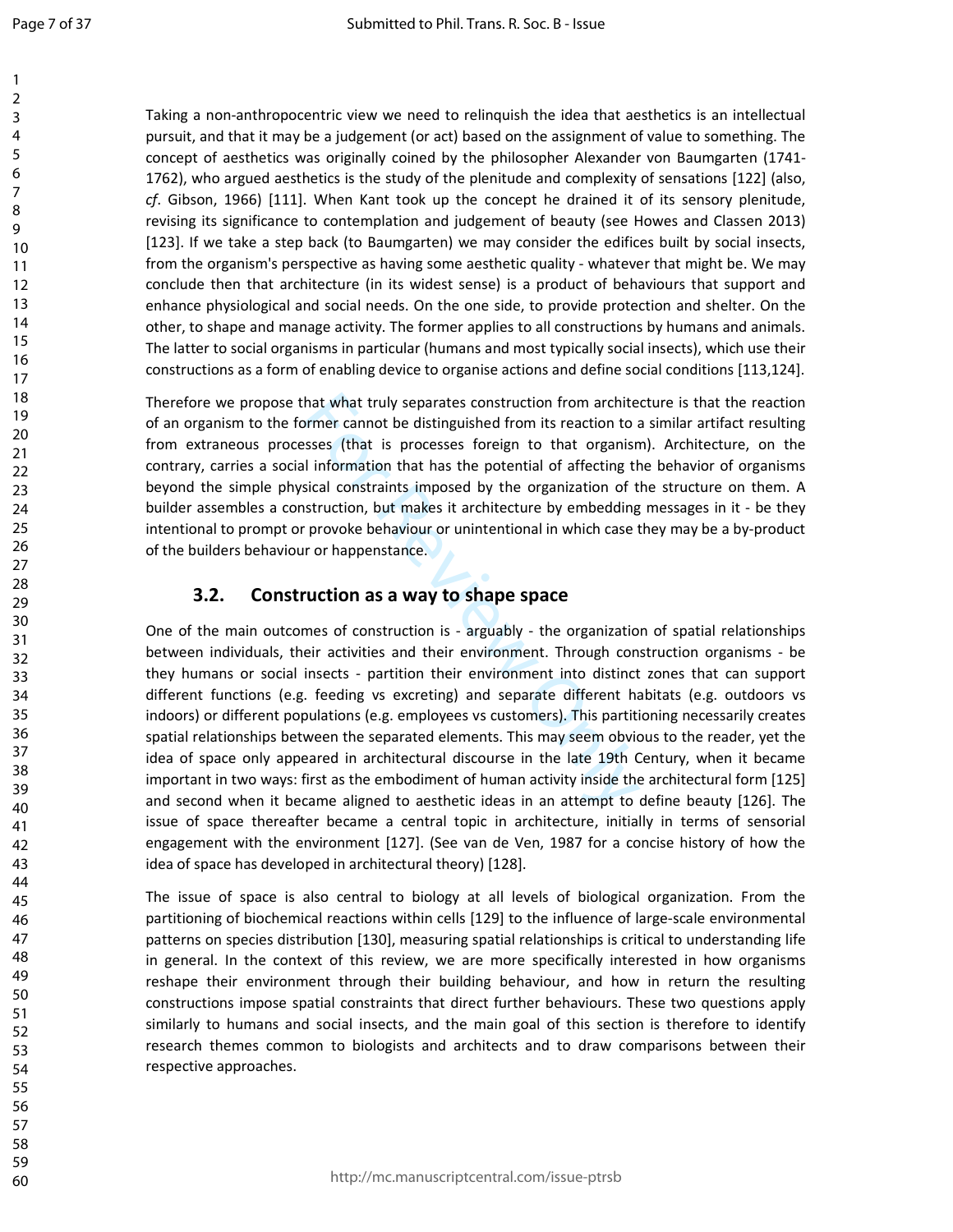Taking a non-anthropocentric view we need to relinquish the idea that aesthetics is an intellectual pursuit, and that it may be a judgement (or act) based on the assignment of value to something. The concept of aesthetics was originally coined by the philosopher Alexander von Baumgarten (1741-1762), who argued aesthetics is the study of the plenitude and complexity of sensations [122] (also, *cf*. Gibson, 1966) [111]. When Kant took up the concept he drained it of its sensory plenitude, revising its significance to contemplation and judgement of beauty (see Howes and Classen 2013) [123]. If we take a step back (to Baumgarten) we may consider the edifices built by social insects, from the organism's perspective as having some aesthetic quality - whatever that might be. We may conclude then that architecture (in its widest sense) is a product of behaviours that support and enhance physiological and social needs. On the one side, to provide protection and shelter. On the other, to shape and manage activity. The former applies to all constructions by humans and animals. The latter to social organisms in particular (humans and most typically social insects), which use their constructions as a form of enabling device to organise actions and define social conditions [113,124].

Therefore we propose that what truly separates construction from architecture is that the reaction of an organism to the former cannot be distinguished from its reaction to a similar artifact resulting from extraneous processes (that is processes foreign to that organism). Architecture, on the contrary, carries a social information that has the potential of affecting the behavior of organisms beyond the simple physical constraints imposed by the organization of the structure on them. A builder assembles a construction, but makes it architecture by embedding messages in it - be they intentional to prompt or provoke behaviour or unintentional in which case they may be a by-product of the builders behaviour or happenstance.

## 3.2. Construction as a way to shape space

One of the main outcomes of construction is - arguably - the organization of spatial relationships between individuals, their activities and their environment. Through construction organisms - be they humans or social insects - partition their environment into distinct zones that can support different functions (e.g. feeding vs excreting) and separate different habitats (e.g. outdoors vs indoors) or different populations (e.g. employees vs customers). This partitioning necessarily creates spatial relationships between the separated elements. This may seem obvious to the reader, yet the idea of space only appeared in architectural discourse in the late 19th Century, when it became important in two ways: first as the embodiment of human activity inside the architectural form [125] and second when it became aligned to aesthetic ideas in an attempt to define beauty [126]. The issue of space thereafter became a central topic in architecture, initially in terms of sensorial engagement with the environment [127]. (See van de Ven, 1987 for a concise history of how the idea of space has developed in architectural theory) [128].

The issue of space is also central to biology at all levels of biological organization. From the partitioning of biochemical reactions within cells [129] to the influence of large-scale environmental patterns on species distribution [130], measuring spatial relationships is critical to understanding life in general. In the context of this review, we are more specifically interested in how organisms reshape their environment through their building behaviour, and how in return the resulting constructions impose spatial constraints that direct further behaviours. These two questions apply similarly to humans and social insects, and the main goal of this section is therefore to identify research themes common to biologists and architects and to draw comparisons between their respective approaches.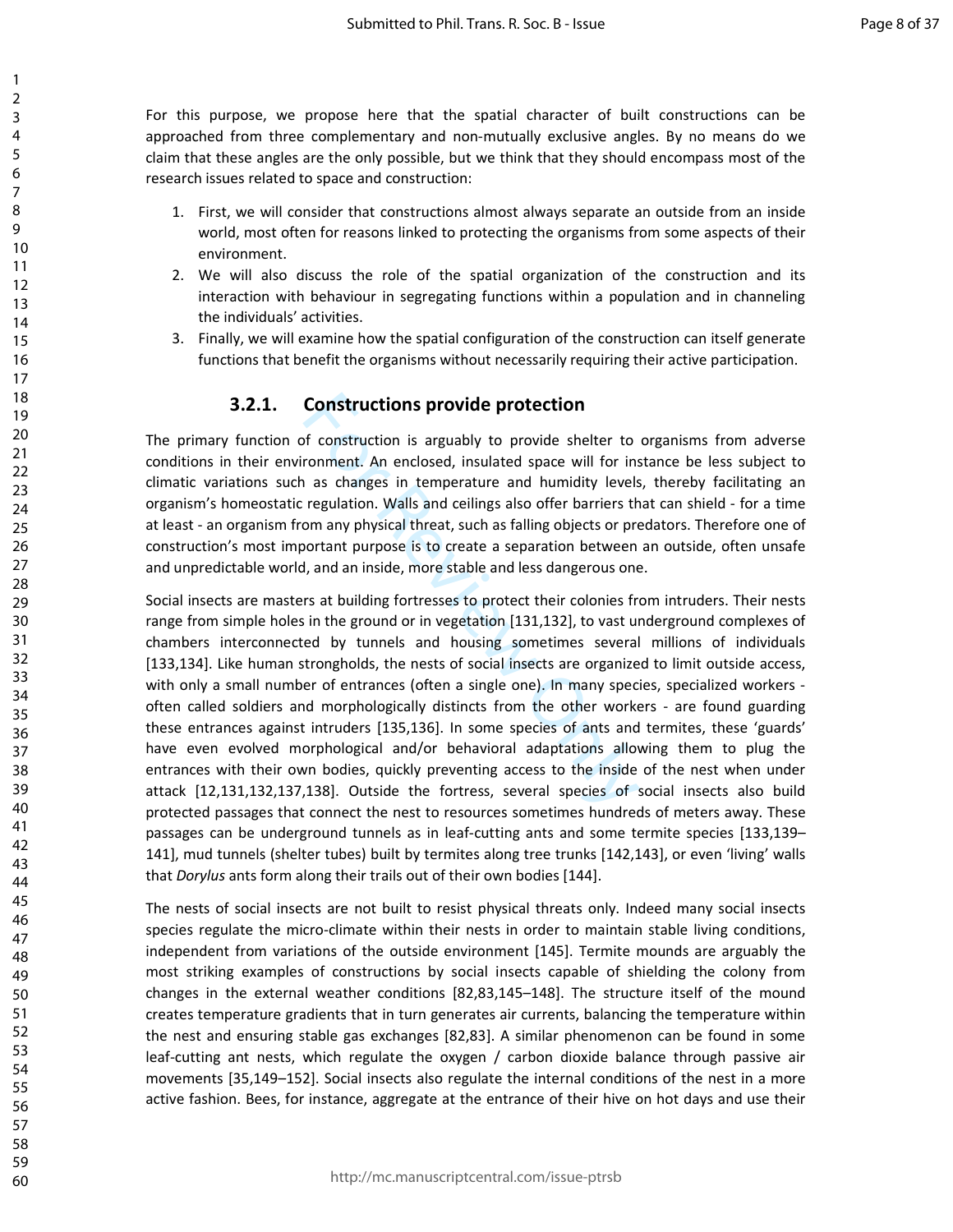For this purpose, we propose here that the spatial character of built constructions can be approached from three complementary and non-mutually exclusive angles. By no means do we claim that these angles are the only possible, but we think that they should encompass most of the research issues related to space and construction:

1. First, we will consider that constructions almost always separate an outside from an inside world, most often for reasons linked to protecting the organisms from some aspects of their environment.
2. We will also discuss the role of the spatial organization of the construction and its interaction with behaviour in segregating functions within a population and in channeling the individuals' activities.
3. Finally, we will examine how the spatial configuration of the construction can itself generate functions that benefit the organisms without necessarily requiring their active participation.

### 3.2.1. Constructions provide protection

The primary function of construction is arguably to provide shelter to organisms from adverse conditions in their environment. An enclosed, insulated space will for instance be less subject to climatic variations such as changes in temperature and humidity levels, thereby facilitating an organism's homeostatic regulation. Walls and ceilings also offer barriers that can shield - for a time at least - an organism from any physical threat, such as falling objects or predators. Therefore one of construction's most important purpose is to create a separation between an outside, often unsafe and unpredictable world, and an inside, more stable and less dangerous one.

Social insects are masters at building fortresses to protect their colonies from intruders. Their nests range from simple holes in the ground or in vegetation [131,132], to vast underground complexes of chambers interconnected by tunnels and housing sometimes several millions of individuals [133,134]. Like human strongholds, the nests of social insects are organized to limit outside access, with only a small number of entrances (often a single one). In many species, specialized workers - often called soldiers and morphologically distincts from the other workers - are found guarding these entrances against intruders [135,136]. In some species of ants and termites, these 'guards' have even evolved morphological and/or behavioral adaptations allowing them to plug the entrances with their own bodies, quickly preventing access to the inside of the nest when under attack [12,131,132,137,138]. Outside the fortress, several species of social insects also build protected passages that connect the nest to resources sometimes hundreds of meters away. These passages can be underground tunnels as in leaf-cutting ants and some termite species [133,139–141], mud tunnels (shelter tubes) built by termites along tree trunks [142,143], or even 'living' walls that *Dorylus* ants form along their trails out of their own bodies [144].

The nests of social insects are not built to resist physical threats only. Indeed many social insects species regulate the micro-climate within their nests in order to maintain stable living conditions, independent from variations of the outside environment [145]. Termite mounds are arguably the most striking examples of constructions by social insects capable of shielding the colony from changes in the external weather conditions [82,83,145–148]. The structure itself of the mound creates temperature gradients that in turn generates air currents, balancing the temperature within the nest and ensuring stable gas exchanges [82,83]. A similar phenomenon can be found in some leaf-cutting ant nests, which regulate the oxygen / carbon dioxide balance through passive air movements [35,149–152]. Social insects also regulate the internal conditions of the nest in a more active fashion. Bees, for instance, aggregate at the entrance of their hive on hot days and use their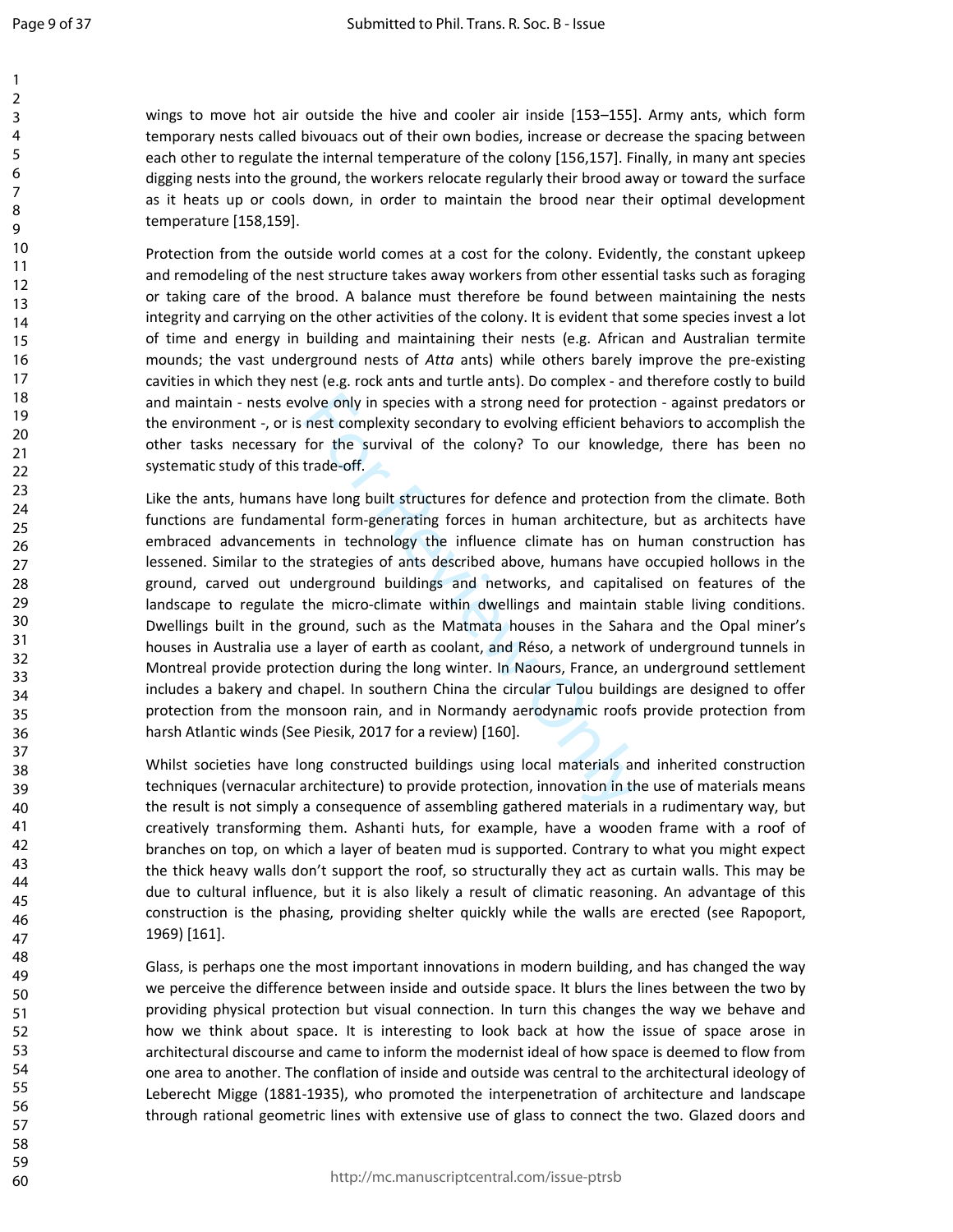wings to move hot air outside the hive and cooler air inside [153–155]. Army ants, which form temporary nests called bivouacs out of their own bodies, increase or decrease the spacing between each other to regulate the internal temperature of the colony [156,157]. Finally, in many ant species digging nests into the ground, the workers relocate regularly their brood away or toward the surface as it heats up or cools down, in order to maintain the brood near their optimal development temperature [158,159].

Protection from the outside world comes at a cost for the colony. Evidently, the constant upkeep and remodeling of the nest structure takes away workers from other essential tasks such as foraging or taking care of the brood. A balance must therefore be found between maintaining the nests integrity and carrying on the other activities of the colony. It is evident that some species invest a lot of time and energy in building and maintaining their nests (e.g. African and Australian termite mounds; the vast underground nests of *Atta* ants) while others barely improve the pre-existing cavities in which they nest (e.g. rock ants and turtle ants). Do complex - and therefore costly to build and maintain - nests evolve only in species with a strong need for protection - against predators or the environment -, or is nest complexity secondary to evolving efficient behaviors to accomplish the other tasks necessary for the survival of the colony? To our knowledge, there has been no systematic study of this trade-off.

Like the ants, humans have long built structures for defence and protection from the climate. Both functions are fundamental form-generating forces in human architecture, but as architects have embraced advancements in technology the influence climate has on human construction has lessened. Similar to the strategies of ants described above, humans have occupied hollows in the ground, carved out underground buildings and networks, and capitalised on features of the landscape to regulate the micro-climate within dwellings and maintain stable living conditions. Dwellings built in the ground, such as the Matmata houses in the Sahara and the Opal miner's houses in Australia use a layer of earth as coolant, and Réso, a network of underground tunnels in Montreal provide protection during the long winter. In Naours, France, an underground settlement includes a bakery and chapel. In southern China the circular Tulou buildings are designed to offer protection from the monsoon rain, and in Normandy aerodynamic roofs provide protection from harsh Atlantic winds (See Piesik, 2017 for a review) [160].

Whilst societies have long constructed buildings using local materials and inherited construction techniques (vernacular architecture) to provide protection, innovation in the use of materials means the result is not simply a consequence of assembling gathered materials in a rudimentary way, but creatively transforming them. Ashanti huts, for example, have a wooden frame with a roof of branches on top, on which a layer of beaten mud is supported. Contrary to what you might expect the thick heavy walls don't support the roof, so structurally they act as curtain walls. This may be due to cultural influence, but it is also likely a result of climatic reasoning. An advantage of this construction is the phasing, providing shelter quickly while the walls are erected (see Rapoport, 1969) [161].

Glass, is perhaps one the most important innovations in modern building, and has changed the way we perceive the difference between inside and outside space. It blurs the lines between the two by providing physical protection but visual connection. In turn this changes the way we behave and how we think about space. It is interesting to look back at how the issue of space arose in architectural discourse and came to inform the modernist ideal of how space is deemed to flow from one area to another. The conflation of inside and outside was central to the architectural ideology of Leberecht Migge (1881-1935), who promoted the interpenetration of architecture and landscape through rational geometric lines with extensive use of glass to connect the two. Glazed doors and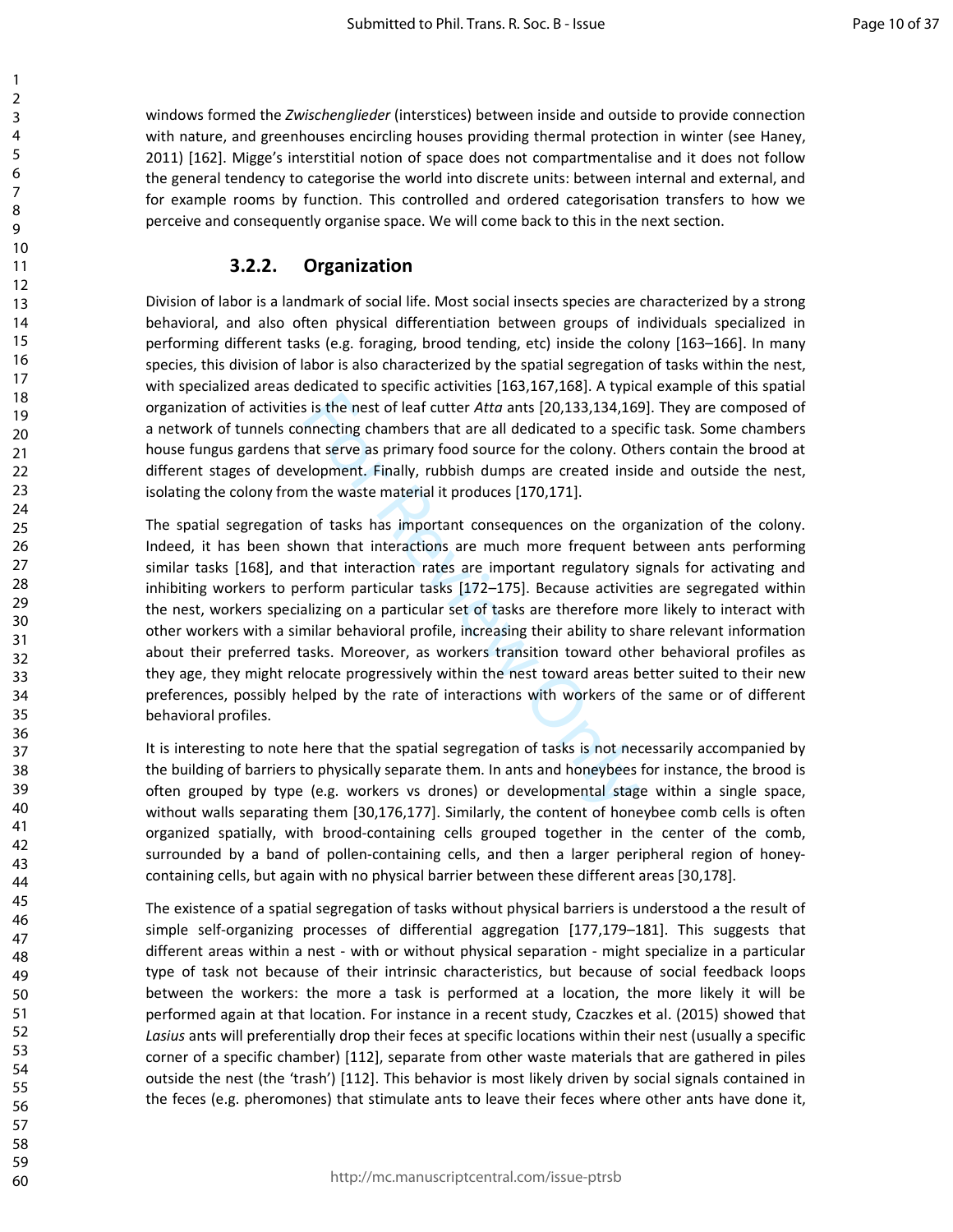windows formed the *Zwischenglieder* (interstices) between inside and outside to provide connection with nature, and greenhouses encircling houses providing thermal protection in winter (see Haney, 2011) [162]. Migge's interstitial notion of space does not compartmentalise and it does not follow the general tendency to categorise the world into discrete units: between internal and external, and for example rooms by function. This controlled and ordered categorisation transfers to how we perceive and consequently organise space. We will come back to this in the next section.

### 3.2.2. Organization

Division of labor is a landmark of social life. Most social insects species are characterized by a strong behavioral, and also often physical differentiation between groups of individuals specialized in performing different tasks (e.g. foraging, brood tending, etc) inside the colony [163–166]. In many species, this division of labor is also characterized by the spatial segregation of tasks within the nest, with specialized areas dedicated to specific activities [163,167,168]. A typical example of this spatial organization of activities is the nest of leaf cutter *Atta* ants [20,133,134,169]. They are composed of a network of tunnels connecting chambers that are all dedicated to a specific task. Some chambers house fungus gardens that serve as primary food source for the colony. Others contain the brood at different stages of development. Finally, rubbish dumps are created inside and outside the nest, isolating the colony from the waste material it produces [170,171].

The spatial segregation of tasks has important consequences on the organization of the colony. Indeed, it has been shown that interactions are much more frequent between ants performing similar tasks [168], and that interaction rates are important regulatory signals for activating and inhibiting workers to perform particular tasks [172–175]. Because activities are segregated within the nest, workers specializing on a particular set of tasks are therefore more likely to interact with other workers with a similar behavioral profile, increasing their ability to share relevant information about their preferred tasks. Moreover, as workers transition toward other behavioral profiles as they age, they might relocate progressively within the nest toward areas better suited to their new preferences, possibly helped by the rate of interactions with workers of the same or of different behavioral profiles.

It is interesting to note here that the spatial segregation of tasks is not necessarily accompanied by the building of barriers to physically separate them. In ants and honeybees for instance, the brood is often grouped by type (e.g. workers vs drones) or developmental stage within a single space, without walls separating them [30,176,177]. Similarly, the content of honeybee comb cells is often organized spatially, with brood-containing cells grouped together in the center of the comb, surrounded by a band of pollen-containing cells, and then a larger peripheral region of honey-containing cells, but again with no physical barrier between these different areas [30,178].

The existence of a spatial segregation of tasks without physical barriers is understood a the result of simple self-organizing processes of differential aggregation [177,179–181]. This suggests that different areas within a nest - with or without physical separation - might specialize in a particular type of task not because of their intrinsic characteristics, but because of social feedback loops between the workers: the more a task is performed at a location, the more likely it will be performed again at that location. For instance in a recent study, Czaczkes et al. (2015) showed that *Lasius* ants will preferentially drop their feces at specific locations within their nest (usually a specific corner of a specific chamber) [112], separate from other waste materials that are gathered in piles outside the nest (the 'trash') [112]. This behavior is most likely driven by social signals contained in the feces (e.g. pheromones) that stimulate ants to leave their feces where other ants have done it,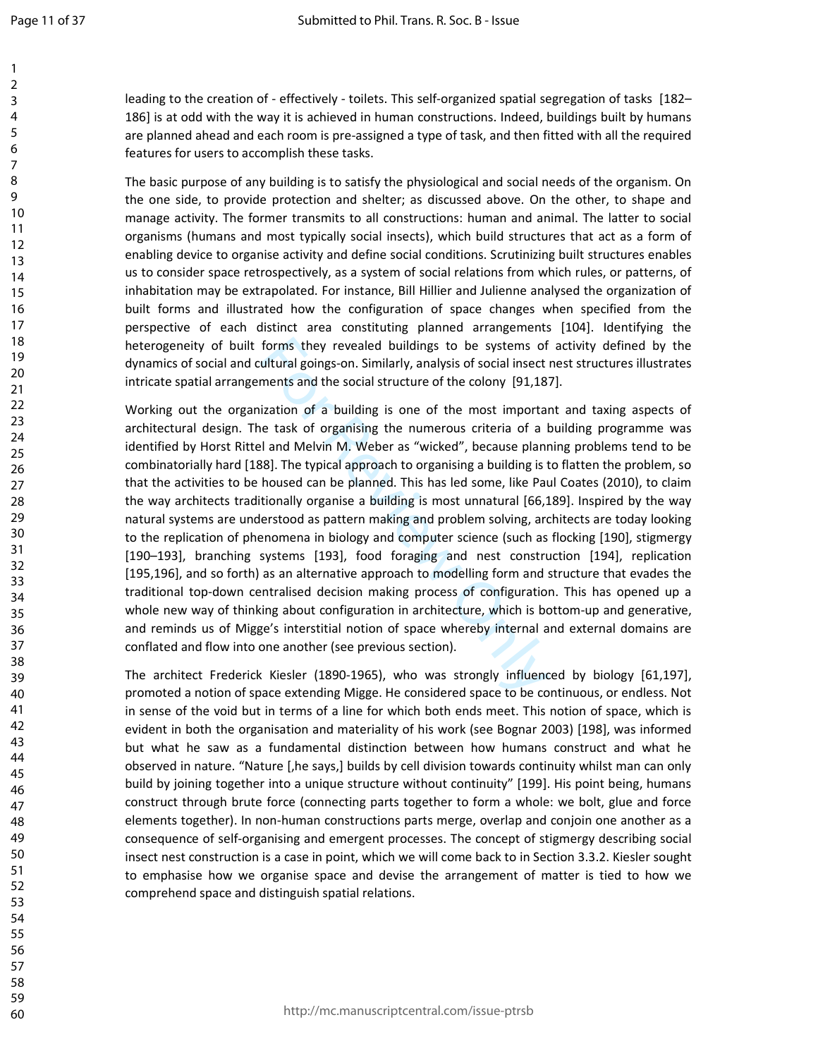leading to the creation of - effectively - toilets. This self-organized spatial segregation of tasks [182–186] is at odd with the way it is achieved in human constructions. Indeed, buildings built by humans are planned ahead and each room is pre-assigned a type of task, and then fitted with all the required features for users to accomplish these tasks.

The basic purpose of any building is to satisfy the physiological and social needs of the organism. On the one side, to provide protection and shelter; as discussed above. On the other, to shape and manage activity. The former transmits to all constructions: human and animal. The latter to social organisms (humans and most typically social insects), which build structures that act as a form of enabling device to organise activity and define social conditions. Scrutinizing built structures enables us to consider space retrospectively, as a system of social relations from which rules, or patterns, of inhabitation may be extrapolated. For instance, Bill Hillier and Julienne analysed the organization of built forms and illustrated how the configuration of space changes when specified from the perspective of each distinct area constituting planned arrangements [104]. Identifying the heterogeneity of built forms they revealed buildings to be systems of activity defined by the dynamics of social and cultural goings-on. Similarly, analysis of social insect nest structures illustrates intricate spatial arrangements and the social structure of the colony [91,187].

Working out the organization of a building is one of the most important and taxing aspects of architectural design. The task of organising the numerous criteria of a building programme was identified by Horst Rittel and Melvin M. Weber as "wicked", because planning problems tend to be combinatorially hard [188]. The typical approach to organising a building is to flatten the problem, so that the activities to be housed can be planned. This has led some, like Paul Coates (2010), to claim the way architects traditionally organise a building is most unnatural [66,189]. Inspired by the way natural systems are understood as pattern making and problem solving, architects are today looking to the replication of phenomena in biology and computer science (such as flocking [190], stigmergy [190–193], branching systems [193], food foraging and nest construction [194], replication [195,196], and so forth) as an alternative approach to modelling form and structure that evades the traditional top-down centralised decision making process of configuration. This has opened up a whole new way of thinking about configuration in architecture, which is bottom-up and generative, and reminds us of Migge's interstitial notion of space whereby internal and external domains are conflated and flow into one another (see previous section).

The architect Frederick Kiesler (1890-1965), who was strongly influenced by biology [61,197], promoted a notion of space extending Migge. He considered space to be continuous, or endless. Not in sense of the void but in terms of a line for which both ends meet. This notion of space, which is evident in both the organisation and materiality of his work (see Bognar 2003) [198], was informed but what he saw as a fundamental distinction between how humans construct and what he observed in nature. "Nature [,he says,] builds by cell division towards continuity whilst man can only build by joining together into a unique structure without continuity" [199]. His point being, humans construct through brute force (connecting parts together to form a whole: we bolt, glue and force elements together). In non-human constructions parts merge, overlap and conjoin one another as a consequence of self-organising and emergent processes. The concept of stigmergy describing social insect nest construction is a case in point, which we will come back to in Section 3.3.2. Kiesler sought to emphasise how we organise space and devise the arrangement of matter is tied to how we comprehend space and distinguish spatial relations.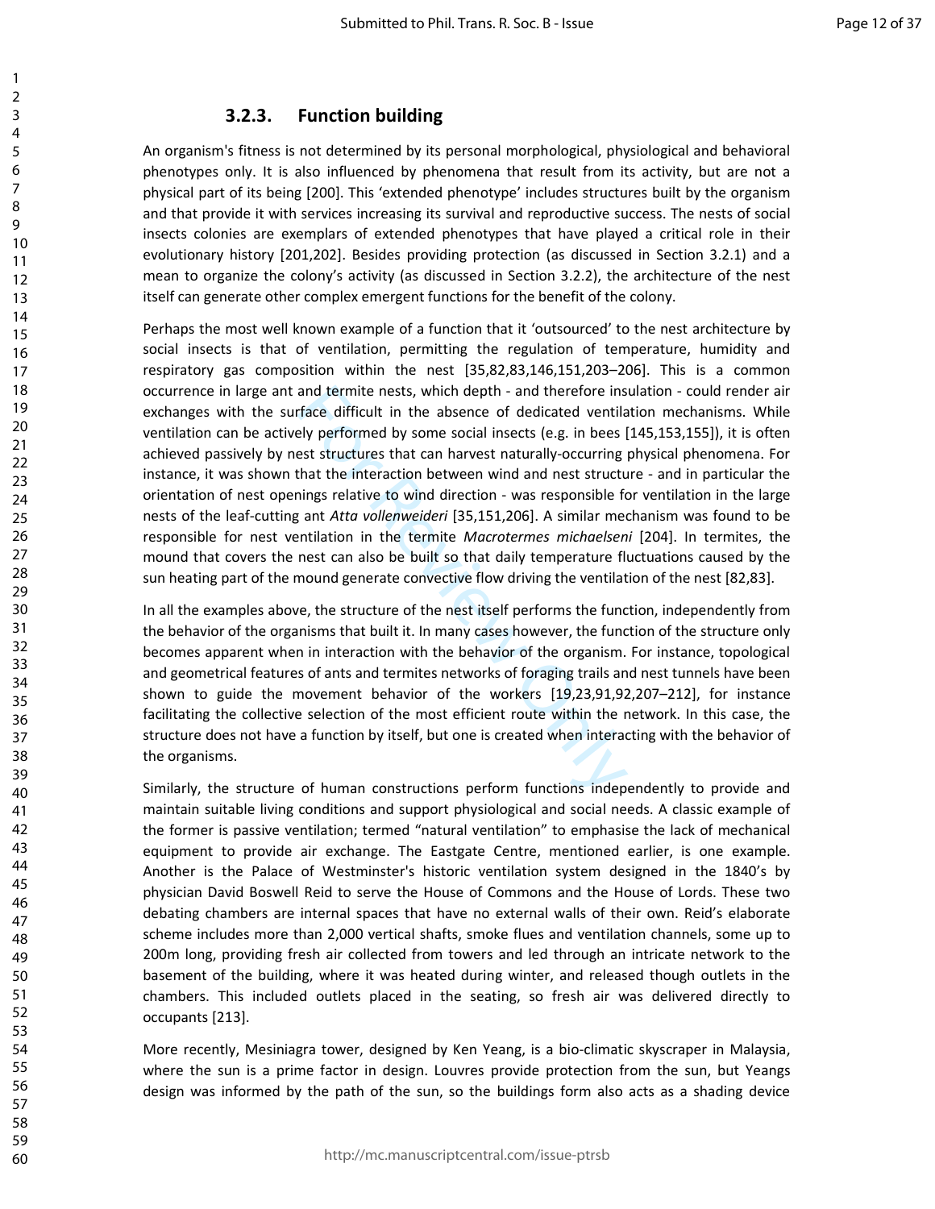### 3.2.3. Function building

An organism's fitness is not determined by its personal morphological, physiological and behavioral phenotypes only. It is also influenced by phenomena that result from its activity, but are not a physical part of its being [200]. This 'extended phenotype' includes structures built by the organism and that provide it with services increasing its survival and reproductive success. The nests of social insects colonies are exemplars of extended phenotypes that have played a critical role in their evolutionary history [201,202]. Besides providing protection (as discussed in Section 3.2.1) and a mean to organize the colony's activity (as discussed in Section 3.2.2), the architecture of the nest itself can generate other complex emergent functions for the benefit of the colony.

Perhaps the most well known example of a function that it 'outsourced' to the nest architecture by social insects is that of ventilation, permitting the regulation of temperature, humidity and respiratory gas composition within the nest [35,82,83,146,151,203–206]. This is a common occurrence in large ant and termite nests, which depth - and therefore insulation - could render air exchanges with the surface difficult in the absence of dedicated ventilation mechanisms. While ventilation can be actively performed by some social insects (e.g. in bees [145,153,155]), it is often achieved passively by nest structures that can harvest naturally-occurring physical phenomena. For instance, it was shown that the interaction between wind and nest structure - and in particular the orientation of nest openings relative to wind direction - was responsible for ventilation in the large nests of the leaf-cutting ant *Atta vollenweideri* [35,151,206]. A similar mechanism was found to be responsible for nest ventilation in the termite *Macrotermes michaelseni* [204]. In termites, the mound that covers the nest can also be built so that daily temperature fluctuations caused by the sun heating part of the mound generate convective flow driving the ventilation of the nest [82,83].

In all the examples above, the structure of the nest itself performs the function, independently from the behavior of the organisms that built it. In many cases however, the function of the structure only becomes apparent when in interaction with the behavior of the organism. For instance, topological and geometrical features of ants and termites networks of foraging trails and nest tunnels have been shown to guide the movement behavior of the workers [19,23,91,92,207–212], for instance facilitating the collective selection of the most efficient route within the network. In this case, the structure does not have a function by itself, but one is created when interacting with the behavior of the organisms.

Similarly, the structure of human constructions perform functions independently to provide and maintain suitable living conditions and support physiological and social needs. A classic example of the former is passive ventilation; termed "natural ventilation" to emphasise the lack of mechanical equipment to provide air exchange. The Eastgate Centre, mentioned earlier, is one example. Another is the Palace of Westminster's historic ventilation system designed in the 1840's by physician David Boswell Reid to serve the House of Commons and the House of Lords. These two debating chambers are internal spaces that have no external walls of their own. Reid's elaborate scheme includes more than 2,000 vertical shafts, smoke flues and ventilation channels, some up to 200m long, providing fresh air collected from towers and led through an intricate network to the basement of the building, where it was heated during winter, and released though outlets in the chambers. This included outlets placed in the seating, so fresh air was delivered directly to occupants [213].

More recently, Mesiniagra tower, designed by Ken Yeang, is a bio-climatic skyscraper in Malaysia, where the sun is a prime factor in design. Louvres provide protection from the sun, but Yeangs design was informed by the path of the sun, so the buildings form also acts as a shading device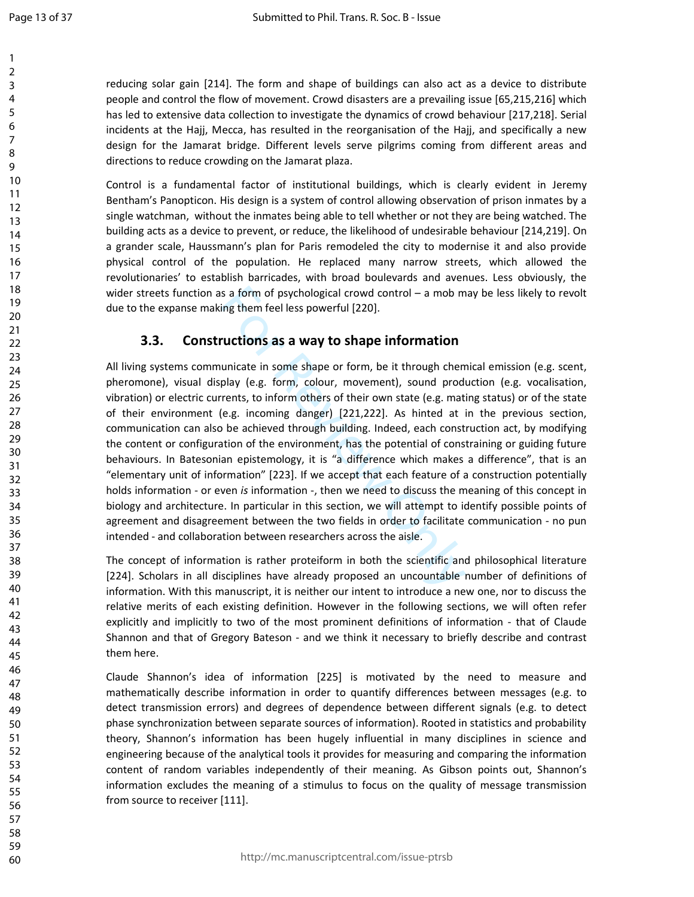reducing solar gain [214]. The form and shape of buildings can also act as a device to distribute people and control the flow of movement. Crowd disasters are a prevailing issue [65,215,216] which has led to extensive data collection to investigate the dynamics of crowd behaviour [217,218]. Serial incidents at the Hajj, Mecca, has resulted in the reorganisation of the Hajj, and specifically a new design for the Jamarat bridge. Different levels serve pilgrims coming from different areas and directions to reduce crowding on the Jamarat plaza.

Control is a fundamental factor of institutional buildings, which is clearly evident in Jeremy Bentham's Panopticon. His design is a system of control allowing observation of prison inmates by a single watchman, without the inmates being able to tell whether or not they are being watched. The building acts as a device to prevent, or reduce, the likelihood of undesirable behaviour [214,219]. On a grander scale, Haussmann's plan for Paris remodeled the city to modernise it and also provide physical control of the population. He replaced many narrow streets, which allowed the revolutionaries' to establish barricades, with broad boulevards and avenues. Less obviously, the wider streets function as a form of psychological crowd control – a mob may be less likely to revolt due to the expanse making them feel less powerful [220].

## 3.3. Constructions as a way to shape information

All living systems communicate in some shape or form, be it through chemical emission (e.g. scent, pheromone), visual display (e.g. form, colour, movement), sound production (e.g. vocalisation, vibration) or electric currents, to inform others of their own state (e.g. mating status) or of the state of their environment (e.g. incoming danger) [221,222]. As hinted at in the previous section, communication can also be achieved through building. Indeed, each construction act, by modifying the content or configuration of the environment, has the potential of constraining or guiding future behaviours. In Batesonian epistemology, it is "a difference which makes a difference", that is an "elementary unit of information" [223]. If we accept that each feature of a construction potentially holds information - or even *is* information -, then we need to discuss the meaning of this concept in biology and architecture. In particular in this section, we will attempt to identify possible points of agreement and disagreement between the two fields in order to facilitate communication - no pun intended - and collaboration between researchers across the aisle.

The concept of information is rather proteiform in both the scientific and philosophical literature [224]. Scholars in all disciplines have already proposed an uncountable number of definitions of information. With this manuscript, it is neither our intent to introduce a new one, nor to discuss the relative merits of each existing definition. However in the following sections, we will often refer explicitly and implicitly to two of the most prominent definitions of information - that of Claude Shannon and that of Gregory Bateson - and we think it necessary to briefly describe and contrast them here.

Claude Shannon's idea of information [225] is motivated by the need to measure and mathematically describe information in order to quantify differences between messages (e.g. to detect transmission errors) and degrees of dependence between different signals (e.g. to detect phase synchronization between separate sources of information). Rooted in statistics and probability theory, Shannon's information has been hugely influential in many disciplines in science and engineering because of the analytical tools it provides for measuring and comparing the information content of random variables independently of their meaning. As Gibson points out, Shannon's information excludes the meaning of a stimulus to focus on the quality of message transmission from source to receiver [111].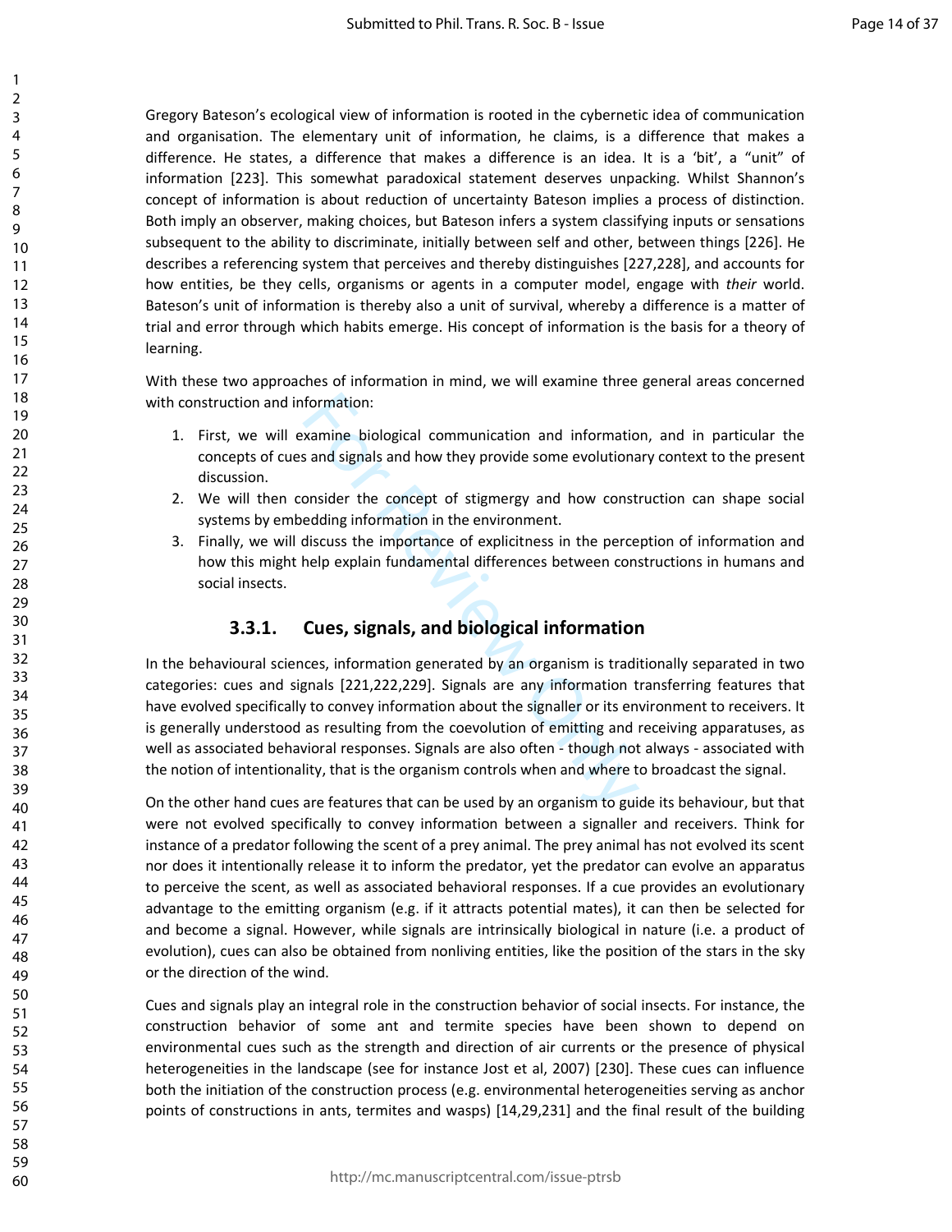Gregory Bateson's ecological view of information is rooted in the cybernetic idea of communication and organisation. The elementary unit of information, he claims, is a difference that makes a difference. He states, a difference that makes a difference is an idea. It is a 'bit', a "unit" of information [223]. This somewhat paradoxical statement deserves unpacking. Whilst Shannon's concept of information is about reduction of uncertainty Bateson implies a process of distinction. Both imply an observer, making choices, but Bateson infers a system classifying inputs or sensations subsequent to the ability to discriminate, initially between self and other, between things [226]. He describes a referencing system that perceives and thereby distinguishes [227,228], and accounts for how entities, be they cells, organisms or agents in a computer model, engage with *their* world. Bateson's unit of information is thereby also a unit of survival, whereby a difference is a matter of trial and error through which habits emerge. His concept of information is the basis for a theory of learning.

With these two approaches of information in mind, we will examine three general areas concerned with construction and information:

1. First, we will examine biological communication and information, and in particular the concepts of cues and signals and how they provide some evolutionary context to the present discussion.
2. We will then consider the concept of stigmergy and how construction can shape social systems by embedding information in the environment.
3. Finally, we will discuss the importance of explicitness in the perception of information and how this might help explain fundamental differences between constructions in humans and social insects.

### 3.3.1. Cues, signals, and biological information

In the behavioural sciences, information generated by an organism is traditionally separated in two categories: cues and signals [221,222,229]. Signals are any information transferring features that have evolved specifically to convey information about the signaller or its environment to receivers. It is generally understood as resulting from the coevolution of emitting and receiving apparatuses, as well as associated behavioral responses. Signals are also often - though not always - associated with the notion of intentionality, that is the organism controls when and where to broadcast the signal.

On the other hand cues are features that can be used by an organism to guide its behaviour, but that were not evolved specifically to convey information between a signaller and receivers. Think for instance of a predator following the scent of a prey animal. The prey animal has not evolved its scent nor does it intentionally release it to inform the predator, yet the predator can evolve an apparatus to perceive the scent, as well as associated behavioral responses. If a cue provides an evolutionary advantage to the emitting organism (e.g. if it attracts potential mates), it can then be selected for and become a signal. However, while signals are intrinsically biological in nature (i.e. a product of evolution), cues can also be obtained from nonliving entities, like the position of the stars in the sky or the direction of the wind.

Cues and signals play an integral role in the construction behavior of social insects. For instance, the construction behavior of some ant and termite species have been shown to depend on environmental cues such as the strength and direction of air currents or the presence of physical heterogeneities in the landscape (see for instance Jost et al, 2007) [230]. These cues can influence both the initiation of the construction process (e.g. environmental heterogeneities serving as anchor points of constructions in ants, termites and wasps) [14,29,231] and the final result of the building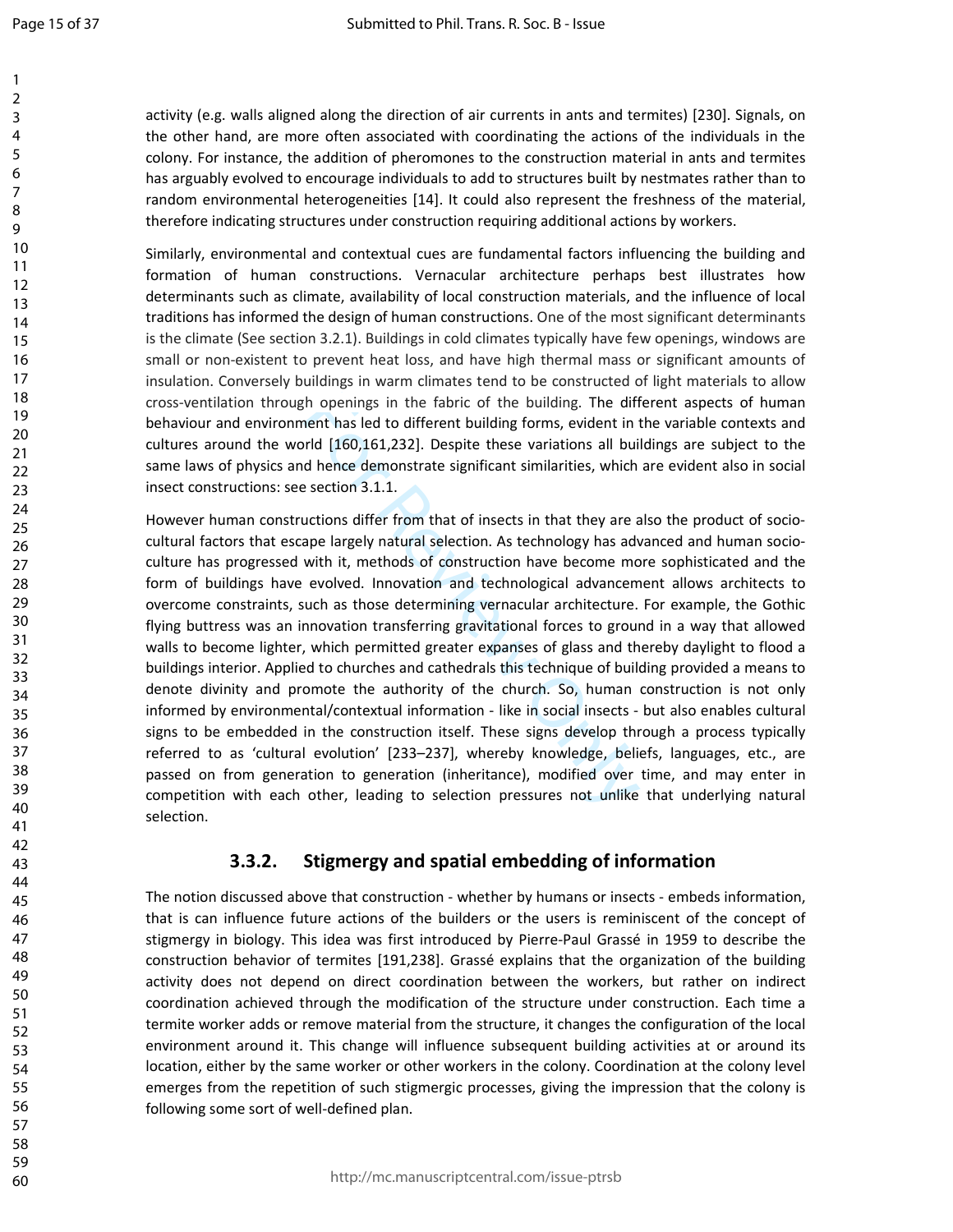activity (e.g. walls aligned along the direction of air currents in ants and termites) [230]. Signals, on the other hand, are more often associated with coordinating the actions of the individuals in the colony. For instance, the addition of pheromones to the construction material in ants and termites has arguably evolved to encourage individuals to add to structures built by nestmates rather than to random environmental heterogeneities [14]. It could also represent the freshness of the material, therefore indicating structures under construction requiring additional actions by workers.

Similarly, environmental and contextual cues are fundamental factors influencing the building and formation of human constructions. Vernacular architecture perhaps best illustrates how determinants such as climate, availability of local construction materials, and the influence of local traditions has informed the design of human constructions. One of the most significant determinants is the climate (See section 3.2.1). Buildings in cold climates typically have few openings, windows are small or non-existent to prevent heat loss, and have high thermal mass or significant amounts of insulation. Conversely buildings in warm climates tend to be constructed of light materials to allow cross-ventilation through openings in the fabric of the building. The different aspects of human behaviour and environment has led to different building forms, evident in the variable contexts and cultures around the world [160,161,232]. Despite these variations all buildings are subject to the same laws of physics and hence demonstrate significant similarities, which are evident also in social insect constructions: see section 3.1.1.

However human constructions differ from that of insects in that they are also the product of socio-cultural factors that escape largely natural selection. As technology has advanced and human socio-culture has progressed with it, methods of construction have become more sophisticated and the form of buildings have evolved. Innovation and technological advancement allows architects to overcome constraints, such as those determining vernacular architecture. For example, the Gothic flying buttress was an innovation transferring gravitational forces to ground in a way that allowed walls to become lighter, which permitted greater expanses of glass and thereby daylight to flood a buildings interior. Applied to churches and cathedrals this technique of building provided a means to denote divinity and promote the authority of the church. So, human construction is not only informed by environmental/contextual information - like in social insects - but also enables cultural signs to be embedded in the construction itself. These signs develop through a process typically referred to as 'cultural evolution' [233–237], whereby knowledge, beliefs, languages, etc., are passed on from generation to generation (inheritance), modified over time, and may enter in competition with each other, leading to selection pressures not unlike that underlying natural selection.

### 3.3.2. Stigmergy and spatial embedding of information

The notion discussed above that construction - whether by humans or insects - embeds information, that is can influence future actions of the builders or the users is reminiscent of the concept of stigmergy in biology. This idea was first introduced by Pierre-Paul Grassé in 1959 to describe the construction behavior of termites [191,238]. Grassé explains that the organization of the building activity does not depend on direct coordination between the workers, but rather on indirect coordination achieved through the modification of the structure under construction. Each time a termite worker adds or remove material from the structure, it changes the configuration of the local environment around it. This change will influence subsequent building activities at or around its location, either by the same worker or other workers in the colony. Coordination at the colony level emerges from the repetition of such stigmergic processes, giving the impression that the colony is following some sort of well-defined plan.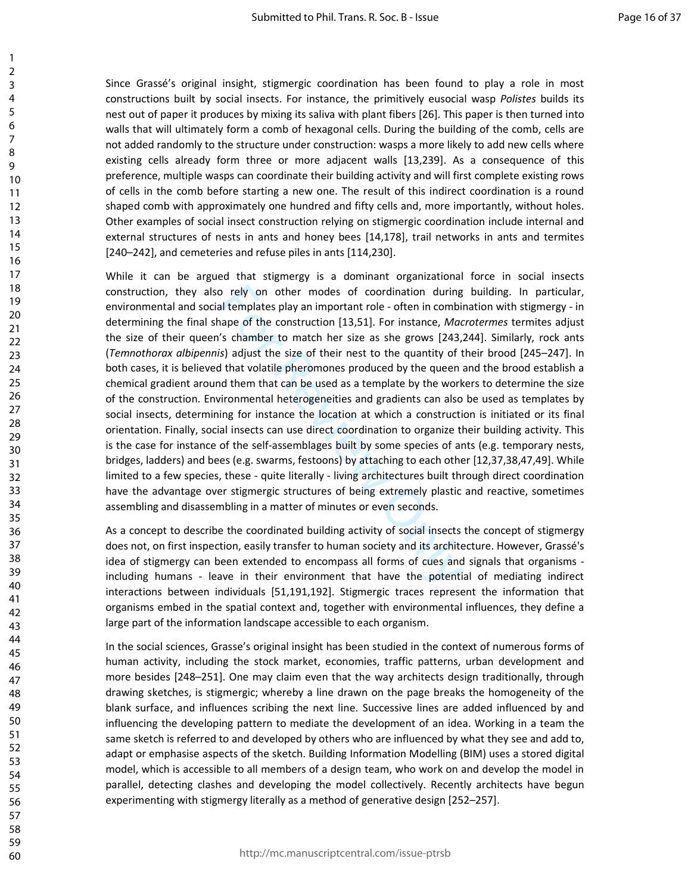Since Grassé's original insight, stigmergic coordination has been found to play a role in most constructions built by social insects. For instance, the primitively eusocial wasp *Polistes* builds its nest out of paper it produces by mixing its saliva with plant fibers [26]. This paper is then turned into walls that will ultimately form a comb of hexagonal cells. During the building of the comb, cells are not added randomly to the structure under construction: wasps a more likely to add new cells where existing cells already form three or more adjacent walls [13,239]. As a consequence of this preference, multiple wasps can coordinate their building activity and will first complete existing rows of cells in the comb before starting a new one. The result of this indirect coordination is a round shaped comb with approximately one hundred and fifty cells and, more importantly, without holes. Other examples of social insect construction relying on stigmergic coordination include internal and external structures of nests in ants and honey bees [14,178], trail networks in ants and termites [240–242], and cemeteries and refuse piles in ants [114,230].

While it can be argued that stigmergy is a dominant organizational force in social insects construction, they also rely on other modes of coordination during building. In particular, environmental and social templates play an important role - often in combination with stigmergy - in determining the final shape of the construction [13,51]. For instance, *Macrotermes* termites adjust the size of their queen's chamber to match her size as she grows [243,244]. Similarly, rock ants (*Temnothorax albipennis*) adjust the size of their nest to the quantity of their brood [245–247]. In both cases, it is believed that volatile pheromones produced by the queen and the brood establish a chemical gradient around them that can be used as a template by the workers to determine the size of the construction. Environmental heterogeneities and gradients can also be used as templates by social insects, determining for instance the location at which a construction is initiated or its final orientation. Finally, social insects can use direct coordination to organize their building activity. This is the case for instance of the self-assemblages built by some species of ants (e.g. temporary nests, bridges, ladders) and bees (e.g. swarms, festoons) by attaching to each other [12,37,38,47,49]. While limited to a few species, these - quite literally - living architectures built through direct coordination have the advantage over stigmergic structures of being extremely plastic and reactive, sometimes assembling and disassembling in a matter of minutes or even seconds.

As a concept to describe the coordinated building activity of social insects the concept of stigmergy does not, on first inspection, easily transfer to human society and its architecture. However, Grassé's idea of stigmergy can been extended to encompass all forms of cues and signals that organisms - including humans - leave in their environment that have the potential of mediating indirect interactions between individuals [51,191,192]. Stigmergic traces represent the information that organisms embed in the spatial context and, together with environmental influences, they define a large part of the information landscape accessible to each organism.

In the social sciences, Grasse's original insight has been studied in the context of numerous forms of human activity, including the stock market, economies, traffic patterns, urban development and more besides [248–251]. One may claim even that the way architects design traditionally, through drawing sketches, is stigmergic; whereby a line drawn on the page breaks the homogeneity of the blank surface, and influences scribing the next line. Successive lines are added influenced by and influencing the developing pattern to mediate the development of an idea. Working in a team the same sketch is referred to and developed by others who are influenced by what they see and add to, adapt or emphasise aspects of the sketch. Building Information Modelling (BIM) uses a stored digital model, which is accessible to all members of a design team, who work on and develop the model in parallel, detecting clashes and developing the model collectively. Recently architects have begun experimenting with stigmergy literally as a method of generative design [252–257].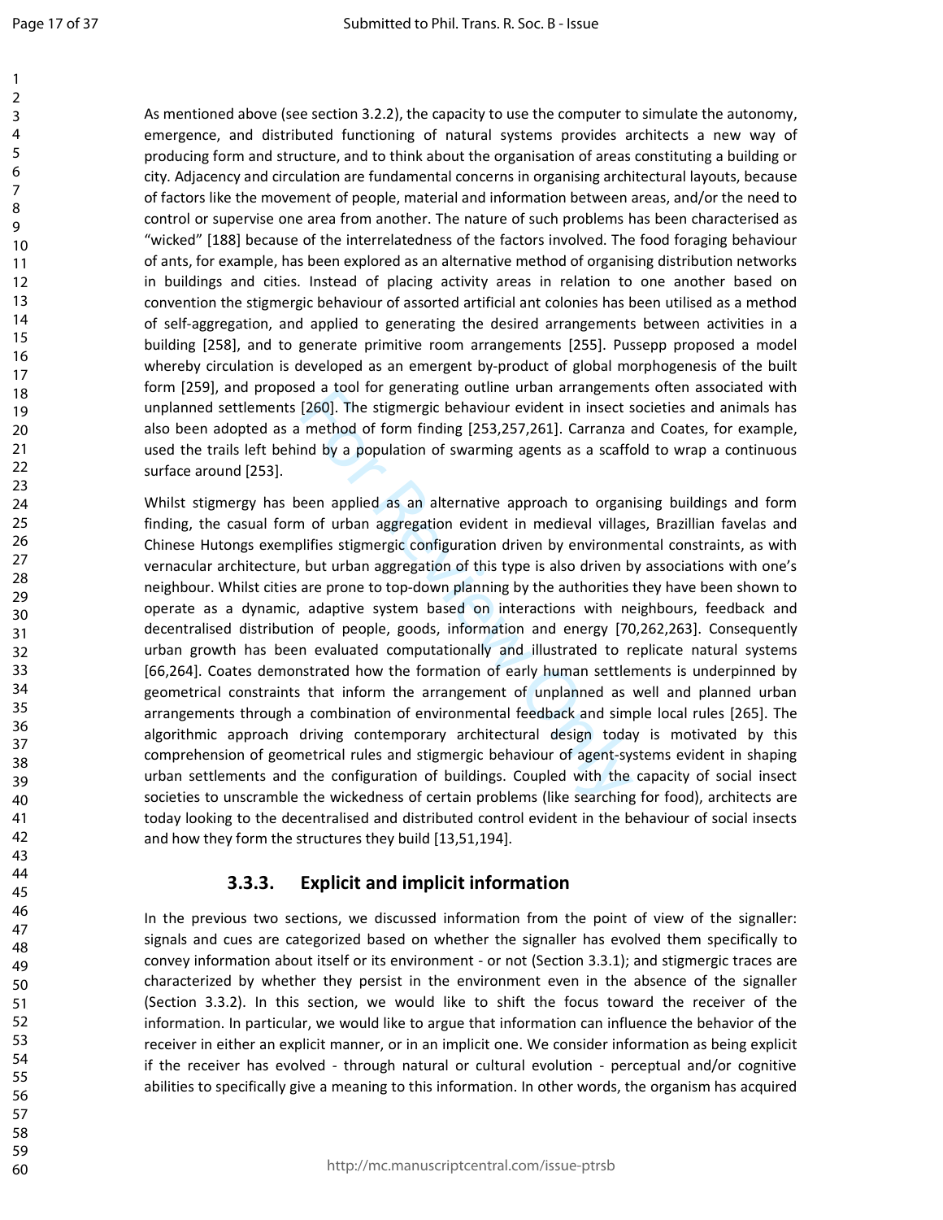As mentioned above (see section 3.2.2), the capacity to use the computer to simulate the autonomy, emergence, and distributed functioning of natural systems provides architects a new way of producing form and structure, and to think about the organisation of areas constituting a building or city. Adjacency and circulation are fundamental concerns in organising architectural layouts, because of factors like the movement of people, material and information between areas, and/or the need to control or supervise one area from another. The nature of such problems has been characterised as "wicked" [188] because of the interrelatedness of the factors involved. The food foraging behaviour of ants, for example, has been explored as an alternative method of organising distribution networks in buildings and cities. Instead of placing activity areas in relation to one another based on convention the stigmergic behaviour of assorted artificial ant colonies has been utilised as a method of self-aggregation, and applied to generating the desired arrangements between activities in a building [258], and to generate primitive room arrangements [255]. Pussepp proposed a model whereby circulation is developed as an emergent by-product of global morphogenesis of the built form [259], and proposed a tool for generating outline urban arrangements often associated with unplanned settlements [260]. The stigmergic behaviour evident in insect societies and animals has also been adopted as a method of form finding [253,257,261]. Carranza and Coates, for example, used the trails left behind by a population of swarming agents as a scaffold to wrap a continuous surface around [253].

Whilst stigmergy has been applied as an alternative approach to organising buildings and form finding, the casual form of urban aggregation evident in medieval villages, Brazillian favelas and Chinese Hutongs exemplifies stigmergic configuration driven by environmental constraints, as with vernacular architecture, but urban aggregation of this type is also driven by associations with one's neighbour. Whilst cities are prone to top-down planning by the authorities they have been shown to operate as a dynamic, adaptive system based on interactions with neighbours, feedback and decentralised distribution of people, goods, information and energy [70,262,263]. Consequently urban growth has been evaluated computationally and illustrated to replicate natural systems [66,264]. Coates demonstrated how the formation of early human settlements is underpinned by geometrical constraints that inform the arrangement of unplanned as well and planned urban arrangements through a combination of environmental feedback and simple local rules [265]. The algorithmic approach driving contemporary architectural design today is motivated by this comprehension of geometrical rules and stigmergic behaviour of agent-systems evident in shaping urban settlements and the configuration of buildings. Coupled with the capacity of social insect societies to unscramble the wickedness of certain problems (like searching for food), architects are today looking to the decentralised and distributed control evident in the behaviour of social insects and how they form the structures they build [13,51,194].

### 3.3.3. Explicit and implicit information

In the previous two sections, we discussed information from the point of view of the signaller: signals and cues are categorized based on whether the signaller has evolved them specifically to convey information about itself or its environment - or not (Section 3.3.1); and stigmergic traces are characterized by whether they persist in the environment even in the absence of the signaller (Section 3.3.2). In this section, we would like to shift the focus toward the receiver of the information. In particular, we would like to argue that information can influence the behavior of the receiver in either an explicit manner, or in an implicit one. We consider information as being explicit if the receiver has evolved - through natural or cultural evolution - perceptual and/or cognitive abilities to specifically give a meaning to this information. In other words, the organism has acquired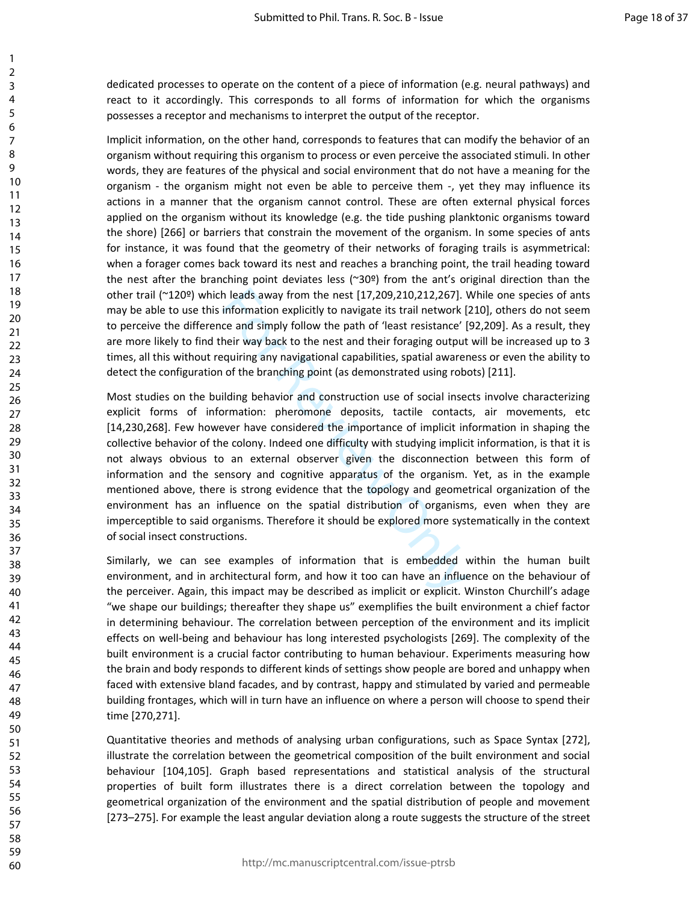dedicated processes to operate on the content of a piece of information (e.g. neural pathways) and react to it accordingly. This corresponds to all forms of information for which the organisms possesses a receptor and mechanisms to interpret the output of the receptor.

Implicit information, on the other hand, corresponds to features that can modify the behavior of an organism without requiring this organism to process or even perceive the associated stimuli. In other words, they are features of the physical and social environment that do not have a meaning for the organism - the organism might not even be able to perceive them -, yet they may influence its actions in a manner that the organism cannot control. These are often external physical forces applied on the organism without its knowledge (e.g. the tide pushing planktonic organisms toward the shore) [266] or barriers that constrain the movement of the organism. In some species of ants for instance, it was found that the geometry of their networks of foraging trails is asymmetrical: when a forager comes back toward its nest and reaches a branching point, the trail heading toward the nest after the branching point deviates less (~30º) from the ant's original direction than the other trail (~120º) which leads away from the nest [17,209,210,212,267]. While one species of ants may be able to use this information explicitly to navigate its trail network [210], others do not seem to perceive the difference and simply follow the path of 'least resistance' [92,209]. As a result, they are more likely to find their way back to the nest and their foraging output will be increased up to 3 times, all this without requiring any navigational capabilities, spatial awareness or even the ability to detect the configuration of the branching point (as demonstrated using robots) [211].

Most studies on the building behavior and construction use of social insects involve characterizing explicit forms of information: pheromone deposits, tactile contacts, air movements, etc [14,230,268]. Few however have considered the importance of implicit information in shaping the collective behavior of the colony. Indeed one difficulty with studying implicit information, is that it is not always obvious to an external observer given the disconnection between this form of information and the sensory and cognitive apparatus of the organism. Yet, as in the example mentioned above, there is strong evidence that the topology and geometrical organization of the environment has an influence on the spatial distribution of organisms, even when they are imperceptible to said organisms. Therefore it should be explored more systematically in the context of social insect constructions.

Similarly, we can see examples of information that is embedded within the human built environment, and in architectural form, and how it too can have an influence on the behaviour of the perceiver. Again, this impact may be described as implicit or explicit. Winston Churchill's adage "we shape our buildings; thereafter they shape us" exemplifies the built environment a chief factor in determining behaviour. The correlation between perception of the environment and its implicit effects on well-being and behaviour has long interested psychologists [269]. The complexity of the built environment is a crucial factor contributing to human behaviour. Experiments measuring how the brain and body responds to different kinds of settings show people are bored and unhappy when faced with extensive bland facades, and by contrast, happy and stimulated by varied and permeable building frontages, which will in turn have an influence on where a person will choose to spend their time [270,271].

Quantitative theories and methods of analysing urban configurations, such as Space Syntax [272], illustrate the correlation between the geometrical composition of the built environment and social behaviour [104,105]. Graph based representations and statistical analysis of the structural properties of built form illustrates there is a direct correlation between the topology and geometrical organization of the environment and the spatial distribution of people and movement [273–275]. For example the least angular deviation along a route suggests the structure of the street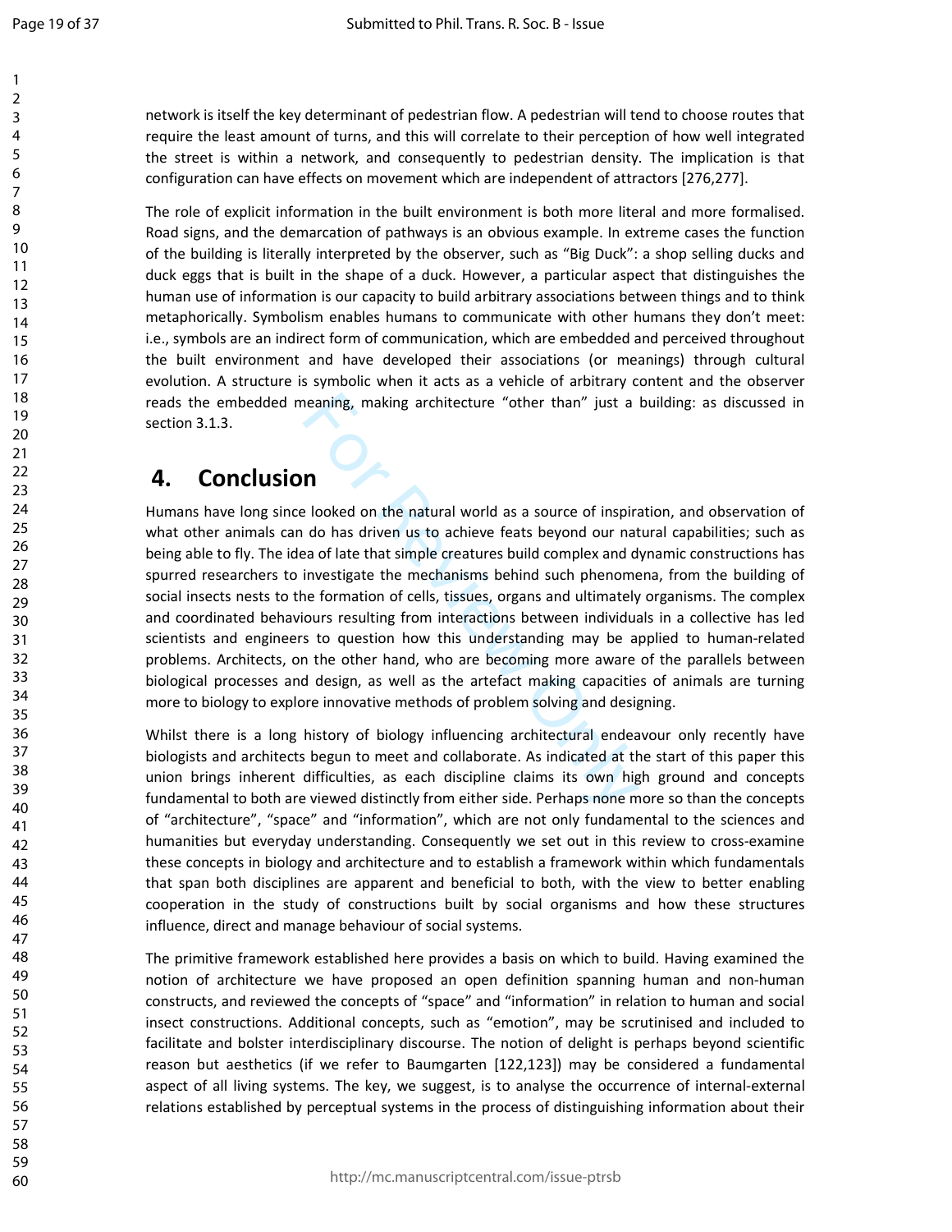network is itself the key determinant of pedestrian flow. A pedestrian will tend to choose routes that require the least amount of turns, and this will correlate to their perception of how well integrated the street is within a network, and consequently to pedestrian density. The implication is that configuration can have effects on movement which are independent of attractors [276,277].

The role of explicit information in the built environment is both more literal and more formalised. Road signs, and the demarcation of pathways is an obvious example. In extreme cases the function of the building is literally interpreted by the observer, such as "Big Duck": a shop selling ducks and duck eggs that is built in the shape of a duck. However, a particular aspect that distinguishes the human use of information is our capacity to build arbitrary associations between things and to think metaphorically. Symbolism enables humans to communicate with other humans they don't meet: i.e., symbols are an indirect form of communication, which are embedded and perceived throughout the built environment and have developed their associations (or meanings) through cultural evolution. A structure is symbolic when it acts as a vehicle of arbitrary content and the observer reads the embedded meaning, making architecture "other than" just a building: as discussed in section 3.1.3.

# 4. Conclusion

Humans have long since looked on the natural world as a source of inspiration, and observation of what other animals can do has driven us to achieve feats beyond our natural capabilities; such as being able to fly. The idea of late that simple creatures build complex and dynamic constructions has spurred researchers to investigate the mechanisms behind such phenomena, from the building of social insects nests to the formation of cells, tissues, organs and ultimately organisms. The complex and coordinated behaviours resulting from interactions between individuals in a collective has led scientists and engineers to question how this understanding may be applied to human-related problems. Architects, on the other hand, who are becoming more aware of the parallels between biological processes and design, as well as the artefact making capacities of animals are turning more to biology to explore innovative methods of problem solving and designing.

Whilst there is a long history of biology influencing architectural endeavour only recently have biologists and architects begun to meet and collaborate. As indicated at the start of this paper this union brings inherent difficulties, as each discipline claims its own high ground and concepts fundamental to both are viewed distinctly from either side. Perhaps none more so than the concepts of "architecture", "space" and "information", which are not only fundamental to the sciences and humanities but everyday understanding. Consequently we set out in this review to cross-examine these concepts in biology and architecture and to establish a framework within which fundamentals that span both disciplines are apparent and beneficial to both, with the view to better enabling cooperation in the study of constructions built by social organisms and how these structures influence, direct and manage behaviour of social systems.

The primitive framework established here provides a basis on which to build. Having examined the notion of architecture we have proposed an open definition spanning human and non-human constructs, and reviewed the concepts of "space" and "information" in relation to human and social insect constructions. Additional concepts, such as "emotion", may be scrutinised and included to facilitate and bolster interdisciplinary discourse. The notion of delight is perhaps beyond scientific reason but aesthetics (if we refer to Baumgarten [122,123]) may be considered a fundamental aspect of all living systems. The key, we suggest, is to analyse the occurrence of internal-external relations established by perceptual systems in the process of distinguishing information about their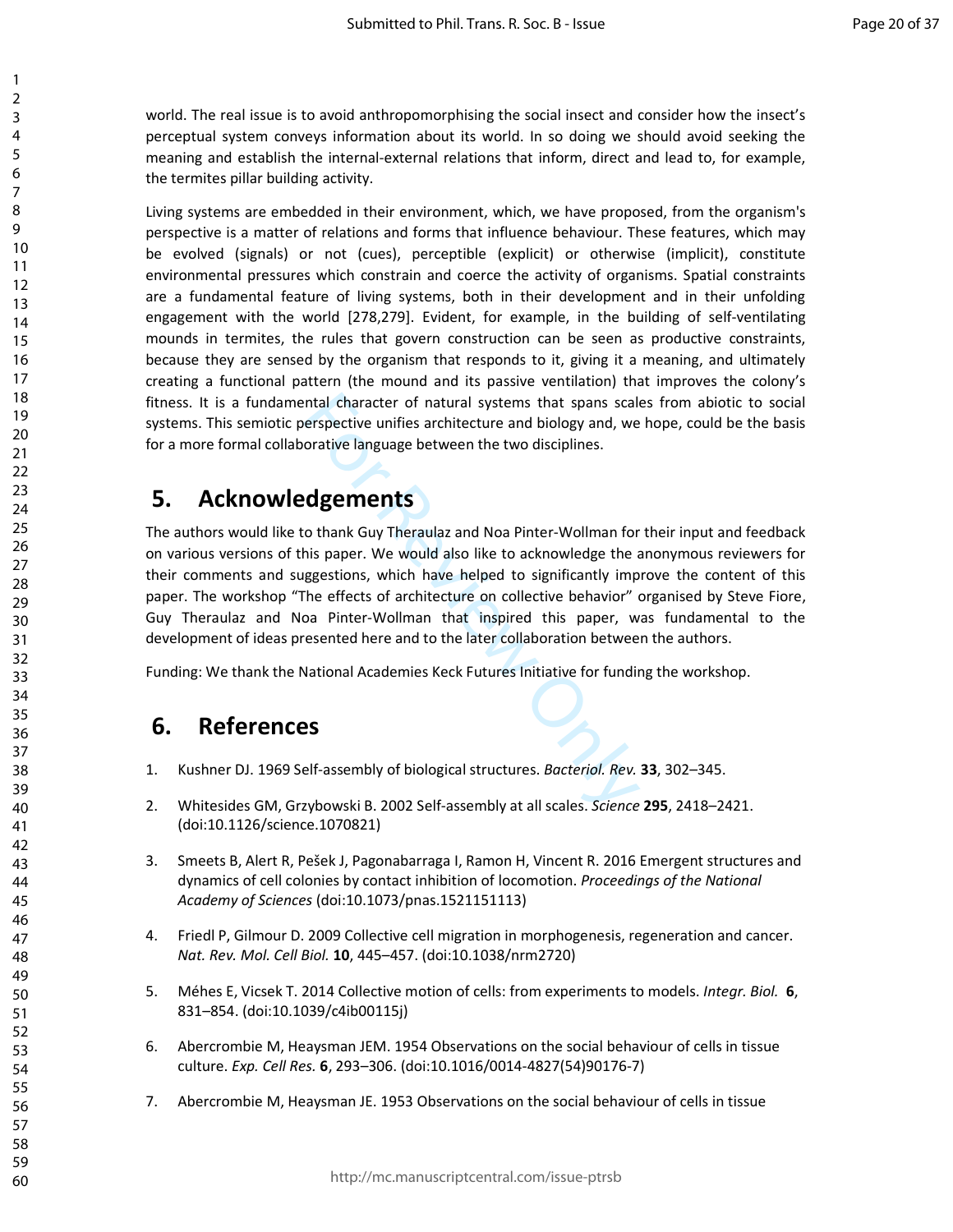world. The real issue is to avoid anthropomorphising the social insect and consider how the insect's perceptual system conveys information about its world. In so doing we should avoid seeking the meaning and establish the internal-external relations that inform, direct and lead to, for example, the termites pillar building activity.

Living systems are embedded in their environment, which, we have proposed, from the organism's perspective is a matter of relations and forms that influence behaviour. These features, which may be evolved (signals) or not (cues), perceptible (explicit) or otherwise (implicit), constitute environmental pressures which constrain and coerce the activity of organisms. Spatial constraints are a fundamental feature of living systems, both in their development and in their unfolding engagement with the world [278,279]. Evident, for example, in the building of self-ventilating mounds in termites, the rules that govern construction can be seen as productive constraints, because they are sensed by the organism that responds to it, giving it a meaning, and ultimately creating a functional pattern (the mound and its passive ventilation) that improves the colony's fitness. It is a fundamental character of natural systems that spans scales from abiotic to social systems. This semiotic perspective unifies architecture and biology and, we hope, could be the basis for a more formal collaborative language between the two disciplines.

# 5. Acknowledgements

The authors would like to thank Guy Theraulaz and Noa Pinter-Wollman for their input and feedback on various versions of this paper. We would also like to acknowledge the anonymous reviewers for their comments and suggestions, which have helped to significantly improve the content of this paper. The workshop "The effects of architecture on collective behavior" organised by Steve Fiore, Guy Theraulaz and Noa Pinter-Wollman that inspired this paper, was fundamental to the development of ideas presented here and to the later collaboration between the authors.

Funding: We thank the National Academies Keck Futures Initiative for funding the workshop.

# 6. References

1. Kushner DJ. 1969 Self-assembly of biological structures. *Bacteriol. Rev.* **33**, 302–345.

2. Whitesides GM, Grzybowski B. 2002 Self-assembly at all scales. *Science* **295**, 2418–2421. (doi:10.1126/science.1070821)

3. Smeets B, Alert R, Pešek J, Pagonabarraga I, Ramon H, Vincent R. 2016 Emergent structures and dynamics of cell colonies by contact inhibition of locomotion. *Proceedings of the National Academy of Sciences* (doi:10.1073/pnas.1521151113)

4. Friedl P, Gilmour D. 2009 Collective cell migration in morphogenesis, regeneration and cancer. *Nat. Rev. Mol. Cell Biol.* **10**, 445–457. (doi:10.1038/nrm2720)

5. Méhes E, Vicsek T. 2014 Collective motion of cells: from experiments to models. *Integr. Biol.* **6**, 831–854. (doi:10.1039/c4ib00115j)

6. Abercrombie M, Heaysman JEM. 1954 Observations on the social behaviour of cells in tissue culture. *Exp. Cell Res.* **6**, 293–306. (doi:10.1016/0014-4827(54)90176-7)

7. Abercrombie M, Heaysman JE. 1953 Observations on the social behaviour of cells in tissue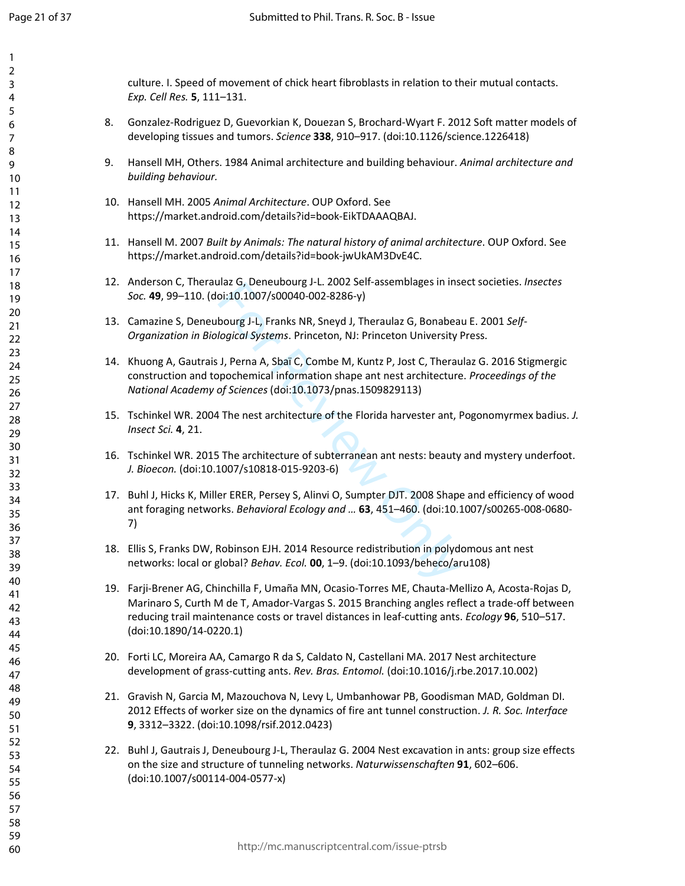culture. I. Speed of movement of chick heart fibroblasts in relation to their mutual contacts. *Exp. Cell Res.* **5**, 111–131.

8. Gonzalez-Rodriguez D, Guevorkian K, Douezan S, Brochard-Wyart F. 2012 Soft matter models of developing tissues and tumors. *Science* **338**, 910–917. (doi:10.1126/science.1226418)

9. Hansell MH, Others. 1984 Animal architecture and building behaviour. *Animal architecture and building behaviour.*

10. Hansell MH. 2005 *Animal Architecture*. OUP Oxford. See https://market.android.com/details?id=book-EikTDAAAQBAJ.

11. Hansell M. 2007 *Built by Animals: The natural history of animal architecture*. OUP Oxford. See https://market.android.com/details?id=book-jwUkAM3DvE4C.

12. Anderson C, Theraulaz G, Deneubourg J-L. 2002 Self-assemblages in insect societies. *Insectes Soc.* **49**, 99–110. (doi:10.1007/s00040-002-8286-y)

13. Camazine S, Deneubourg J-L, Franks NR, Sneyd J, Theraulaz G, Bonabeau E. 2001 *Self-Organization in Biological Systems*. Princeton, NJ: Princeton University Press.

14. Khuong A, Gautrais J, Perna A, Sbaï C, Combe M, Kuntz P, Jost C, Theraulaz G. 2016 Stigmergic construction and topochemical information shape ant nest architecture. *Proceedings of the National Academy of Sciences* (doi:10.1073/pnas.1509829113)

15. Tschinkel WR. 2004 The nest architecture of the Florida harvester ant, Pogonomyrmex badius. *J. Insect Sci.* **4**, 21.

16. Tschinkel WR. 2015 The architecture of subterranean ant nests: beauty and mystery underfoot. *J. Bioecon.* (doi:10.1007/s10818-015-9203-6)

17. Buhl J, Hicks K, Miller ERER, Persey S, Alinvi O, Sumpter DJT. 2008 Shape and efficiency of wood ant foraging networks. *Behavioral Ecology and …* **63**, 451–460. (doi:10.1007/s00265-008-0680-7)

18. Ellis S, Franks DW, Robinson EJH. 2014 Resource redistribution in polydomous ant nest networks: local or global? *Behav. Ecol.* **00**, 1–9. (doi:10.1093/beheco/aru108)

19. Farji-Brener AG, Chinchilla F, Umaña MN, Ocasio-Torres ME, Chauta-Mellizo A, Acosta-Rojas D, Marinaro S, Curth M de T, Amador-Vargas S. 2015 Branching angles reflect a trade-off between reducing trail maintenance costs or travel distances in leaf-cutting ants. *Ecology* **96**, 510–517. (doi:10.1890/14-0220.1)

20. Forti LC, Moreira AA, Camargo R da S, Caldato N, Castellani MA. 2017 Nest architecture development of grass-cutting ants. *Rev. Bras. Entomol.* (doi:10.1016/j.rbe.2017.10.002)

21. Gravish N, Garcia M, Mazouchova N, Levy L, Umbanhowar PB, Goodisman MAD, Goldman DI. 2012 Effects of worker size on the dynamics of fire ant tunnel construction. *J. R. Soc. Interface* **9**, 3312–3322. (doi:10.1098/rsif.2012.0423)

22. Buhl J, Gautrais J, Deneubourg J-L, Theraulaz G. 2004 Nest excavation in ants: group size effects on the size and structure of tunneling networks. *Naturwissenschaften* **91**, 602–606. (doi:10.1007/s00114-004-0577-x)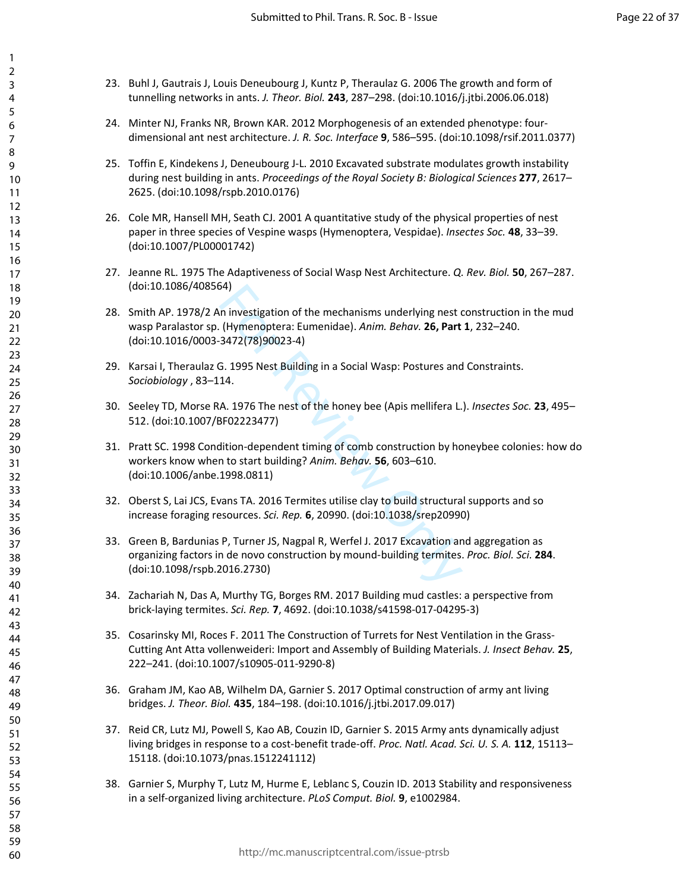23. Buhl J, Gautrais J, Louis Deneubourg J, Kuntz P, Theraulaz G. 2006 The growth and form of tunnelling networks in ants. *J. Theor. Biol.* **243**, 287–298. (doi:10.1016/j.jtbi.2006.06.018)

24. Minter NJ, Franks NR, Brown KAR. 2012 Morphogenesis of an extended phenotype: four-dimensional ant nest architecture. *J. R. Soc. Interface* **9**, 586–595. (doi:10.1098/rsif.2011.0377)

25. Toffin E, Kindekens J, Deneubourg J-L. 2010 Excavated substrate modulates growth instability during nest building in ants. *Proceedings of the Royal Society B: Biological Sciences* **277**, 2617–2625. (doi:10.1098/rspb.2010.0176)

26. Cole MR, Hansell MH, Seath CJ. 2001 A quantitative study of the physical properties of nest paper in three species of Vespine wasps (Hymenoptera, Vespidae). *Insectes Soc.* **48**, 33–39. (doi:10.1007/PL00001742)

27. Jeanne RL. 1975 The Adaptiveness of Social Wasp Nest Architecture. *Q. Rev. Biol.* **50**, 267–287. (doi:10.1086/408564)

28. Smith AP. 1978/2 An investigation of the mechanisms underlying nest construction in the mud wasp Paralastor sp. (Hymenoptera: Eumenidae). *Anim. Behav.* **26, Part 1**, 232–240. (doi:10.1016/0003-3472(78)90023-4)

29. Karsai I, Theraulaz G. 1995 Nest Building in a Social Wasp: Postures and Constraints. *Sociobiology* , 83–114.

30. Seeley TD, Morse RA. 1976 The nest of the honey bee (Apis mellifera L.). *Insectes Soc.* **23**, 495–512. (doi:10.1007/BF02223477)

31. Pratt SC. 1998 Condition-dependent timing of comb construction by honeybee colonies: how do workers know when to start building? *Anim. Behav.* **56**, 603–610. (doi:10.1006/anbe.1998.0811)

32. Oberst S, Lai JCS, Evans TA. 2016 Termites utilise clay to build structural supports and so increase foraging resources. *Sci. Rep.* **6**, 20990. (doi:10.1038/srep20990)

33. Green B, Bardunias P, Turner JS, Nagpal R, Werfel J. 2017 Excavation and aggregation as organizing factors in de novo construction by mound-building termites. *Proc. Biol. Sci.* **284**. (doi:10.1098/rspb.2016.2730)

34. Zachariah N, Das A, Murthy TG, Borges RM. 2017 Building mud castles: a perspective from brick-laying termites. *Sci. Rep.* **7**, 4692. (doi:10.1038/s41598-017-04295-3)

35. Cosarinsky MI, Roces F. 2011 The Construction of Turrets for Nest Ventilation in the Grass-Cutting Ant Atta vollenweideri: Import and Assembly of Building Materials. *J. Insect Behav.* **25**, 222–241. (doi:10.1007/s10905-011-9290-8)

36. Graham JM, Kao AB, Wilhelm DA, Garnier S. 2017 Optimal construction of army ant living bridges. *J. Theor. Biol.* **435**, 184–198. (doi:10.1016/j.jtbi.2017.09.017)

37. Reid CR, Lutz MJ, Powell S, Kao AB, Couzin ID, Garnier S. 2015 Army ants dynamically adjust living bridges in response to a cost-benefit trade-off. *Proc. Natl. Acad. Sci. U. S. A.* **112**, 15113–15118. (doi:10.1073/pnas.1512241112)

38. Garnier S, Murphy T, Lutz M, Hurme E, Leblanc S, Couzin ID. 2013 Stability and responsiveness in a self-organized living architecture. *PLoS Comput. Biol.* **9**, e1002984.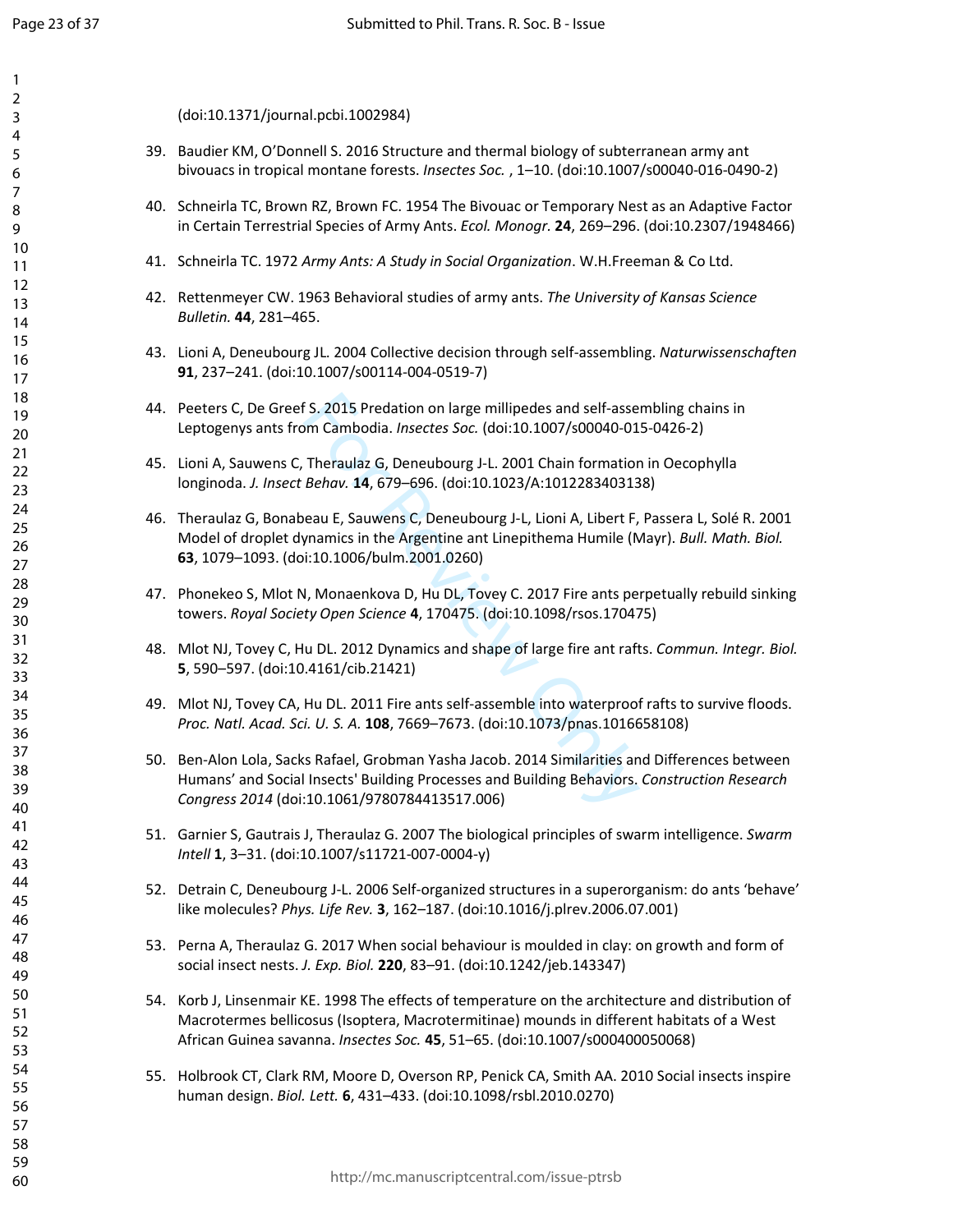(doi:10.1371/journal.pcbi.1002984)

39. Baudier KM, O'Donnell S. 2016 Structure and thermal biology of subterranean army ant bivouacs in tropical montane forests. *Insectes Soc.* , 1–10. (doi:10.1007/s00040-016-0490-2)

40. Schneirla TC, Brown RZ, Brown FC. 1954 The Bivouac or Temporary Nest as an Adaptive Factor in Certain Terrestrial Species of Army Ants. *Ecol. Monogr.* **24**, 269–296. (doi:10.2307/1948466)

41. Schneirla TC. 1972 *Army Ants: A Study in Social Organization*. W.H.Freeman & Co Ltd.

42. Rettenmeyer CW. 1963 Behavioral studies of army ants. *The University of Kansas Science Bulletin.* **44**, 281–465.

43. Lioni A, Deneubourg JL. 2004 Collective decision through self-assembling. *Naturwissenschaften* **91**, 237–241. (doi:10.1007/s00114-004-0519-7)

44. Peeters C, De Greef S. 2015 Predation on large millipedes and self-assembling chains in Leptogenys ants from Cambodia. *Insectes Soc.* (doi:10.1007/s00040-015-0426-2)

45. Lioni A, Sauwens C, Theraulaz G, Deneubourg J-L. 2001 Chain formation in Oecophylla longinoda. *J. Insect Behav.* **14**, 679–696. (doi:10.1023/A:1012283403138)

46. Theraulaz G, Bonabeau E, Sauwens C, Deneubourg J-L, Lioni A, Libert F, Passera L, Solé R. 2001 Model of droplet dynamics in the Argentine ant Linepithema Humile (Mayr). *Bull. Math. Biol.* **63**, 1079–1093. (doi:10.1006/bulm.2001.0260)

47. Phonekeo S, Mlot N, Monaenkova D, Hu DL, Tovey C. 2017 Fire ants perpetually rebuild sinking towers. *Royal Society Open Science* **4**, 170475. (doi:10.1098/rsos.170475)

48. Mlot NJ, Tovey C, Hu DL. 2012 Dynamics and shape of large fire ant rafts. *Commun. Integr. Biol.* **5**, 590–597. (doi:10.4161/cib.21421)

49. Mlot NJ, Tovey CA, Hu DL. 2011 Fire ants self-assemble into waterproof rafts to survive floods. *Proc. Natl. Acad. Sci. U. S. A.* **108**, 7669–7673. (doi:10.1073/pnas.1016658108)

50. Ben-Alon Lola, Sacks Rafael, Grobman Yasha Jacob. 2014 Similarities and Differences between Humans' and Social Insects' Building Processes and Building Behaviors. *Construction Research Congress 2014* (doi:10.1061/9780784413517.006)

51. Garnier S, Gautrais J, Theraulaz G. 2007 The biological principles of swarm intelligence. *Swarm Intell* **1**, 3–31. (doi:10.1007/s11721-007-0004-y)

52. Detrain C, Deneubourg J-L. 2006 Self-organized structures in a superorganism: do ants 'behave' like molecules? *Phys. Life Rev.* **3**, 162–187. (doi:10.1016/j.plrev.2006.07.001)

53. Perna A, Theraulaz G. 2017 When social behaviour is moulded in clay: on growth and form of social insect nests. *J. Exp. Biol.* **220**, 83–91. (doi:10.1242/jeb.143347)

54. Korb J, Linsenmair KE. 1998 The effects of temperature on the architecture and distribution of Macrotermes bellicosus (Isoptera, Macrotermitinae) mounds in different habitats of a West African Guinea savanna. *Insectes Soc.* **45**, 51–65. (doi:10.1007/s000400050068)

55. Holbrook CT, Clark RM, Moore D, Overson RP, Penick CA, Smith AA. 2010 Social insects inspire human design. *Biol. Lett.* **6**, 431–433. (doi:10.1098/rsbl.2010.0270)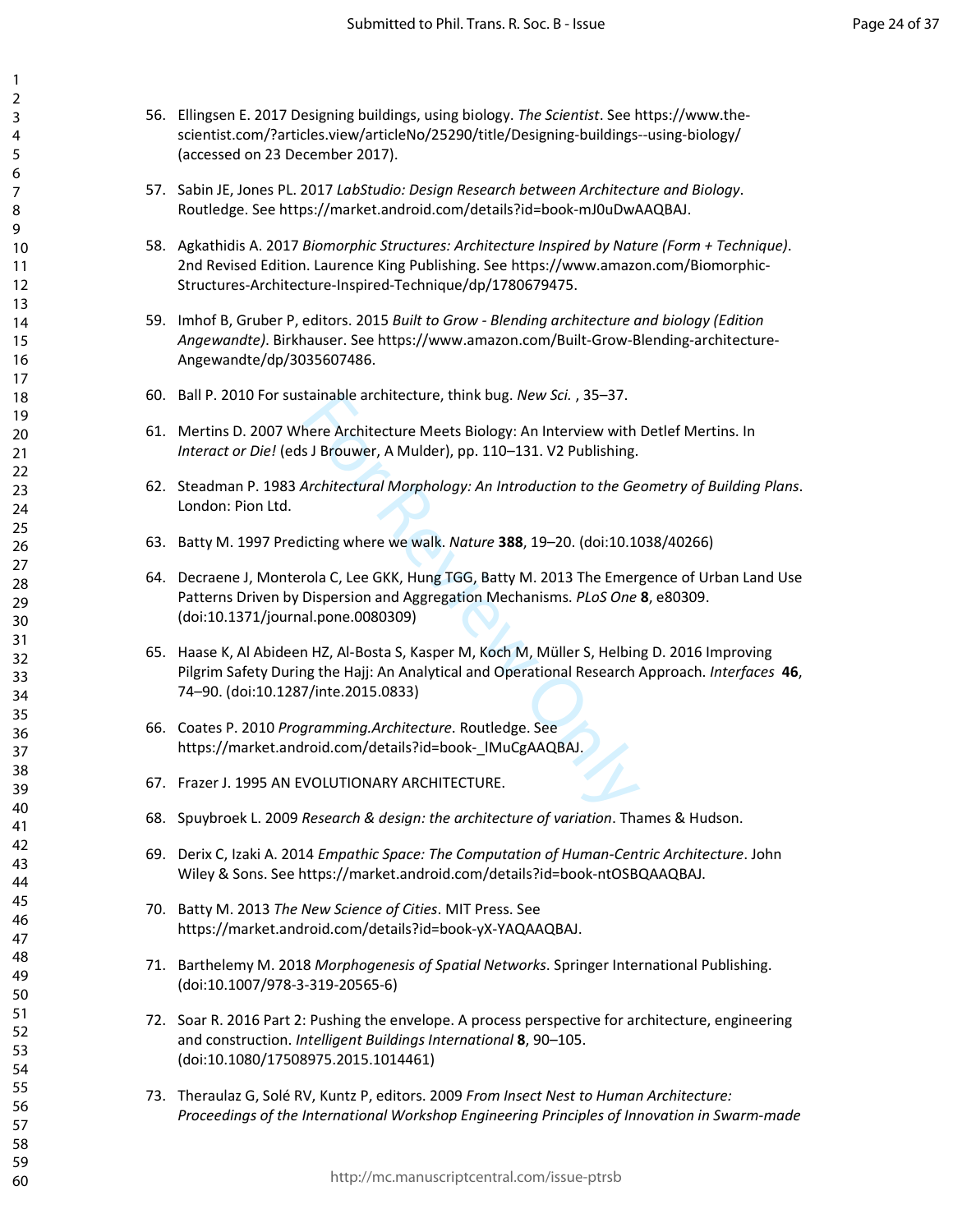56. Ellingsen E. 2017 Designing buildings, using biology. *The Scientist*. See https://www.the-scientist.com/?articles.view/articleNo/25290/title/Designing-buildings--using-biology/ (accessed on 23 December 2017).

57. Sabin JE, Jones PL. 2017 *LabStudio: Design Research between Architecture and Biology*. Routledge. See https://market.android.com/details?id=book-mJ0uDwAAQBAJ.

58. Agkathidis A. 2017 *Biomorphic Structures: Architecture Inspired by Nature (Form + Technique)*. 2nd Revised Edition. Laurence King Publishing. See https://www.amazon.com/Biomorphic-Structures-Architecture-Inspired-Technique/dp/1780679475.

59. Imhof B, Gruber P, editors. 2015 *Built to Grow - Blending architecture and biology (Edition Angewandte)*. Birkhauser. See https://www.amazon.com/Built-Grow-Blending-architecture-Angewandte/dp/3035607486.

60. Ball P. 2010 For sustainable architecture, think bug. *New Sci.* , 35–37.

61. Mertins D. 2007 Where Architecture Meets Biology: An Interview with Detlef Mertins. In *Interact or Die!* (eds J Brouwer, A Mulder), pp. 110–131. V2 Publishing.

62. Steadman P. 1983 *Architectural Morphology: An Introduction to the Geometry of Building Plans*. London: Pion Ltd.

63. Batty M. 1997 Predicting where we walk. *Nature* **388**, 19–20. (doi:10.1038/40266)

64. Decraene J, Monterola C, Lee GKK, Hung TGG, Batty M. 2013 The Emergence of Urban Land Use Patterns Driven by Dispersion and Aggregation Mechanisms. *PLoS One* **8**, e80309. (doi:10.1371/journal.pone.0080309)

65. Haase K, Al Abideen HZ, Al-Bosta S, Kasper M, Koch M, Müller S, Helbing D. 2016 Improving Pilgrim Safety During the Hajj: An Analytical and Operational Research Approach. *Interfaces* **46**, 74–90. (doi:10.1287/inte.2015.0833)

66. Coates P. 2010 *Programming.Architecture*. Routledge. See https://market.android.com/details?id=book-_lMuCgAAQBAJ.

67. Frazer J. 1995 AN EVOLUTIONARY ARCHITECTURE.

68. Spuybroek L. 2009 *Research & design: the architecture of variation*. Thames & Hudson.

69. Derix C, Izaki A. 2014 *Empathic Space: The Computation of Human-Centric Architecture*. John Wiley & Sons. See https://market.android.com/details?id=book-ntOSBQAAQBAJ.

70. Batty M. 2013 *The New Science of Cities*. MIT Press. See https://market.android.com/details?id=book-yX-YAQAAQBAJ.

71. Barthelemy M. 2018 *Morphogenesis of Spatial Networks*. Springer International Publishing. (doi:10.1007/978-3-319-20565-6)

72. Soar R. 2016 Part 2: Pushing the envelope. A process perspective for architecture, engineering and construction. *Intelligent Buildings International* **8**, 90–105. (doi:10.1080/17508975.2015.1014461)

73. Theraulaz G, Solé RV, Kuntz P, editors. 2009 *From Insect Nest to Human Architecture: Proceedings of the International Workshop Engineering Principles of Innovation in Swarm-made*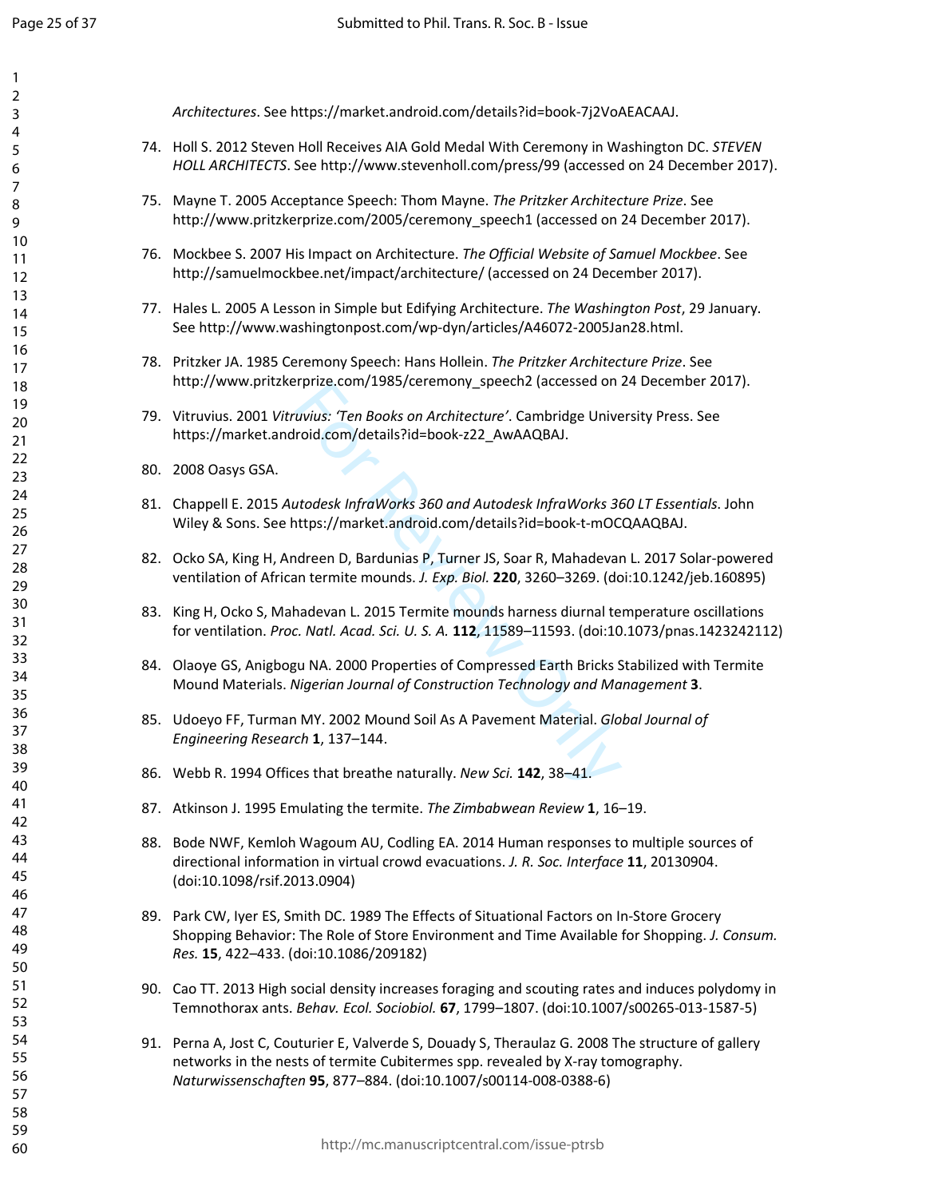*Architectures*. See https://market.android.com/details?id=book-7j2VoAEACAAJ.

74. Holl S. 2012 Steven Holl Receives AIA Gold Medal With Ceremony in Washington DC. *STEVEN HOLL ARCHITECTS*. See http://www.stevenholl.com/press/99 (accessed on 24 December 2017).

75. Mayne T. 2005 Acceptance Speech: Thom Mayne. *The Pritzker Architecture Prize*. See http://www.pritzkerprize.com/2005/ceremony_speech1 (accessed on 24 December 2017).

76. Mockbee S. 2007 His Impact on Architecture. *The Official Website of Samuel Mockbee*. See http://samuelmockbee.net/impact/architecture/ (accessed on 24 December 2017).

77. Hales L. 2005 A Lesson in Simple but Edifying Architecture. *The Washington Post*, 29 January. See http://www.washingtonpost.com/wp-dyn/articles/A46072-2005Jan28.html.

78. Pritzker JA. 1985 Ceremony Speech: Hans Hollein. *The Pritzker Architecture Prize*. See http://www.pritzkerprize.com/1985/ceremony_speech2 (accessed on 24 December 2017).

79. Vitruvius. 2001 *Vitruvius: 'Ten Books on Architecture'*. Cambridge University Press. See https://market.android.com/details?id=book-z22_AwAAQBAJ.

80. 2008 Oasys GSA.

81. Chappell E. 2015 *Autodesk InfraWorks 360 and Autodesk InfraWorks 360 LT Essentials*. John Wiley & Sons. See https://market.android.com/details?id=book-t-mOCQAAQBAJ.

82. Ocko SA, King H, Andreen D, Bardunias P, Turner JS, Soar R, Mahadevan L. 2017 Solar-powered ventilation of African termite mounds. *J. Exp. Biol.* **220**, 3260–3269. (doi:10.1242/jeb.160895)

83. King H, Ocko S, Mahadevan L. 2015 Termite mounds harness diurnal temperature oscillations for ventilation. *Proc. Natl. Acad. Sci. U. S. A.* **112**, 11589–11593. (doi:10.1073/pnas.1423242112)

84. Olaoye GS, Anigbogu NA. 2000 Properties of Compressed Earth Bricks Stabilized with Termite Mound Materials. *Nigerian Journal of Construction Technology and Management* **3**.

85. Udoeyo FF, Turman MY. 2002 Mound Soil As A Pavement Material. *Global Journal of Engineering Research* **1**, 137–144.

86. Webb R. 1994 Offices that breathe naturally. *New Sci.* **142**, 38–41.

87. Atkinson J. 1995 Emulating the termite. *The Zimbabwean Review* **1**, 16–19.

88. Bode NWF, Kemloh Wagoum AU, Codling EA. 2014 Human responses to multiple sources of directional information in virtual crowd evacuations. *J. R. Soc. Interface* **11**, 20130904. (doi:10.1098/rsif.2013.0904)

89. Park CW, Iyer ES, Smith DC. 1989 The Effects of Situational Factors on In-Store Grocery Shopping Behavior: The Role of Store Environment and Time Available for Shopping. *J. Consum. Res.* **15**, 422–433. (doi:10.1086/209182)

90. Cao TT. 2013 High social density increases foraging and scouting rates and induces polydomy in Temnothorax ants. *Behav. Ecol. Sociobiol.* **67**, 1799–1807. (doi:10.1007/s00265-013-1587-5)

91. Perna A, Jost C, Couturier E, Valverde S, Douady S, Theraulaz G. 2008 The structure of gallery networks in the nests of termite Cubitermes spp. revealed by X-ray tomography. *Naturwissenschaften* **95**, 877–884. (doi:10.1007/s00114-008-0388-6)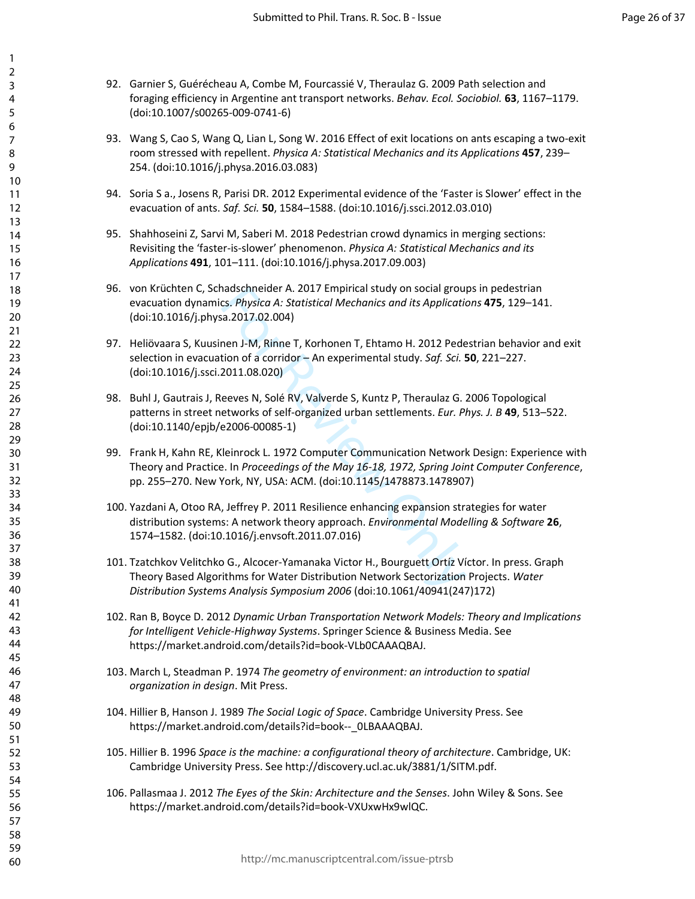92. Garnier S, Guérécheau A, Combe M, Fourcassié V, Theraulaz G. 2009 Path selection and foraging efficiency in Argentine ant transport networks. *Behav. Ecol. Sociobiol.* **63**, 1167–1179. (doi:10.1007/s00265-009-0741-6)

93. Wang S, Cao S, Wang Q, Lian L, Song W. 2016 Effect of exit locations on ants escaping a two-exit room stressed with repellent. *Physica A: Statistical Mechanics and its Applications* **457**, 239–254. (doi:10.1016/j.physa.2016.03.083)

94. Soria S a., Josens R, Parisi DR. 2012 Experimental evidence of the 'Faster is Slower' effect in the evacuation of ants. *Saf. Sci.* **50**, 1584–1588. (doi:10.1016/j.ssci.2012.03.010)

95. Shahhoseini Z, Sarvi M, Saberi M. 2018 Pedestrian crowd dynamics in merging sections: Revisiting the 'faster-is-slower' phenomenon. *Physica A: Statistical Mechanics and its Applications* **491**, 101–111. (doi:10.1016/j.physa.2017.09.003)

96. von Krüchten C, Schadschneider A. 2017 Empirical study on social groups in pedestrian evacuation dynamics. *Physica A: Statistical Mechanics and its Applications* **475**, 129–141. (doi:10.1016/j.physa.2017.02.004)

97. Heliövaara S, Kuusinen J-M, Rinne T, Korhonen T, Ehtamo H. 2012 Pedestrian behavior and exit selection in evacuation of a corridor – An experimental study. *Saf. Sci.* **50**, 221–227. (doi:10.1016/j.ssci.2011.08.020)

98. Buhl J, Gautrais J, Reeves N, Solé RV, Valverde S, Kuntz P, Theraulaz G. 2006 Topological patterns in street networks of self-organized urban settlements. *Eur. Phys. J. B* **49**, 513–522. (doi:10.1140/epjb/e2006-00085-1)

99. Frank H, Kahn RE, Kleinrock L. 1972 Computer Communication Network Design: Experience with Theory and Practice. In *Proceedings of the May 16-18, 1972, Spring Joint Computer Conference*, pp. 255–270. New York, NY, USA: ACM. (doi:10.1145/1478873.1478907)

100. Yazdani A, Otoo RA, Jeffrey P. 2011 Resilience enhancing expansion strategies for water distribution systems: A network theory approach. *Environmental Modelling & Software* **26**, 1574–1582. (doi:10.1016/j.envsoft.2011.07.016)

101. Tzatchkov Velitchko G., Alcocer-Yamanaka Victor H., Bourguett Ortíz Víctor. In press. Graph Theory Based Algorithms for Water Distribution Network Sectorization Projects. *Water Distribution Systems Analysis Symposium 2006* (doi:10.1061/40941(247)172)

102. Ran B, Boyce D. 2012 *Dynamic Urban Transportation Network Models: Theory and Implications for Intelligent Vehicle-Highway Systems*. Springer Science & Business Media. See https://market.android.com/details?id=book-VLb0CAAAQBAJ.

103. March L, Steadman P. 1974 *The geometry of environment: an introduction to spatial organization in design*. Mit Press.

104. Hillier B, Hanson J. 1989 *The Social Logic of Space*. Cambridge University Press. See https://market.android.com/details?id=book--_0LBAAAQBAJ.

105. Hillier B. 1996 *Space is the machine: a configurational theory of architecture*. Cambridge, UK: Cambridge University Press. See http://discovery.ucl.ac.uk/3881/1/SITM.pdf.

106. Pallasmaa J. 2012 *The Eyes of the Skin: Architecture and the Senses*. John Wiley & Sons. See https://market.android.com/details?id=book-VXUxwHx9wlQC.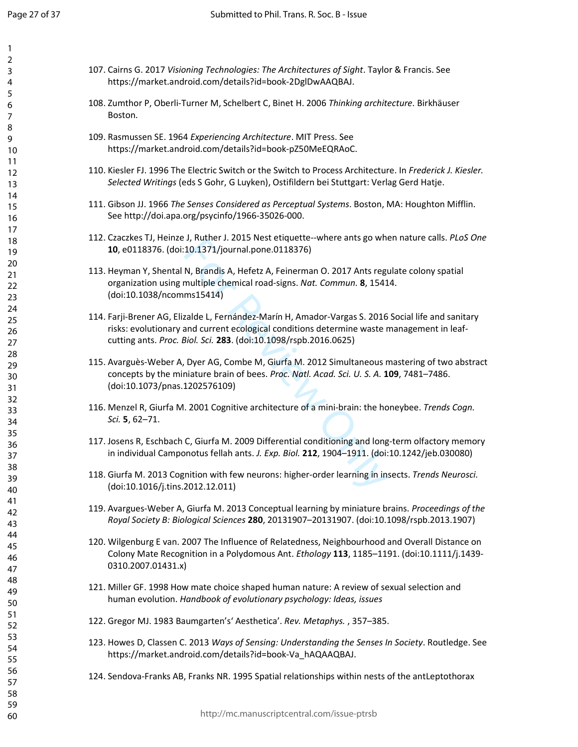107. Cairns G. 2017 *Visioning Technologies: The Architectures of Sight*. Taylor & Francis. See https://market.android.com/details?id=book-2DglDwAAQBAJ.

108. Zumthor P, Oberli-Turner M, Schelbert C, Binet H. 2006 *Thinking architecture*. Birkhäuser Boston.

109. Rasmussen SE. 1964 *Experiencing Architecture*. MIT Press. See https://market.android.com/details?id=book-pZ50MeEQRAoC.

110. Kiesler FJ. 1996 The Electric Switch or the Switch to Process Architecture. In *Frederick J. Kiesler. Selected Writings* (eds S Gohr, G Luyken), Ostifildern bei Stuttgart: Verlag Gerd Hatje.

111. Gibson JJ. 1966 *The Senses Considered as Perceptual Systems*. Boston, MA: Houghton Mifflin. See http://doi.apa.org/psycinfo/1966-35026-000.

112. Czaczkes TJ, Heinze J, Ruther J. 2015 Nest etiquette--where ants go when nature calls. *PLoS One* **10**, e0118376. (doi:10.1371/journal.pone.0118376)

113. Heyman Y, Shental N, Brandis A, Hefetz A, Feinerman O. 2017 Ants regulate colony spatial organization using multiple chemical road-signs. *Nat. Commun.* **8**, 15414. (doi:10.1038/ncomms15414)

114. Farji-Brener AG, Elizalde L, Fernández-Marín H, Amador-Vargas S. 2016 Social life and sanitary risks: evolutionary and current ecological conditions determine waste management in leaf-cutting ants. *Proc. Biol. Sci.* **283**. (doi:10.1098/rspb.2016.0625)

115. Avarguès-Weber A, Dyer AG, Combe M, Giurfa M. 2012 Simultaneous mastering of two abstract concepts by the miniature brain of bees. *Proc. Natl. Acad. Sci. U. S. A.* **109**, 7481–7486. (doi:10.1073/pnas.1202576109)

116. Menzel R, Giurfa M. 2001 Cognitive architecture of a mini-brain: the honeybee. *Trends Cogn. Sci.* **5**, 62–71.

117. Josens R, Eschbach C, Giurfa M. 2009 Differential conditioning and long-term olfactory memory in individual Camponotus fellah ants. *J. Exp. Biol.* **212**, 1904–1911. (doi:10.1242/jeb.030080)

118. Giurfa M. 2013 Cognition with few neurons: higher-order learning in insects. *Trends Neurosci.* (doi:10.1016/j.tins.2012.12.011)

119. Avargues-Weber A, Giurfa M. 2013 Conceptual learning by miniature brains. *Proceedings of the Royal Society B: Biological Sciences* **280**, 20131907–20131907. (doi:10.1098/rspb.2013.1907)

120. Wilgenburg E van. 2007 The Influence of Relatedness, Neighbourhood and Overall Distance on Colony Mate Recognition in a Polydomous Ant. *Ethology* **113**, 1185–1191. (doi:10.1111/j.1439-0310.2007.01431.x)

121. Miller GF. 1998 How mate choice shaped human nature: A review of sexual selection and human evolution. *Handbook of evolutionary psychology: Ideas, issues*

122. Gregor MJ. 1983 Baumgarten's' Aesthetica'. *Rev. Metaphys.* , 357–385.

123. Howes D, Classen C. 2013 *Ways of Sensing: Understanding the Senses In Society*. Routledge. See https://market.android.com/details?id=book-Va_hAQAAQBAJ.

124. Sendova-Franks AB, Franks NR. 1995 Spatial relationships within nests of the antLeptothorax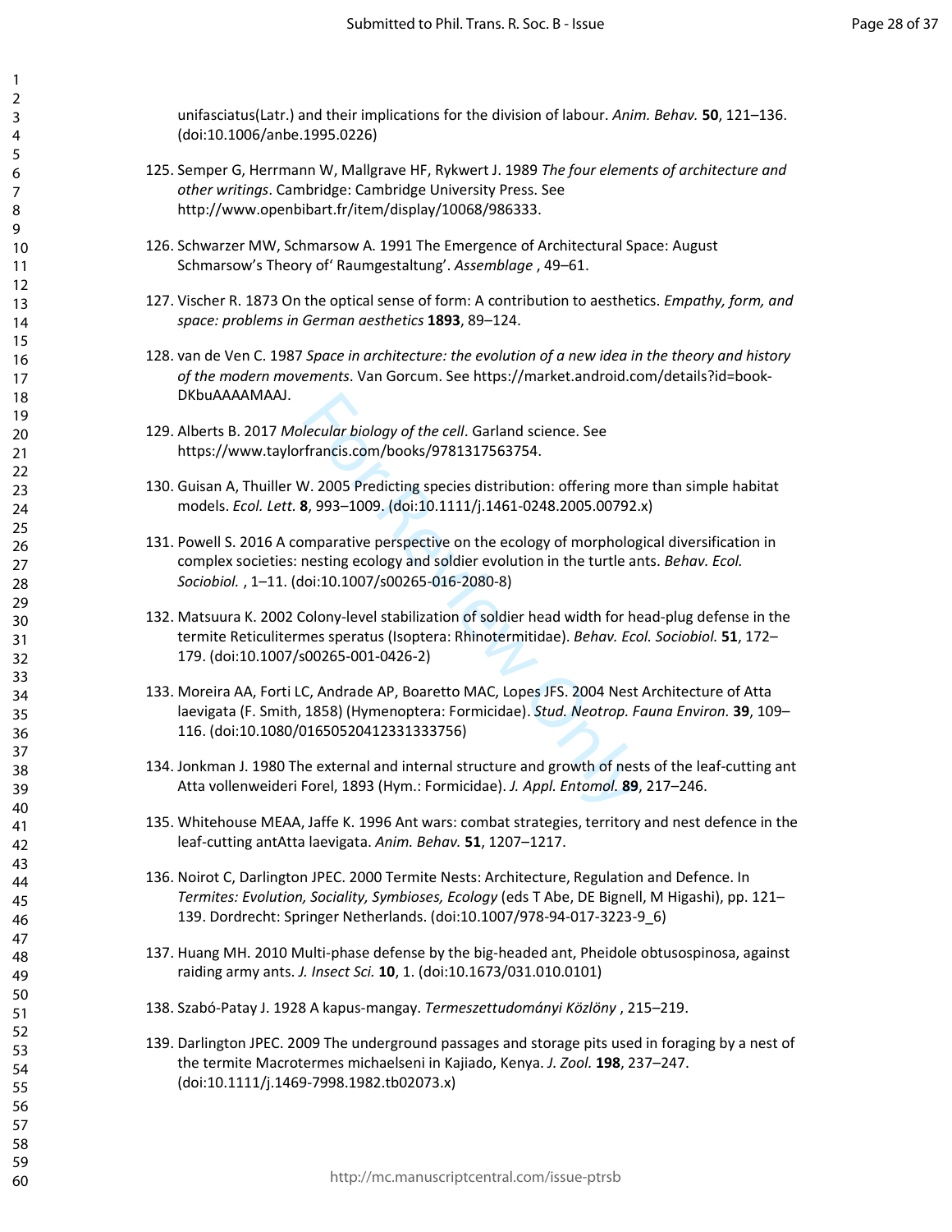unifasciatus(Latr.) and their implications for the division of labour. *Anim. Behav.* **50**, 121–136. (doi:10.1006/anbe.1995.0226)

125. Semper G, Herrmann W, Mallgrave HF, Rykwert J. 1989 *The four elements of architecture and other writings*. Cambridge: Cambridge University Press. See http://www.openbibart.fr/item/display/10068/986333.

126. Schwarzer MW, Schmarsow A. 1991 The Emergence of Architectural Space: August Schmarsow's Theory of' Raumgestaltung'. *Assemblage* , 49–61.

127. Vischer R. 1873 On the optical sense of form: A contribution to aesthetics. *Empathy, form, and space: problems in German aesthetics* **1893**, 89–124.

128. van de Ven C. 1987 *Space in architecture: the evolution of a new idea in the theory and history of the modern movements*. Van Gorcum. See https://market.android.com/details?id=book-DKbuAAAAMAAJ.

129. Alberts B. 2017 *Molecular biology of the cell*. Garland science. See https://www.taylorfrancis.com/books/9781317563754.

130. Guisan A, Thuiller W. 2005 Predicting species distribution: offering more than simple habitat models. *Ecol. Lett.* **8**, 993–1009. (doi:10.1111/j.1461-0248.2005.00792.x)

131. Powell S. 2016 A comparative perspective on the ecology of morphological diversification in complex societies: nesting ecology and soldier evolution in the turtle ants. *Behav. Ecol. Sociobiol.* , 1–11. (doi:10.1007/s00265-016-2080-8)

132. Matsuura K. 2002 Colony-level stabilization of soldier head width for head-plug defense in the termite Reticulitermes speratus (Isoptera: Rhinotermitidae). *Behav. Ecol. Sociobiol.* **51**, 172–179. (doi:10.1007/s00265-001-0426-2)

133. Moreira AA, Forti LC, Andrade AP, Boaretto MAC, Lopes JFS. 2004 Nest Architecture of Atta laevigata (F. Smith, 1858) (Hymenoptera: Formicidae). *Stud. Neotrop. Fauna Environ.* **39**, 109–116. (doi:10.1080/01650520412331333756)

134. Jonkman J. 1980 The external and internal structure and growth of nests of the leaf-cutting ant Atta vollenweideri Forel, 1893 (Hym.: Formicidae). *J. Appl. Entomol.* **89**, 217–246.

135. Whitehouse MEAA, Jaffe K. 1996 Ant wars: combat strategies, territory and nest defence in the leaf-cutting antAtta laevigata. *Anim. Behav.* **51**, 1207–1217.

136. Noirot C, Darlington JPEC. 2000 Termite Nests: Architecture, Regulation and Defence. In *Termites: Evolution, Sociality, Symbioses, Ecology* (eds T Abe, DE Bignell, M Higashi), pp. 121–139. Dordrecht: Springer Netherlands. (doi:10.1007/978-94-017-3223-9_6)

137. Huang MH. 2010 Multi-phase defense by the big-headed ant, Pheidole obtusospinosa, against raiding army ants. *J. Insect Sci.* **10**, 1. (doi:10.1673/031.010.0101)

138. Szabó-Patay J. 1928 A kapus-mangay. *Termeszettudományi Közlöny* , 215–219.

139. Darlington JPEC. 2009 The underground passages and storage pits used in foraging by a nest of the termite Macrotermes michaelseni in Kajiado, Kenya. *J. Zool.* **198**, 237–247. (doi:10.1111/j.1469-7998.1982.tb02073.x)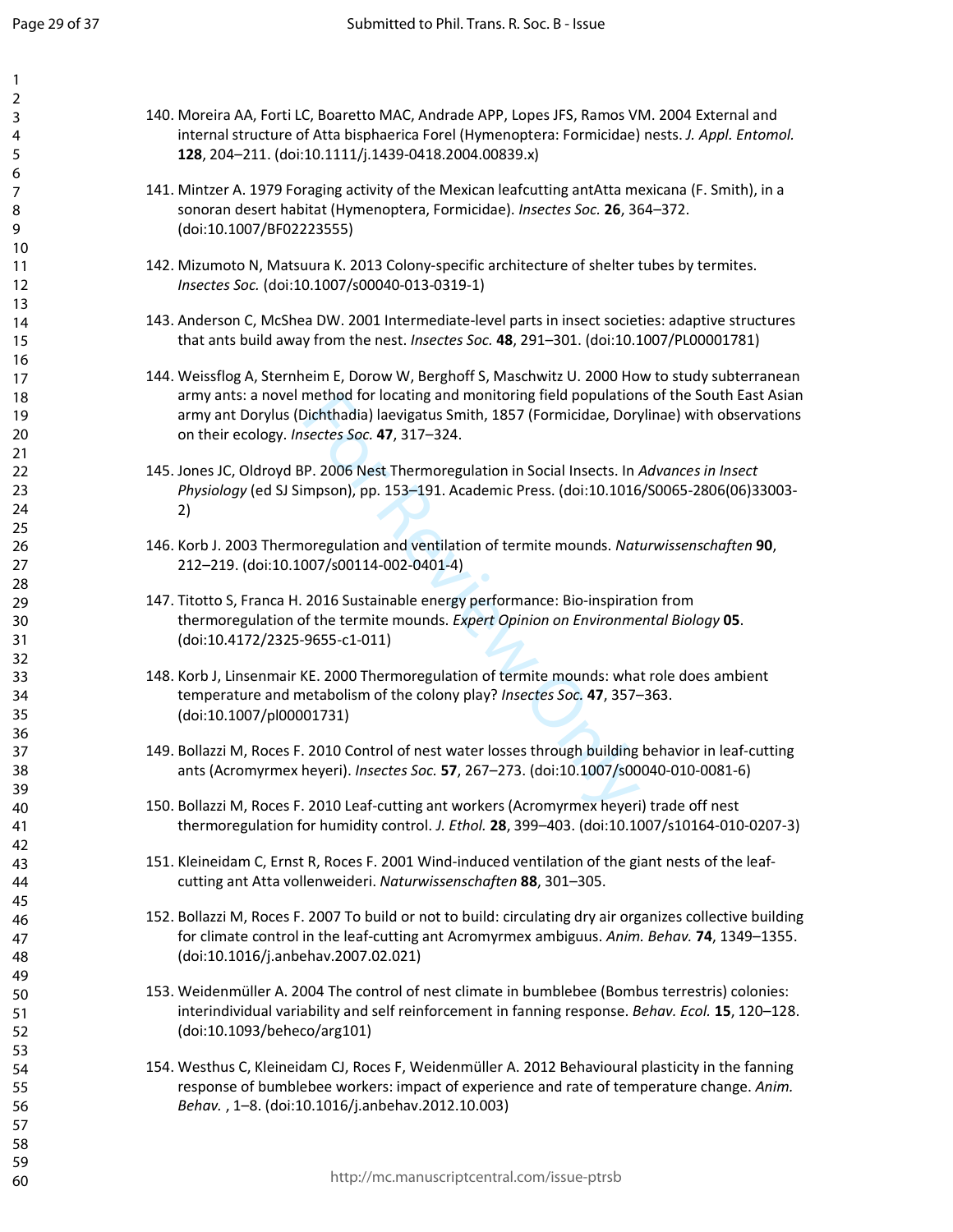140. Moreira AA, Forti LC, Boaretto MAC, Andrade APP, Lopes JFS, Ramos VM. 2004 External and internal structure of Atta bisphaerica Forel (Hymenoptera: Formicidae) nests. *J. Appl. Entomol.* **128**, 204–211. (doi:10.1111/j.1439-0418.2004.00839.x)

141. Mintzer A. 1979 Foraging activity of the Mexican leafcutting antAtta mexicana (F. Smith), in a sonoran desert habitat (Hymenoptera, Formicidae). *Insectes Soc.* **26**, 364–372. (doi:10.1007/BF02223555)

142. Mizumoto N, Matsuura K. 2013 Colony-specific architecture of shelter tubes by termites. *Insectes Soc.* (doi:10.1007/s00040-013-0319-1)

143. Anderson C, McShea DW. 2001 Intermediate-level parts in insect societies: adaptive structures that ants build away from the nest. *Insectes Soc.* **48**, 291–301. (doi:10.1007/PL00001781)

144. Weissflog A, Sternheim E, Dorow W, Berghoff S, Maschwitz U. 2000 How to study subterranean army ants: a novel method for locating and monitoring field populations of the South East Asian army ant Dorylus (Dichthadia) laevigatus Smith, 1857 (Formicidae, Dorylinae) with observations on their ecology. *Insectes Soc.* **47**, 317–324.

145. Jones JC, Oldroyd BP. 2006 Nest Thermoregulation in Social Insects. In *Advances in Insect Physiology* (ed SJ Simpson), pp. 153–191. Academic Press. (doi:10.1016/S0065-2806(06)33003-2)

146. Korb J. 2003 Thermoregulation and ventilation of termite mounds. *Naturwissenschaften* **90**, 212–219. (doi:10.1007/s00114-002-0401-4)

147. Titotto S, Franca H. 2016 Sustainable energy performance: Bio-inspiration from thermoregulation of the termite mounds. *Expert Opinion on Environmental Biology* **05**. (doi:10.4172/2325-9655-c1-011)

148. Korb J, Linsenmair KE. 2000 Thermoregulation of termite mounds: what role does ambient temperature and metabolism of the colony play? *Insectes Soc.* **47**, 357–363. (doi:10.1007/pl00001731)

149. Bollazzi M, Roces F. 2010 Control of nest water losses through building behavior in leaf-cutting ants (Acromyrmex heyeri). *Insectes Soc.* **57**, 267–273. (doi:10.1007/s00040-010-0081-6)

150. Bollazzi M, Roces F. 2010 Leaf-cutting ant workers (Acromyrmex heyeri) trade off nest thermoregulation for humidity control. *J. Ethol.* **28**, 399–403. (doi:10.1007/s10164-010-0207-3)

151. Kleineidam C, Ernst R, Roces F. 2001 Wind-induced ventilation of the giant nests of the leaf-cutting ant Atta vollenweideri. *Naturwissenschaften* **88**, 301–305.

152. Bollazzi M, Roces F. 2007 To build or not to build: circulating dry air organizes collective building for climate control in the leaf-cutting ant Acromyrmex ambiguus. *Anim. Behav.* **74**, 1349–1355. (doi:10.1016/j.anbehav.2007.02.021)

153. Weidenmüller A. 2004 The control of nest climate in bumblebee (Bombus terrestris) colonies: interindividual variability and self reinforcement in fanning response. *Behav. Ecol.* **15**, 120–128. (doi:10.1093/beheco/arg101)

154. Westhus C, Kleineidam CJ, Roces F, Weidenmüller A. 2012 Behavioural plasticity in the fanning response of bumblebee workers: impact of experience and rate of temperature change. *Anim. Behav.* , 1–8. (doi:10.1016/j.anbehav.2012.10.003)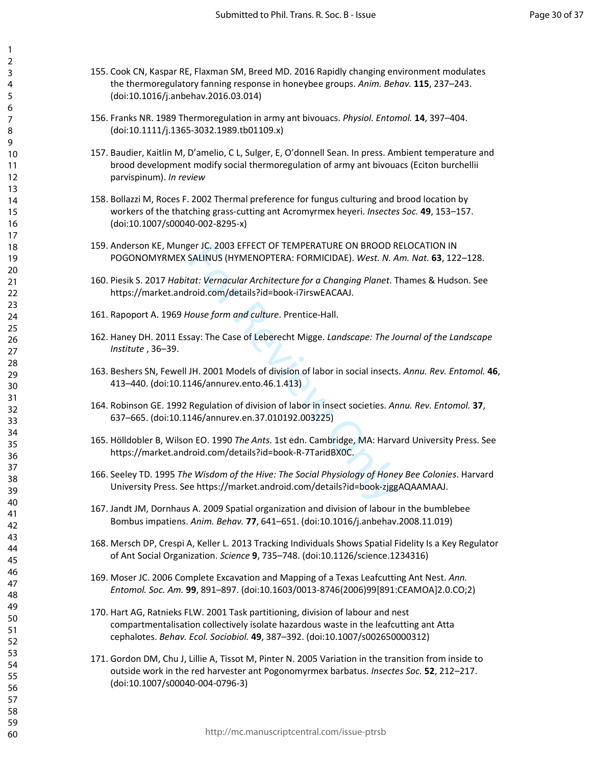155. Cook CN, Kaspar RE, Flaxman SM, Breed MD. 2016 Rapidly changing environment modulates the thermoregulatory fanning response in honeybee groups. *Anim. Behav.* **115**, 237–243. (doi:10.1016/j.anbehav.2016.03.014)

156. Franks NR. 1989 Thermoregulation in army ant bivouacs. *Physiol. Entomol.* **14**, 397–404. (doi:10.1111/j.1365-3032.1989.tb01109.x)

157. Baudier, Kaitlin M, D'amelio, C L, Sulger, E, O'donnell Sean. In press. Ambient temperature and brood development modify social thermoregulation of army ant bivouacs (Eciton burchellii parvispinum). *In review*

158. Bollazzi M, Roces F. 2002 Thermal preference for fungus culturing and brood location by workers of the thatching grass-cutting ant Acromyrmex heyeri. *Insectes Soc.* **49**, 153–157. (doi:10.1007/s00040-002-8295-x)

159. Anderson KE, Munger JC. 2003 EFFECT OF TEMPERATURE ON BROOD RELOCATION IN POGONOMYRMEX SALINUS (HYMENOPTERA: FORMICIDAE). *West. N. Am. Nat.* **63**, 122–128.

160. Piesik S. 2017 *Habitat: Vernacular Architecture for a Changing Planet*. Thames & Hudson. See https://market.android.com/details?id=book-i7irswEACAAJ.

161. Rapoport A. 1969 *House form and culture*. Prentice-Hall.

162. Haney DH. 2011 Essay: The Case of Leberecht Migge. *Landscape: The Journal of the Landscape Institute* , 36–39.

163. Beshers SN, Fewell JH. 2001 Models of division of labor in social insects. *Annu. Rev. Entomol.* **46**, 413–440. (doi:10.1146/annurev.ento.46.1.413)

164. Robinson GE. 1992 Regulation of division of labor in insect societies. *Annu. Rev. Entomol.* **37**, 637–665. (doi:10.1146/annurev.en.37.010192.003225)

165. Hölldobler B, Wilson EO. 1990 *The Ants.* 1st edn. Cambridge, MA: Harvard University Press. See https://market.android.com/details?id=book-R-7TaridBX0C.

166. Seeley TD. 1995 *The Wisdom of the Hive: The Social Physiology of Honey Bee Colonies*. Harvard University Press. See https://market.android.com/details?id=book-zjggAQAAMAAJ.

167. Jandt JM, Dornhaus A. 2009 Spatial organization and division of labour in the bumblebee Bombus impatiens. *Anim. Behav.* **77**, 641–651. (doi:10.1016/j.anbehav.2008.11.019)

168. Mersch DP, Crespi A, Keller L. 2013 Tracking Individuals Shows Spatial Fidelity Is a Key Regulator of Ant Social Organization. *Science* **9**, 735–748. (doi:10.1126/science.1234316)

169. Moser JC. 2006 Complete Excavation and Mapping of a Texas Leafcutting Ant Nest. *Ann. Entomol. Soc. Am.* **99**, 891–897. (doi:10.1603/0013-8746(2006)99[891:CEAMOA]2.0.CO;2)

170. Hart AG, Ratnieks FLW. 2001 Task partitioning, division of labour and nest compartmentalisation collectively isolate hazardous waste in the leafcutting ant Atta cephalotes. *Behav. Ecol. Sociobiol.* **49**, 387–392. (doi:10.1007/s002650000312)

171. Gordon DM, Chu J, Lillie A, Tissot M, Pinter N. 2005 Variation in the transition from inside to outside work in the red harvester ant Pogonomyrmex barbatus. *Insectes Soc.* **52**, 212–217. (doi:10.1007/s00040-004-0796-3)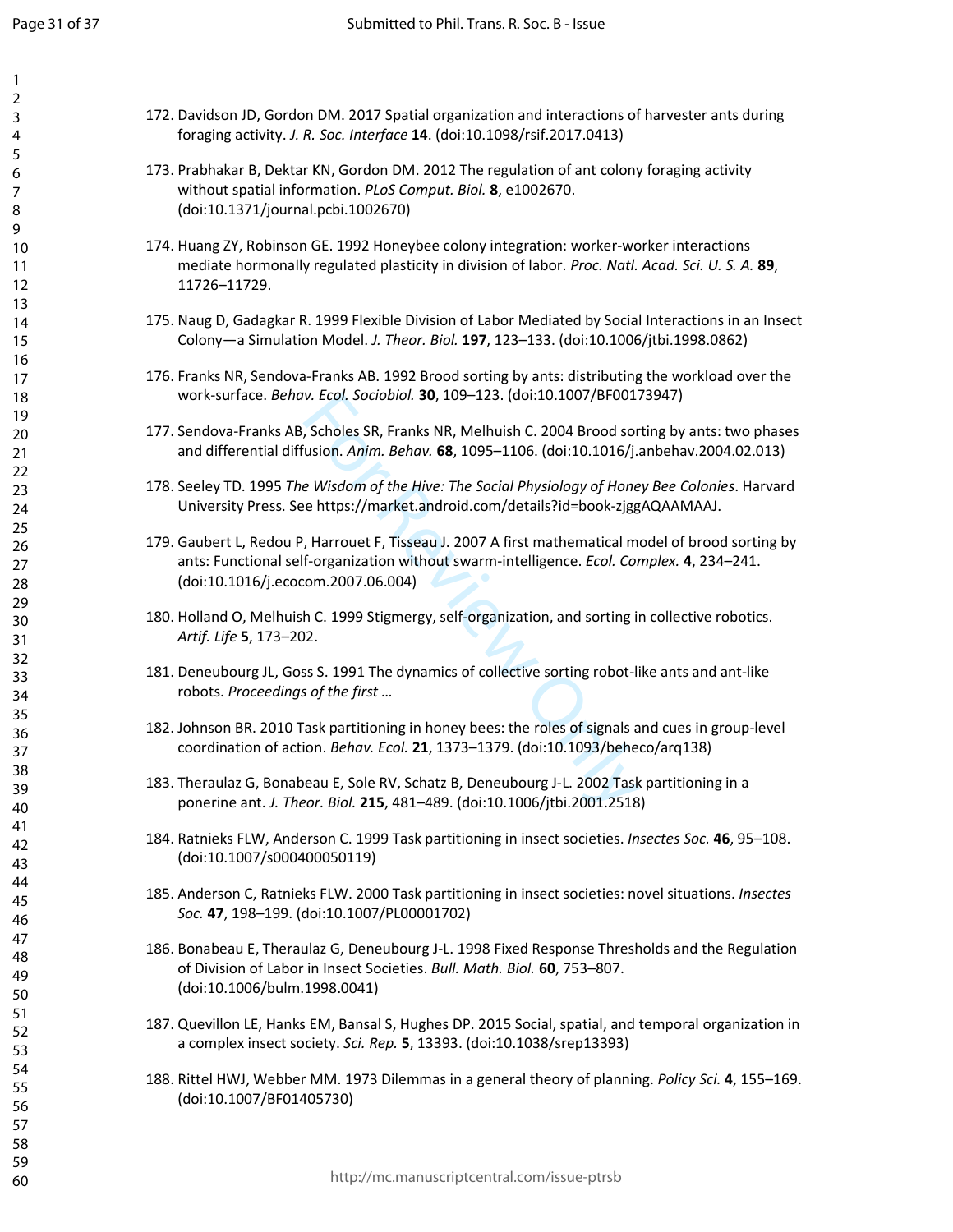172. Davidson JD, Gordon DM. 2017 Spatial organization and interactions of harvester ants during foraging activity. *J. R. Soc. Interface* **14**. (doi:10.1098/rsif.2017.0413)

173. Prabhakar B, Dektar KN, Gordon DM. 2012 The regulation of ant colony foraging activity without spatial information. *PLoS Comput. Biol.* **8**, e1002670. (doi:10.1371/journal.pcbi.1002670)

174. Huang ZY, Robinson GE. 1992 Honeybee colony integration: worker-worker interactions mediate hormonally regulated plasticity in division of labor. *Proc. Natl. Acad. Sci. U. S. A.* **89**, 11726–11729.

175. Naug D, Gadagkar R. 1999 Flexible Division of Labor Mediated by Social Interactions in an Insect Colony—a Simulation Model. *J. Theor. Biol.* **197**, 123–133. (doi:10.1006/jtbi.1998.0862)

176. Franks NR, Sendova-Franks AB. 1992 Brood sorting by ants: distributing the workload over the work-surface. *Behav. Ecol. Sociobiol.* **30**, 109–123. (doi:10.1007/BF00173947)

177. Sendova-Franks AB, Scholes SR, Franks NR, Melhuish C. 2004 Brood sorting by ants: two phases and differential diffusion. *Anim. Behav.* **68**, 1095–1106. (doi:10.1016/j.anbehav.2004.02.013)

178. Seeley TD. 1995 *The Wisdom of the Hive: The Social Physiology of Honey Bee Colonies*. Harvard University Press. See https://market.android.com/details?id=book-zjggAQAAMAAJ.

179. Gaubert L, Redou P, Harrouet F, Tisseau J. 2007 A first mathematical model of brood sorting by ants: Functional self-organization without swarm-intelligence. *Ecol. Complex.* **4**, 234–241. (doi:10.1016/j.ecocom.2007.06.004)

180. Holland O, Melhuish C. 1999 Stigmergy, self-organization, and sorting in collective robotics. *Artif. Life* **5**, 173–202.

181. Deneubourg JL, Goss S. 1991 The dynamics of collective sorting robot-like ants and ant-like robots. *Proceedings of the first …*

182. Johnson BR. 2010 Task partitioning in honey bees: the roles of signals and cues in group-level coordination of action. *Behav. Ecol.* **21**, 1373–1379. (doi:10.1093/beheco/arq138)

183. Theraulaz G, Bonabeau E, Sole RV, Schatz B, Deneubourg J-L. 2002 Task partitioning in a ponerine ant. *J. Theor. Biol.* **215**, 481–489. (doi:10.1006/jtbi.2001.2518)

184. Ratnieks FLW, Anderson C. 1999 Task partitioning in insect societies. *Insectes Soc.* **46**, 95–108. (doi:10.1007/s000400050119)

185. Anderson C, Ratnieks FLW. 2000 Task partitioning in insect societies: novel situations. *Insectes Soc.* **47**, 198–199. (doi:10.1007/PL00001702)

186. Bonabeau E, Theraulaz G, Deneubourg J-L. 1998 Fixed Response Thresholds and the Regulation of Division of Labor in Insect Societies. *Bull. Math. Biol.* **60**, 753–807. (doi:10.1006/bulm.1998.0041)

187. Quevillon LE, Hanks EM, Bansal S, Hughes DP. 2015 Social, spatial, and temporal organization in a complex insect society. *Sci. Rep.* **5**, 13393. (doi:10.1038/srep13393)

188. Rittel HWJ, Webber MM. 1973 Dilemmas in a general theory of planning. *Policy Sci.* **4**, 155–169. (doi:10.1007/BF01405730)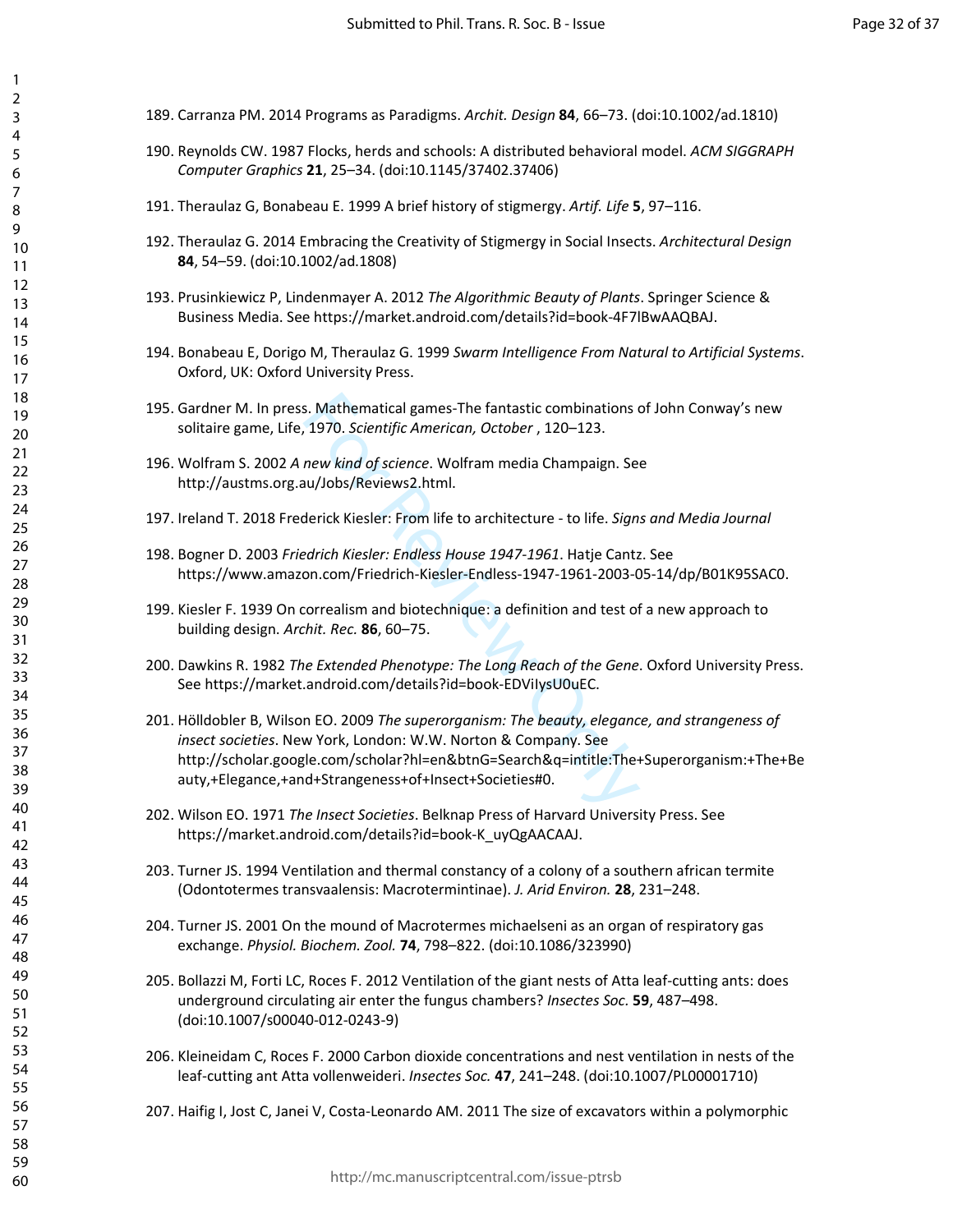189. Carranza PM. 2014 Programs as Paradigms. *Archit. Design* **84**, 66–73. (doi:10.1002/ad.1810)

190. Reynolds CW. 1987 Flocks, herds and schools: A distributed behavioral model. *ACM SIGGRAPH Computer Graphics* **21**, 25–34. (doi:10.1145/37402.37406)

191. Theraulaz G, Bonabeau E. 1999 A brief history of stigmergy. *Artif. Life* **5**, 97–116.

192. Theraulaz G. 2014 Embracing the Creativity of Stigmergy in Social Insects. *Architectural Design* **84**, 54–59. (doi:10.1002/ad.1808)

193. Prusinkiewicz P, Lindenmayer A. 2012 *The Algorithmic Beauty of Plants*. Springer Science & Business Media. See https://market.android.com/details?id=book-4F7lBwAAQBAJ.

194. Bonabeau E, Dorigo M, Theraulaz G. 1999 *Swarm Intelligence From Natural to Artificial Systems*. Oxford, UK: Oxford University Press.

195. Gardner M. In press. Mathematical games-The fantastic combinations of John Conway's new solitaire game, Life, 1970. *Scientific American, October* , 120–123.

196. Wolfram S. 2002 *A new kind of science*. Wolfram media Champaign. See http://austms.org.au/Jobs/Reviews2.html.

197. Ireland T. 2018 Frederick Kiesler: From life to architecture - to life. *Signs and Media Journal*

198. Bogner D. 2003 *Friedrich Kiesler: Endless House 1947-1961*. Hatje Cantz. See https://www.amazon.com/Friedrich-Kiesler-Endless-1947-1961-2003-05-14/dp/B01K95SAC0.

199. Kiesler F. 1939 On correalism and biotechnique: a definition and test of a new approach to building design. *Archit. Rec.* **86**, 60–75.

200. Dawkins R. 1982 *The Extended Phenotype: The Long Reach of the Gene*. Oxford University Press. See https://market.android.com/details?id=book-EDViIysU0uEC.

201. Hölldobler B, Wilson EO. 2009 *The superorganism: The beauty, elegance, and strangeness of insect societies*. New York, London: W.W. Norton & Company. See http://scholar.google.com/scholar?hl=en&btnG=Search&q=intitle:The+Superorganism:+The+Beauty,+Elegance,+and+Strangeness+of+Insect+Societies#0.

202. Wilson EO. 1971 *The Insect Societies*. Belknap Press of Harvard University Press. See https://market.android.com/details?id=book-K_uyQgAACAAJ.

203. Turner JS. 1994 Ventilation and thermal constancy of a colony of a southern african termite (Odontotermes transvaalensis: Macrotermintinae). *J. Arid Environ.* **28**, 231–248.

204. Turner JS. 2001 On the mound of Macrotermes michaelseni as an organ of respiratory gas exchange. *Physiol. Biochem. Zool.* **74**, 798–822. (doi:10.1086/323990)

205. Bollazzi M, Forti LC, Roces F. 2012 Ventilation of the giant nests of Atta leaf-cutting ants: does underground circulating air enter the fungus chambers? *Insectes Soc.* **59**, 487–498. (doi:10.1007/s00040-012-0243-9)

206. Kleineidam C, Roces F. 2000 Carbon dioxide concentrations and nest ventilation in nests of the leaf-cutting ant Atta vollenweideri. *Insectes Soc.* **47**, 241–248. (doi:10.1007/PL00001710)

207. Haifig I, Jost C, Janei V, Costa-Leonardo AM. 2011 The size of excavators within a polymorphic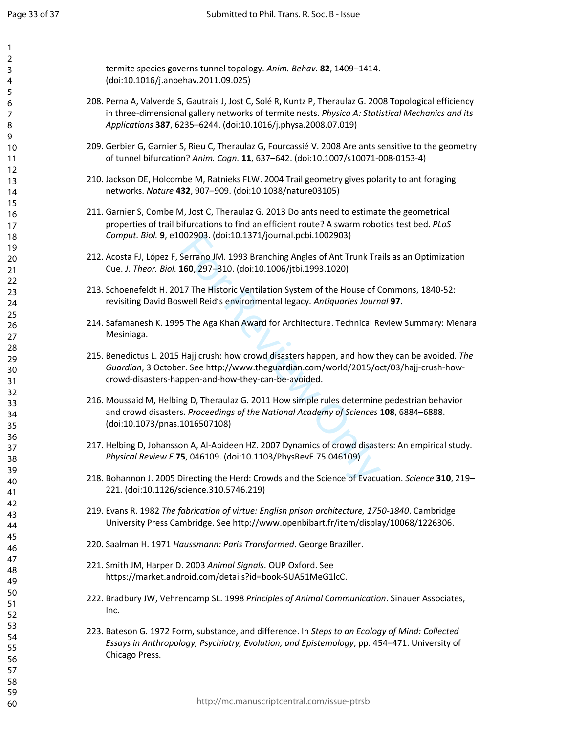termite species governs tunnel topology. *Anim. Behav.* **82**, 1409–1414. (doi:10.1016/j.anbehav.2011.09.025)

208. Perna A, Valverde S, Gautrais J, Jost C, Solé R, Kuntz P, Theraulaz G. 2008 Topological efficiency in three-dimensional gallery networks of termite nests. *Physica A: Statistical Mechanics and its Applications* **387**, 6235–6244. (doi:10.1016/j.physa.2008.07.019)

209. Gerbier G, Garnier S, Rieu C, Theraulaz G, Fourcassié V. 2008 Are ants sensitive to the geometry of tunnel bifurcation? *Anim. Cogn.* **11**, 637–642. (doi:10.1007/s10071-008-0153-4)

210. Jackson DE, Holcombe M, Ratnieks FLW. 2004 Trail geometry gives polarity to ant foraging networks. *Nature* **432**, 907–909. (doi:10.1038/nature03105)

211. Garnier S, Combe M, Jost C, Theraulaz G. 2013 Do ants need to estimate the geometrical properties of trail bifurcations to find an efficient route? A swarm robotics test bed. *PLoS Comput. Biol.* **9**, e1002903. (doi:10.1371/journal.pcbi.1002903)

212. Acosta FJ, López F, Serrano JM. 1993 Branching Angles of Ant Trunk Trails as an Optimization Cue. *J. Theor. Biol.* **160**, 297–310. (doi:10.1006/jtbi.1993.1020)

213. Schoenefeldt H. 2017 The Historic Ventilation System of the House of Commons, 1840-52: revisiting David Boswell Reid's environmental legacy. *Antiquaries Journal* **97**.

214. Safamanesh K. 1995 The Aga Khan Award for Architecture. Technical Review Summary: Menara Mesiniaga.

215. Benedictus L. 2015 Hajj crush: how crowd disasters happen, and how they can be avoided. *The Guardian*, 3 October. See http://www.theguardian.com/world/2015/oct/03/hajj-crush-how-crowd-disasters-happen-and-how-they-can-be-avoided.

216. Moussaid M, Helbing D, Theraulaz G. 2011 How simple rules determine pedestrian behavior and crowd disasters. *Proceedings of the National Academy of Sciences* **108**, 6884–6888. (doi:10.1073/pnas.1016507108)

217. Helbing D, Johansson A, Al-Abideen HZ. 2007 Dynamics of crowd disasters: An empirical study. *Physical Review E* **75**, 046109. (doi:10.1103/PhysRevE.75.046109)

218. Bohannon J. 2005 Directing the Herd: Crowds and the Science of Evacuation. *Science* **310**, 219–221. (doi:10.1126/science.310.5746.219)

219. Evans R. 1982 *The fabrication of virtue: English prison architecture, 1750-1840*. Cambridge University Press Cambridge. See http://www.openbibart.fr/item/display/10068/1226306.

220. Saalman H. 1971 *Haussmann: Paris Transformed*. George Braziller.

221. Smith JM, Harper D. 2003 *Animal Signals*. OUP Oxford. See https://market.android.com/details?id=book-SUA51MeG1lcC.

222. Bradbury JW, Vehrencamp SL. 1998 *Principles of Animal Communication*. Sinauer Associates, Inc.

223. Bateson G. 1972 Form, substance, and difference. In *Steps to an Ecology of Mind: Collected Essays in Anthropology, Psychiatry, Evolution, and Epistemology*, pp. 454–471. University of Chicago Press.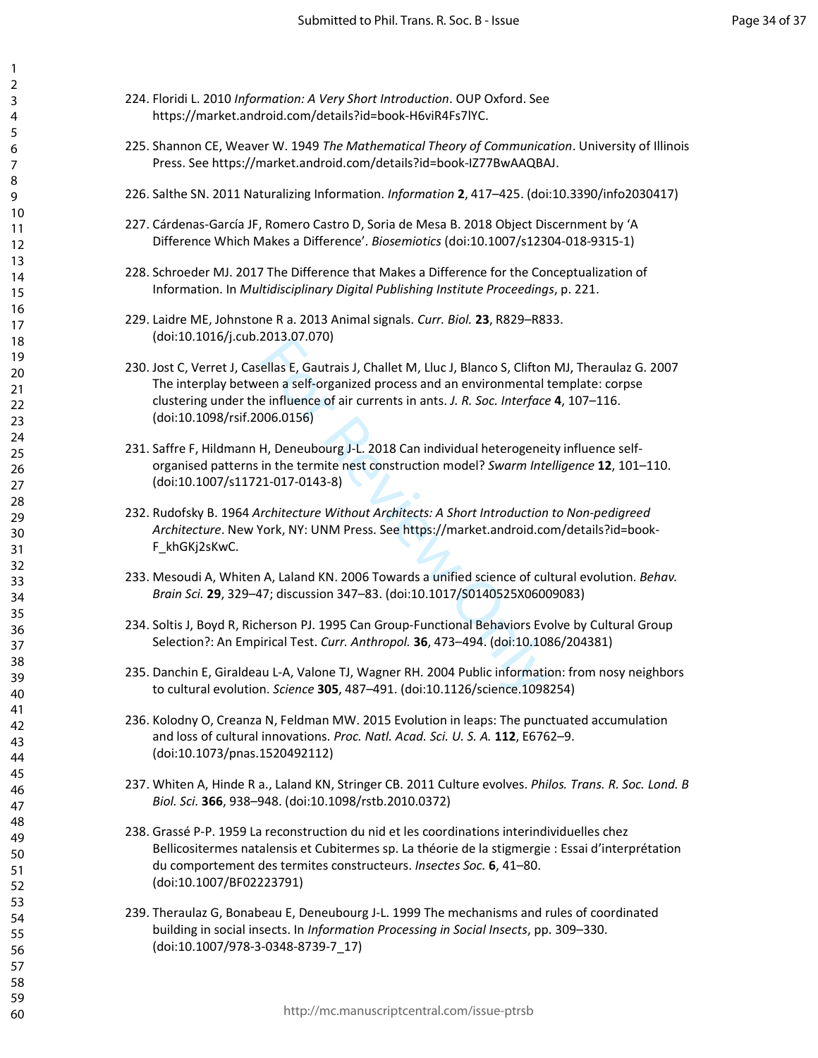224. Floridi L. 2010 *Information: A Very Short Introduction*. OUP Oxford. See https://market.android.com/details?id=book-H6viR4Fs7lYC.

225. Shannon CE, Weaver W. 1949 *The Mathematical Theory of Communication*. University of Illinois Press. See https://market.android.com/details?id=book-IZ77BwAAQBAJ.

226. Salthe SN. 2011 Naturalizing Information. *Information* **2**, 417–425. (doi:10.3390/info2030417)

227. Cárdenas-García JF, Romero Castro D, Soria de Mesa B. 2018 Object Discernment by 'A Difference Which Makes a Difference'. *Biosemiotics* (doi:10.1007/s12304-018-9315-1)

228. Schroeder MJ. 2017 The Difference that Makes a Difference for the Conceptualization of Information. In *Multidisciplinary Digital Publishing Institute Proceedings*, p. 221.

229. Laidre ME, Johnstone R a. 2013 Animal signals. *Curr. Biol.* **23**, R829–R833. (doi:10.1016/j.cub.2013.07.070)

230. Jost C, Verret J, Casellas E, Gautrais J, Challet M, Lluc J, Blanco S, Clifton MJ, Theraulaz G. 2007 The interplay between a self-organized process and an environmental template: corpse clustering under the influence of air currents in ants. *J. R. Soc. Interface* **4**, 107–116. (doi:10.1098/rsif.2006.0156)

231. Saffre F, Hildmann H, Deneubourg J-L. 2018 Can individual heterogeneity influence self-organised patterns in the termite nest construction model? *Swarm Intelligence* **12**, 101–110. (doi:10.1007/s11721-017-0143-8)

232. Rudofsky B. 1964 *Architecture Without Architects: A Short Introduction to Non-pedigreed Architecture*. New York, NY: UNM Press. See https://market.android.com/details?id=book-F_khGKj2sKwC.

233. Mesoudi A, Whiten A, Laland KN. 2006 Towards a unified science of cultural evolution. *Behav. Brain Sci.* **29**, 329–47; discussion 347–83. (doi:10.1017/S0140525X06009083)

234. Soltis J, Boyd R, Richerson PJ. 1995 Can Group-Functional Behaviors Evolve by Cultural Group Selection?: An Empirical Test. *Curr. Anthropol.* **36**, 473–494. (doi:10.1086/204381)

235. Danchin E, Giraldeau L-A, Valone TJ, Wagner RH. 2004 Public information: from nosy neighbors to cultural evolution. *Science* **305**, 487–491. (doi:10.1126/science.1098254)

236. Kolodny O, Creanza N, Feldman MW. 2015 Evolution in leaps: The punctuated accumulation and loss of cultural innovations. *Proc. Natl. Acad. Sci. U. S. A.* **112**, E6762–9. (doi:10.1073/pnas.1520492112)

237. Whiten A, Hinde R a., Laland KN, Stringer CB. 2011 Culture evolves. *Philos. Trans. R. Soc. Lond. B Biol. Sci.* **366**, 938–948. (doi:10.1098/rstb.2010.0372)

238. Grassé P-P. 1959 La reconstruction du nid et les coordinations interindividuelles chez Bellicositermes natalensis et Cubitermes sp. La théorie de la stigmergie : Essai d'interprétation du comportement des termites constructeurs. *Insectes Soc.* **6**, 41–80. (doi:10.1007/BF02223791)

239. Theraulaz G, Bonabeau E, Deneubourg J-L. 1999 The mechanisms and rules of coordinated building in social insects. In *Information Processing in Social Insects*, pp. 309–330. (doi:10.1007/978-3-0348-8739-7_17)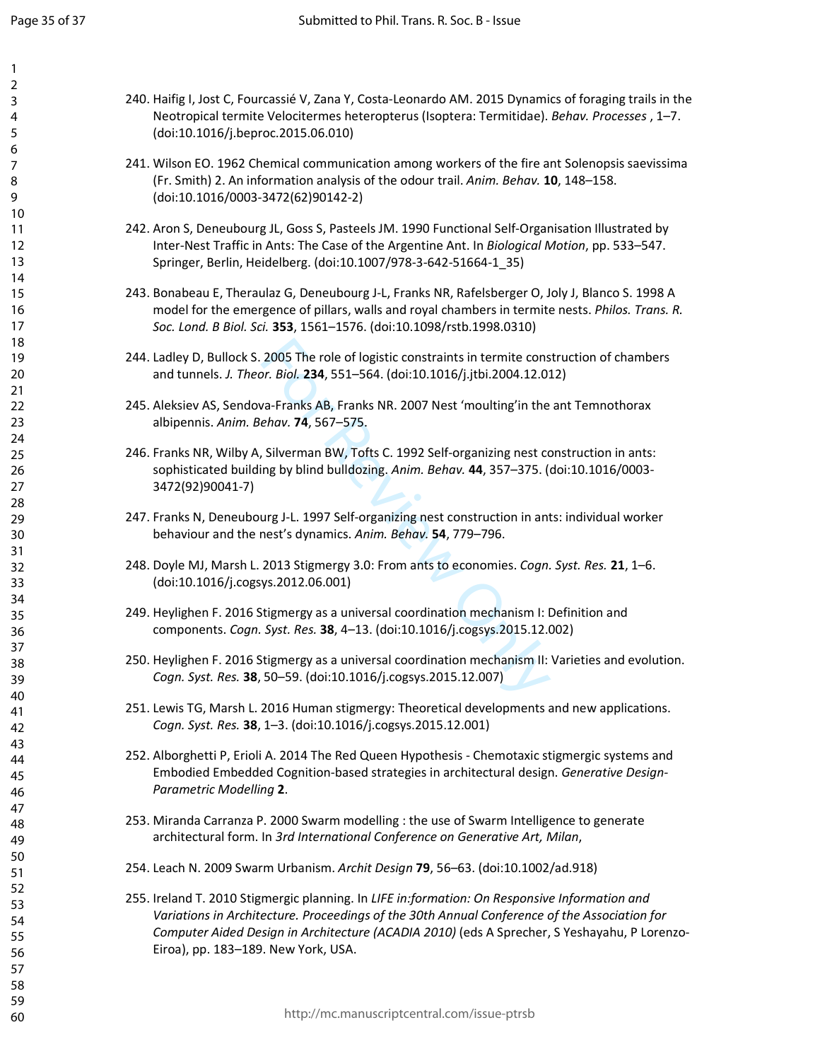240. Haifig I, Jost C, Fourcassié V, Zana Y, Costa-Leonardo AM. 2015 Dynamics of foraging trails in the Neotropical termite Velocitermes heteropterus (Isoptera: Termitidae). *Behav. Processes* , 1–7. (doi:10.1016/j.beproc.2015.06.010)

241. Wilson EO. 1962 Chemical communication among workers of the fire ant Solenopsis saevissima (Fr. Smith) 2. An information analysis of the odour trail. *Anim. Behav.* **10**, 148–158. (doi:10.1016/0003-3472(62)90142-2)

242. Aron S, Deneubourg JL, Goss S, Pasteels JM. 1990 Functional Self-Organisation Illustrated by Inter-Nest Traffic in Ants: The Case of the Argentine Ant. In *Biological Motion*, pp. 533–547. Springer, Berlin, Heidelberg. (doi:10.1007/978-3-642-51664-1_35)

243. Bonabeau E, Theraulaz G, Deneubourg J-L, Franks NR, Rafelsberger O, Joly J, Blanco S. 1998 A model for the emergence of pillars, walls and royal chambers in termite nests. *Philos. Trans. R. Soc. Lond. B Biol. Sci.* **353**, 1561–1576. (doi:10.1098/rstb.1998.0310)

244. Ladley D, Bullock S. 2005 The role of logistic constraints in termite construction of chambers and tunnels. *J. Theor. Biol.* **234**, 551–564. (doi:10.1016/j.jtbi.2004.12.012)

245. Aleksiev AS, Sendova-Franks AB, Franks NR. 2007 Nest 'moulting'in the ant Temnothorax albipennis. *Anim. Behav.* **74**, 567–575.

246. Franks NR, Wilby A, Silverman BW, Tofts C. 1992 Self-organizing nest construction in ants: sophisticated building by blind bulldozing. *Anim. Behav.* **44**, 357–375. (doi:10.1016/0003-3472(92)90041-7)

247. Franks N, Deneubourg J-L. 1997 Self-organizing nest construction in ants: individual worker behaviour and the nest's dynamics. *Anim. Behav.* **54**, 779–796.

248. Doyle MJ, Marsh L. 2013 Stigmergy 3.0: From ants to economies. *Cogn. Syst. Res.* **21**, 1–6. (doi:10.1016/j.cogsys.2012.06.001)

249. Heylighen F. 2016 Stigmergy as a universal coordination mechanism I: Definition and components. *Cogn. Syst. Res.* **38**, 4–13. (doi:10.1016/j.cogsys.2015.12.002)

250. Heylighen F. 2016 Stigmergy as a universal coordination mechanism II: Varieties and evolution. *Cogn. Syst. Res.* **38**, 50–59. (doi:10.1016/j.cogsys.2015.12.007)

251. Lewis TG, Marsh L. 2016 Human stigmergy: Theoretical developments and new applications. *Cogn. Syst. Res.* **38**, 1–3. (doi:10.1016/j.cogsys.2015.12.001)

252. Alborghetti P, Erioli A. 2014 The Red Queen Hypothesis - Chemotaxic stigmergic systems and Embodied Embedded Cognition-based strategies in architectural design. *Generative Design-Parametric Modelling* **2**.

253. Miranda Carranza P. 2000 Swarm modelling : the use of Swarm Intelligence to generate architectural form. In *3rd International Conference on Generative Art, Milan*,

254. Leach N. 2009 Swarm Urbanism. *Archit Design* **79**, 56–63. (doi:10.1002/ad.918)

255. Ireland T. 2010 Stigmergic planning. In *LIFE in:formation: On Responsive Information and Variations in Architecture. Proceedings of the 30th Annual Conference of the Association for Computer Aided Design in Architecture (ACADIA 2010)* (eds A Sprecher, S Yeshayahu, P Lorenzo-Eiroa), pp. 183–189. New York, USA.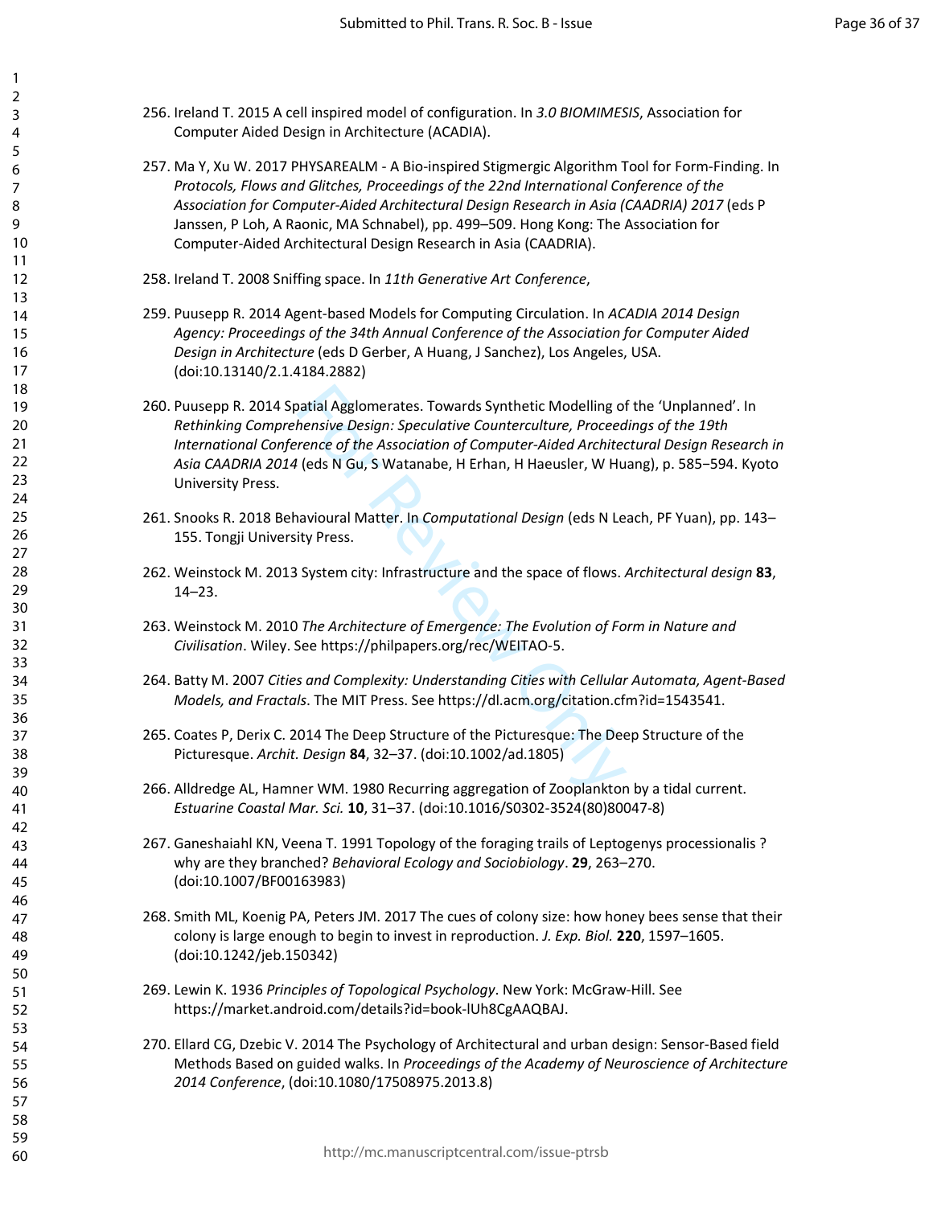256. Ireland T. 2015 A cell inspired model of configuration. In *3.0 BIOMIMESIS*, Association for Computer Aided Design in Architecture (ACADIA).

257. Ma Y, Xu W. 2017 PHYSAREALM - A Bio-inspired Stigmergic Algorithm Tool for Form-Finding. In *Protocols, Flows and Glitches, Proceedings of the 22nd International Conference of the Association for Computer-Aided Architectural Design Research in Asia (CAADRIA) 2017* (eds P Janssen, P Loh, A Raonic, MA Schnabel), pp. 499–509. Hong Kong: The Association for Computer-Aided Architectural Design Research in Asia (CAADRIA).

258. Ireland T. 2008 Sniffing space. In *11th Generative Art Conference*,

259. Puusepp R. 2014 Agent-based Models for Computing Circulation. In *ACADIA 2014 Design Agency: Proceedings of the 34th Annual Conference of the Association for Computer Aided Design in Architecture* (eds D Gerber, A Huang, J Sanchez), Los Angeles, USA. (doi:10.13140/2.1.4184.2882)

260. Puusepp R. 2014 Spatial Agglomerates. Towards Synthetic Modelling of the 'Unplanned'. In *Rethinking Comprehensive Design: Speculative Counterculture, Proceedings of the 19th International Conference of the Association of Computer-Aided Architectural Design Research in Asia CAADRIA 2014* (eds N Gu, S Watanabe, H Erhan, H Haeusler, W Huang), p. 585–594. Kyoto University Press.

261. Snooks R. 2018 Behavioural Matter. In *Computational Design* (eds N Leach, PF Yuan), pp. 143–155. Tongji University Press.

262. Weinstock M. 2013 System city: Infrastructure and the space of flows. *Architectural design* **83**, 14–23.

263. Weinstock M. 2010 *The Architecture of Emergence: The Evolution of Form in Nature and Civilisation*. Wiley. See https://philpapers.org/rec/WEITAO-5.

264. Batty M. 2007 *Cities and Complexity: Understanding Cities with Cellular Automata, Agent-Based Models, and Fractals*. The MIT Press. See https://dl.acm.org/citation.cfm?id=1543541.

265. Coates P, Derix C. 2014 The Deep Structure of the Picturesque: The Deep Structure of the Picturesque. *Archit. Design* **84**, 32–37. (doi:10.1002/ad.1805)

266. Alldredge AL, Hamner WM. 1980 Recurring aggregation of Zooplankton by a tidal current. *Estuarine Coastal Mar. Sci.* **10**, 31–37. (doi:10.1016/S0302-3524(80)80047-8)

267. Ganeshaiahl KN, Veena T. 1991 Topology of the foraging trails of Leptogenys processionalis ? why are they branched? *Behavioral Ecology and Sociobiology*. **29**, 263–270. (doi:10.1007/BF00163983)

268. Smith ML, Koenig PA, Peters JM. 2017 The cues of colony size: how honey bees sense that their colony is large enough to begin to invest in reproduction. *J. Exp. Biol.* **220**, 1597–1605. (doi:10.1242/jeb.150342)

269. Lewin K. 1936 *Principles of Topological Psychology*. New York: McGraw-Hill. See https://market.android.com/details?id=book-lUh8CgAAQBAJ.

270. Ellard CG, Dzebic V. 2014 The Psychology of Architectural and urban design: Sensor-Based field Methods Based on guided walks. In *Proceedings of the Academy of Neuroscience of Architecture 2014 Conference*, (doi:10.1080/17508975.2013.8)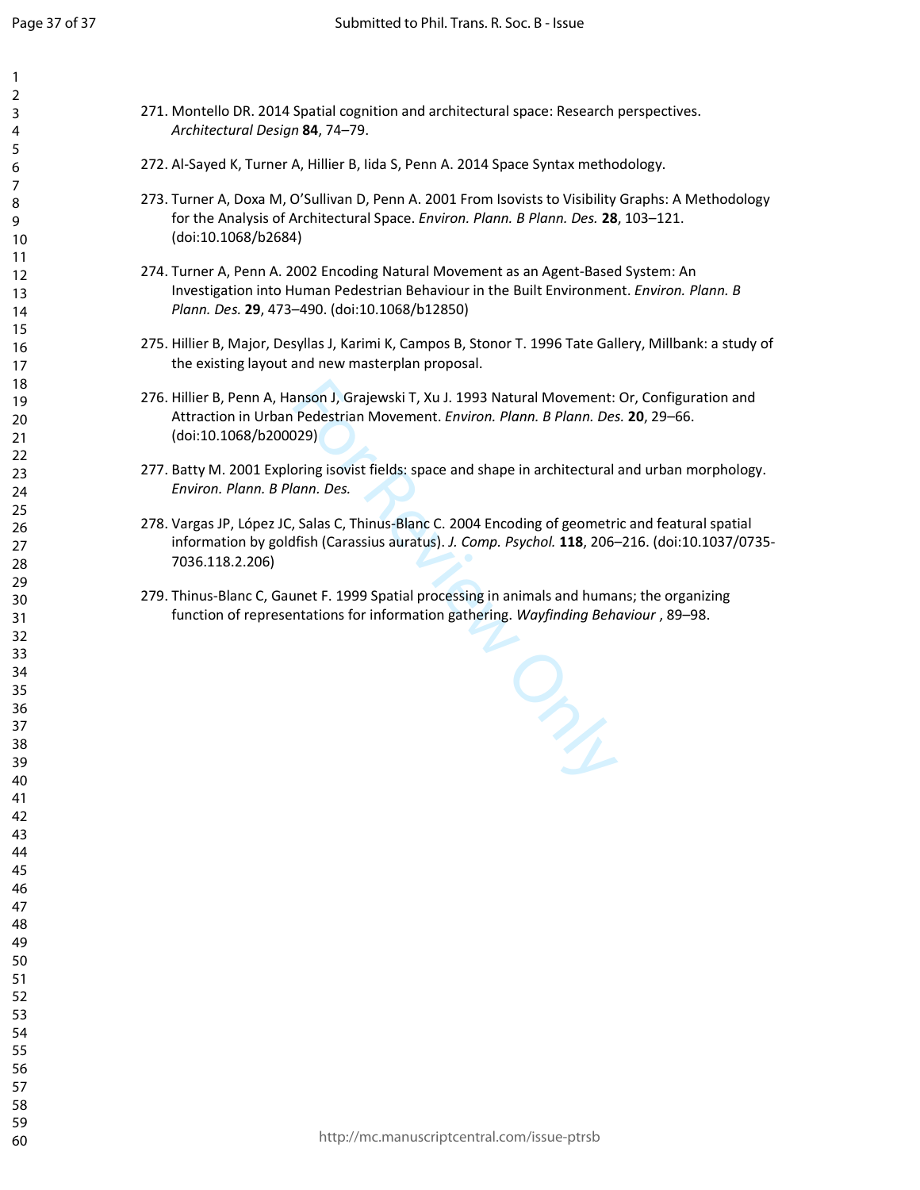271. Montello DR. 2014 Spatial cognition and architectural space: Research perspectives. *Architectural Design* **84**, 74–79.

272. Al-Sayed K, Turner A, Hillier B, Iida S, Penn A. 2014 Space Syntax methodology.

273. Turner A, Doxa M, O'Sullivan D, Penn A. 2001 From Isovists to Visibility Graphs: A Methodology for the Analysis of Architectural Space. *Environ. Plann. B Plann. Des.* **28**, 103–121. (doi:10.1068/b2684)

274. Turner A, Penn A. 2002 Encoding Natural Movement as an Agent-Based System: An Investigation into Human Pedestrian Behaviour in the Built Environment. *Environ. Plann. B Plann. Des.* **29**, 473–490. (doi:10.1068/b12850)

275. Hillier B, Major, Desyllas J, Karimi K, Campos B, Stonor T. 1996 Tate Gallery, Millbank: a study of the existing layout and new masterplan proposal.

276. Hillier B, Penn A, Hanson J, Grajewski T, Xu J. 1993 Natural Movement: Or, Configuration and Attraction in Urban Pedestrian Movement. *Environ. Plann. B Plann. Des.* **20**, 29–66. (doi:10.1068/b200029)

277. Batty M. 2001 Exploring isovist fields: space and shape in architectural and urban morphology. *Environ. Plann. B Plann. Des.*

278. Vargas JP, López JC, Salas C, Thinus-Blanc C. 2004 Encoding of geometric and featural spatial information by goldfish (Carassius auratus). *J. Comp. Psychol.* **118**, 206–216. (doi:10.1037/0735-7036.118.2.206)

279. Thinus-Blanc C, Gaunet F. 1999 Spatial processing in animals and humans; the organizing function of representations for information gathering. *Wayfinding Behaviour* , 89–98.